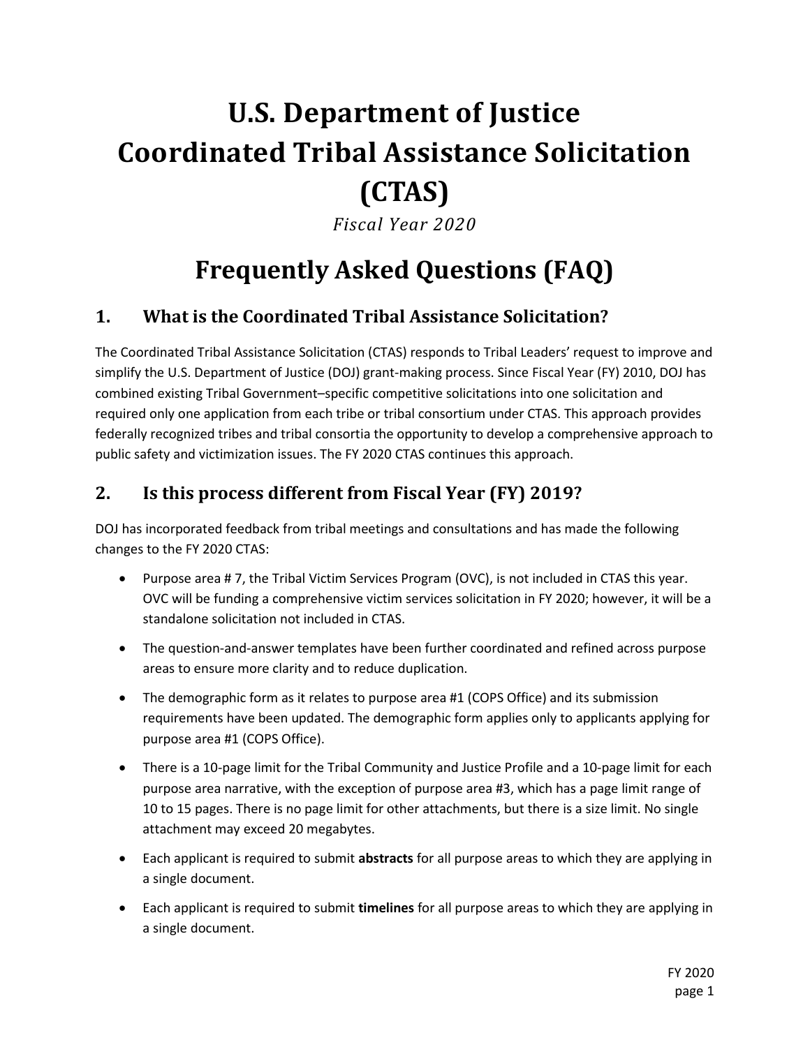# U.S. Department of Justice Coordinated Tribal Assistance Solicitation (CTAS)

*Fiscal Year 2020*

# Frequently Asked Questions (FAQ)

## 1. What is the Coordinated Tribal Assistance Solicitation?

The Coordinated Tribal Assistance Solicitation (CTAS) responds to Tribal Leaders' request to improve and simplify the U.S. Department of Justice (DOJ) grant-making process. Since Fiscal Year (FY) 2010, DOJ has combined existing Tribal Government–specific competitive solicitations into one solicitation and required only one application from each tribe or tribal consortium under CTAS. This approach provides federally recognized tribes and tribal consortia the opportunity to develop a comprehensive approach to public safety and victimization issues. The FY 2020 CTAS continues this approach.

## 2. Is this process different from Fiscal Year (FY) 2019?

DOJ has incorporated feedback from tribal meetings and consultations and has made the following changes to the FY 2020 CTAS:

- Purpose area # 7, the Tribal Victim Services Program (OVC), is not included in CTAS this year. OVC will be funding a comprehensive victim services solicitation in FY 2020; however, it will be a standalone solicitation not included in CTAS.
- The question-and-answer templates have been further coordinated and refined across purpose areas to ensure more clarity and to reduce duplication.
- The demographic form as it relates to purpose area #1 (COPS Office) and its submission requirements have been updated. The demographic form applies only to applicants applying for purpose area #1 (COPS Office).
- There is a 10-page limit for the Tribal Community and Justice Profile and a 10-page limit for each purpose area narrative, with the exception of purpose area #3, which has a page limit range of 10 to 15 pages. There is no page limit for other attachments, but there is a size limit. No single attachment may exceed 20 megabytes.
- Each applicant is required to submit **abstracts** for all purpose areas to which they are applying in a single document.
- Each applicant is required to submit **timelines** for all purpose areas to which they are applying in a single document.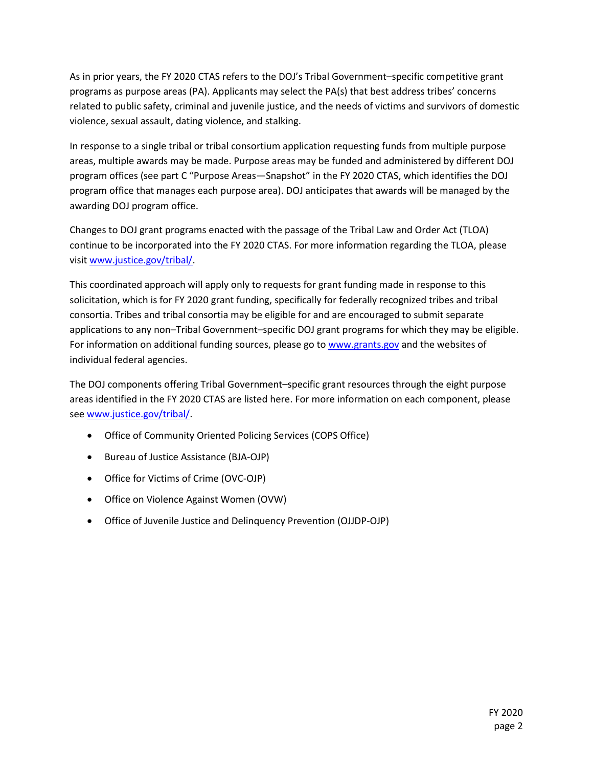As in prior years, the FY 2020 CTAS refers to the DOJ's Tribal Government–specific competitive grant programs as purpose areas (PA). Applicants may select the PA(s) that best address tribes' concerns related to public safety, criminal and juvenile justice, and the needs of victims and survivors of domestic violence, sexual assault, dating violence, and stalking.

In response to a single tribal or tribal consortium application requesting funds from multiple purpose areas, multiple awards may be made. Purpose areas may be funded and administered by different DOJ program offices (see part C "Purpose Areas—Snapshot" in the FY 2020 CTAS, which identifies the DOJ program office that manages each purpose area). DOJ anticipates that awards will be managed by the awarding DOJ program office.

Changes to DOJ grant programs enacted with the passage of the Tribal Law and Order Act (TLOA) continue to be incorporated into the FY 2020 CTAS. For more information regarding the TLOA, please visit [www.justice.gov/tribal/](www.justice.gov/tribal/).

This coordinated approach will apply only to requests for grant funding made in response to this solicitation, which is for FY 2020 grant funding, specifically for federally recognized tribes and tribal consortia. Tribes and tribal consortia may be eligible for and are encouraged to submit separate applications to any non–Tribal Government–specific DOJ grant programs for which they may be eligible. For information on additional funding sources, please go to [www.grants.gov](www.grants.gov) and the websites of individual federal agencies.

The DOJ components offering Tribal Government–specific grant resources through the eight purpose areas identified in the FY 2020 CTAS are listed here. For more information on each component, please see [www.justice.gov/tribal/](www.justice.gov/tribal/).

- Office of Community Oriented Policing Services (COPS Office)
- Bureau of Justice Assistance (BJA-OJP)
- Office for Victims of Crime (OVC-OJP)
- Office on Violence Against Women (OVW)
- Office of Juvenile Justice and Delinquency Prevention (OJJDP-OJP)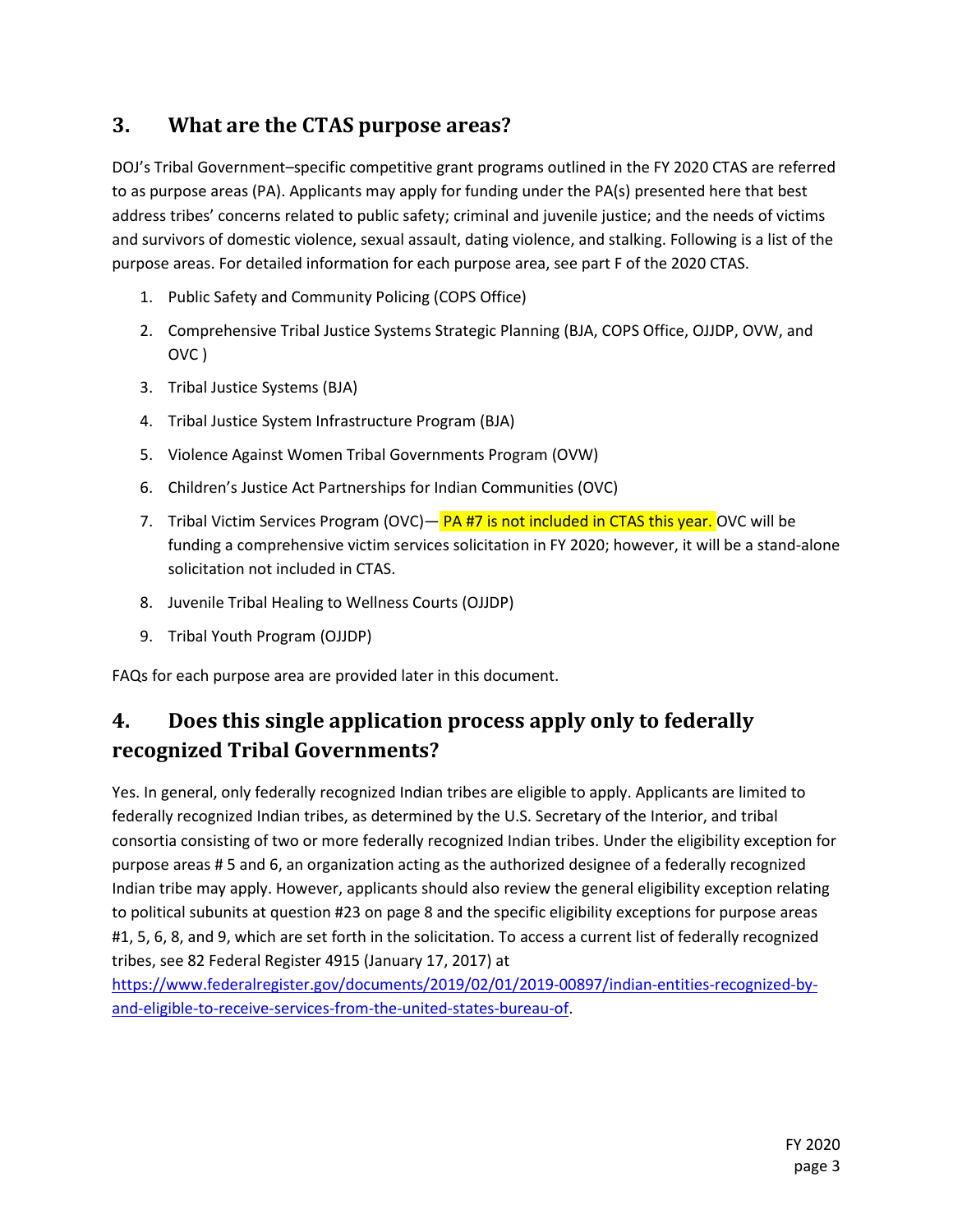## 3. What are the CTAS purpose areas?

DOJ's Tribal Government–specific competitive grant programs outlined in the FY 2020 CTAS are referred to as purpose areas (PA). Applicants may apply for funding under the PA(s) presented here that best address tribes' concerns related to public safety; criminal and juvenile justice; and the needs of victims and survivors of domestic violence, sexual assault, dating violence, and stalking. Following is a list of the purpose areas. For detailed information for each purpose area, see part F of the 2020 CTAS.

1. Public Safety and Community Policing (COPS Office)
2. Comprehensive Tribal Justice Systems Strategic Planning (BJA, COPS Office, OJJDP, OVW, and OVC )
3. Tribal Justice Systems (BJA)
4. Tribal Justice System Infrastructure Program (BJA)
5. Violence Against Women Tribal Governments Program (OVW)
6. Children's Justice Act Partnerships for Indian Communities (OVC)
7. Tribal Victim Services Program (OVC)— PA #7 is not included in CTAS this year. OVC will be funding a comprehensive victim services solicitation in FY 2020; however, it will be a stand-alone solicitation not included in CTAS.
8. Juvenile Tribal Healing to Wellness Courts (OJJDP)
9. Tribal Youth Program (OJJDP)

FAQs for each purpose area are provided later in this document.

## 4. Does this single application process apply only to federally recognized Tribal Governments?

Yes. In general, only federally recognized Indian tribes are eligible to apply. Applicants are limited to federally recognized Indian tribes, as determined by the U.S. Secretary of the Interior, and tribal consortia consisting of two or more federally recognized Indian tribes. Under the eligibility exception for purpose areas # 5 and 6, an organization acting as the authorized designee of a federally recognized Indian tribe may apply. However, applicants should also review the general eligibility exception relating to political subunits at question #23 on page 8 and the specific eligibility exceptions for purpose areas #1, 5, 6, 8, and 9, which are set forth in the solicitation. To access a current list of federally recognized tribes, see 82 Federal Register 4915 (January 17, 2017) at https://www.federalregister.gov/documents/2019/02/01/2019-00897/indian-entities-recognized-by-and-eligible-to-receive-services-from-the-united-states-bureau-of.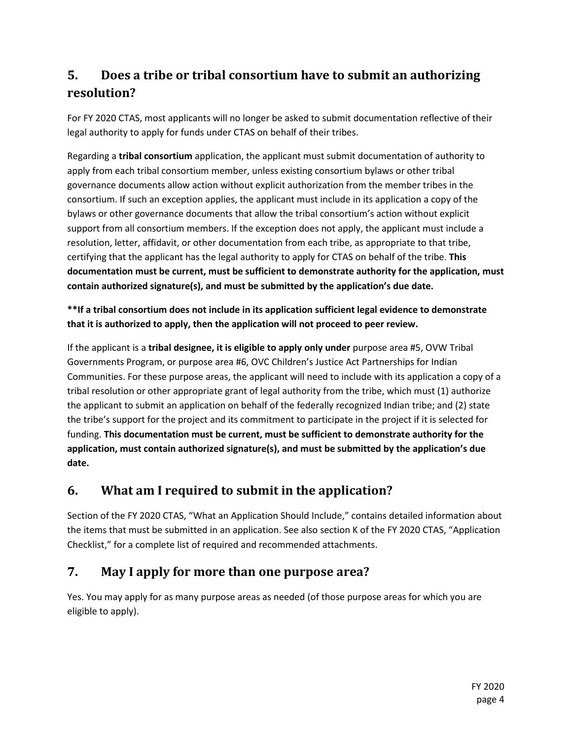## 5. Does a tribe or tribal consortium have to submit an authorizing resolution?

For FY 2020 CTAS, most applicants will no longer be asked to submit documentation reflective of their legal authority to apply for funds under CTAS on behalf of their tribes.

Regarding a **tribal consortium** application, the applicant must submit documentation of authority to apply from each tribal consortium member, unless existing consortium bylaws or other tribal governance documents allow action without explicit authorization from the member tribes in the consortium. If such an exception applies, the applicant must include in its application a copy of the bylaws or other governance documents that allow the tribal consortium's action without explicit support from all consortium members. If the exception does not apply, the applicant must include a resolution, letter, affidavit, or other documentation from each tribe, as appropriate to that tribe, certifying that the applicant has the legal authority to apply for CTAS on behalf of the tribe. **This documentation must be current, must be sufficient to demonstrate authority for the application, must contain authorized signature(s), and must be submitted by the application's due date.**

**\*\*If a tribal consortium does not include in its application sufficient legal evidence to demonstrate that it is authorized to apply, then the application will not proceed to peer review.**

If the applicant is a **tribal designee, it is eligible to apply only under** purpose area #5, OVW Tribal Governments Program, or purpose area #6, OVC Children's Justice Act Partnerships for Indian Communities. For these purpose areas, the applicant will need to include with its application a copy of a tribal resolution or other appropriate grant of legal authority from the tribe, which must (1) authorize the applicant to submit an application on behalf of the federally recognized Indian tribe; and (2) state the tribe's support for the project and its commitment to participate in the project if it is selected for funding. **This documentation must be current, must be sufficient to demonstrate authority for the application, must contain authorized signature(s), and must be submitted by the application's due date.**

## 6. What am I required to submit in the application?

Section of the FY 2020 CTAS, "What an Application Should Include," contains detailed information about the items that must be submitted in an application. See also section K of the FY 2020 CTAS, "Application Checklist," for a complete list of required and recommended attachments.

## 7. May I apply for more than one purpose area?

Yes. You may apply for as many purpose areas as needed (of those purpose areas for which you are eligible to apply).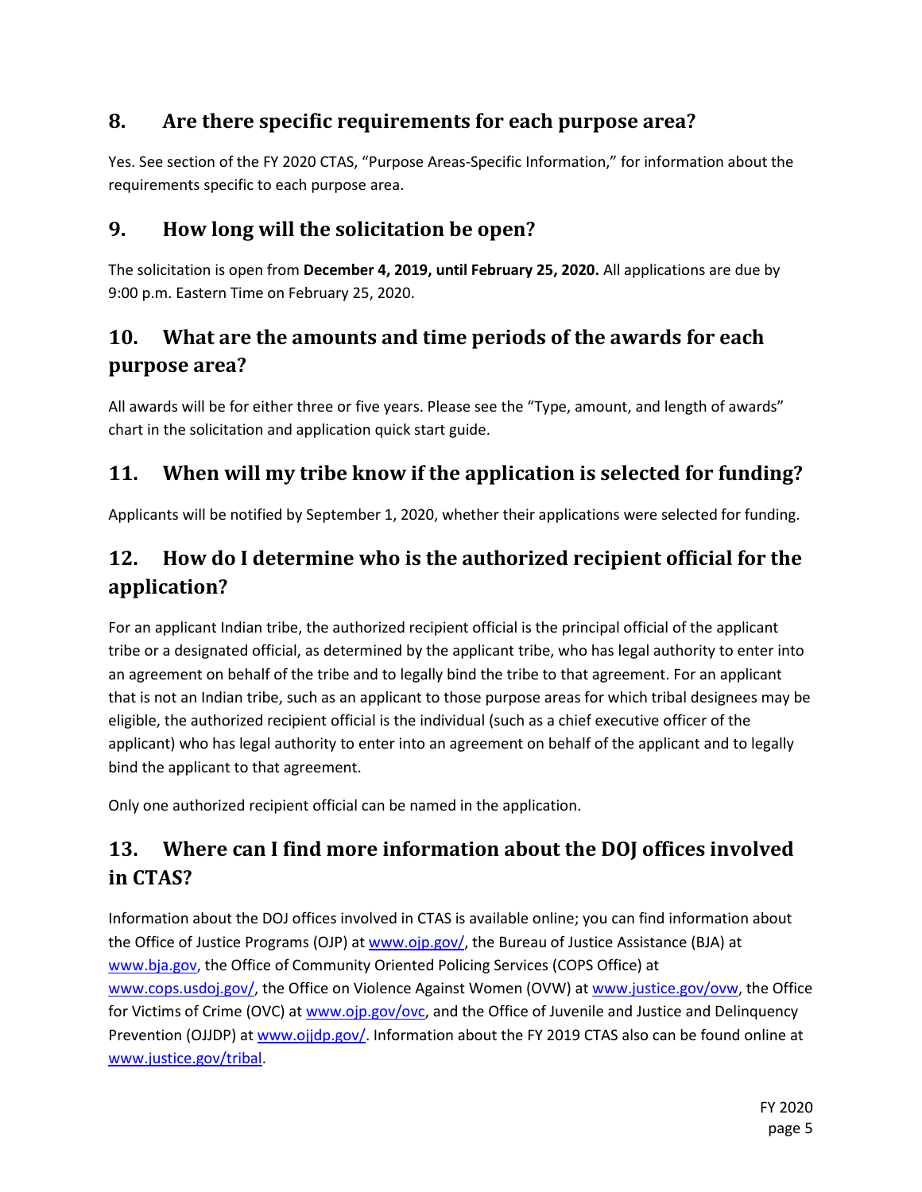## 8. Are there specific requirements for each purpose area?

Yes. See section of the FY 2020 CTAS, "Purpose Areas-Specific Information," for information about the requirements specific to each purpose area.

## 9. How long will the solicitation be open?

The solicitation is open from **December 4, 2019, until February 25, 2020.** All applications are due by 9:00 p.m. Eastern Time on February 25, 2020.

## 10. What are the amounts and time periods of the awards for each purpose area?

All awards will be for either three or five years. Please see the "Type, amount, and length of awards" chart in the solicitation and application quick start guide.

## 11. When will my tribe know if the application is selected for funding?

Applicants will be notified by September 1, 2020, whether their applications were selected for funding.

## 12. How do I determine who is the authorized recipient official for the application?

For an applicant Indian tribe, the authorized recipient official is the principal official of the applicant tribe or a designated official, as determined by the applicant tribe, who has legal authority to enter into an agreement on behalf of the tribe and to legally bind the tribe to that agreement. For an applicant that is not an Indian tribe, such as an applicant to those purpose areas for which tribal designees may be eligible, the authorized recipient official is the individual (such as a chief executive officer of the applicant) who has legal authority to enter into an agreement on behalf of the applicant and to legally bind the applicant to that agreement.

Only one authorized recipient official can be named in the application.

## 13. Where can I find more information about the DOJ offices involved in CTAS?

Information about the DOJ offices involved in CTAS is available online; you can find information about the Office of Justice Programs (OJP) at [www.ojp.gov/](www.ojp.gov/), the Bureau of Justice Assistance (BJA) at [www.bja.gov](www.bja.gov), the Office of Community Oriented Policing Services (COPS Office) at [www.cops.usdoj.gov/](www.cops.usdoj.gov/), the Office on Violence Against Women (OVW) at [www.justice.gov/ovw](www.justice.gov/ovw), the Office for Victims of Crime (OVC) at [www.ojp.gov/ovc](www.ojp.gov/ovc), and the Office of Juvenile and Justice and Delinquency Prevention (OJJDP) at [www.ojjdp.gov/](www.ojjdp.gov/). Information about the FY 2019 CTAS also can be found online at [www.justice.gov/tribal](www.justice.gov/tribal).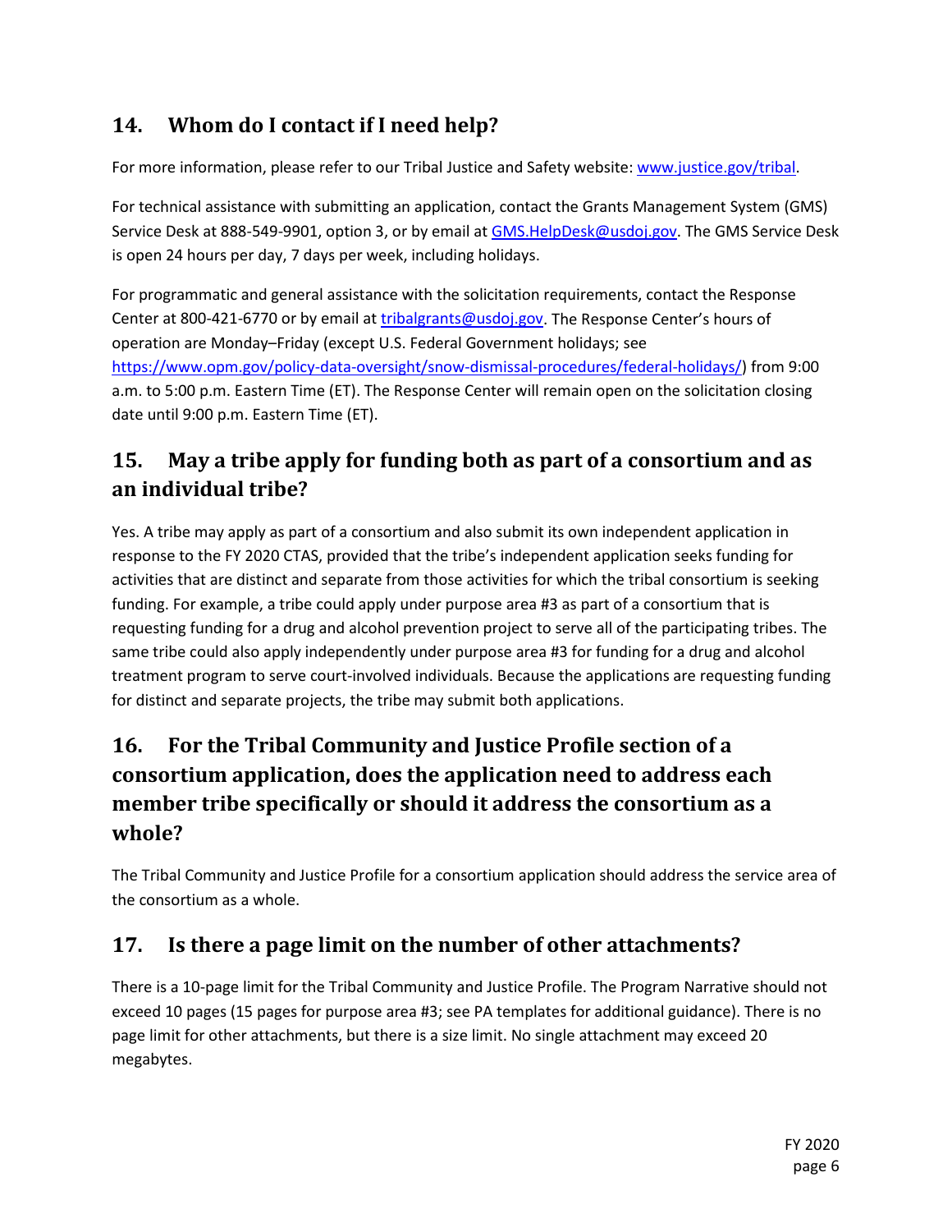## 14. Whom do I contact if I need help?

For more information, please refer to our Tribal Justice and Safety website: [www.justice.gov/tribal](www.justice.gov/tribal).

For technical assistance with submitting an application, contact the Grants Management System (GMS) Service Desk at 888-549-9901, option 3, or by email at [GMS.HelpDesk@usdoj.gov](mailto:GMS.HelpDesk@usdoj.gov). The GMS Service Desk is open 24 hours per day, 7 days per week, including holidays.

For programmatic and general assistance with the solicitation requirements, contact the Response Center at 800-421-6770 or by email at [tribalgrants@usdoj.gov](mailto:tribalgrants@usdoj.gov). The Response Center's hours of operation are Monday–Friday (except U.S. Federal Government holidays; see [https://www.opm.gov/policy-data-oversight/snow-dismissal-procedures/federal-holidays/](https://www.opm.gov/policy-data-oversight/snow-dismissal-procedures/federal-holidays/)) from 9:00 a.m. to 5:00 p.m. Eastern Time (ET). The Response Center will remain open on the solicitation closing date until 9:00 p.m. Eastern Time (ET).

## 15. May a tribe apply for funding both as part of a consortium and as an individual tribe?

Yes. A tribe may apply as part of a consortium and also submit its own independent application in response to the FY 2020 CTAS, provided that the tribe's independent application seeks funding for activities that are distinct and separate from those activities for which the tribal consortium is seeking funding. For example, a tribe could apply under purpose area #3 as part of a consortium that is requesting funding for a drug and alcohol prevention project to serve all of the participating tribes. The same tribe could also apply independently under purpose area #3 for funding for a drug and alcohol treatment program to serve court-involved individuals. Because the applications are requesting funding for distinct and separate projects, the tribe may submit both applications.

## 16. For the Tribal Community and Justice Profile section of a consortium application, does the application need to address each member tribe specifically or should it address the consortium as a whole?

The Tribal Community and Justice Profile for a consortium application should address the service area of the consortium as a whole.

## 17. Is there a page limit on the number of other attachments?

There is a 10-page limit for the Tribal Community and Justice Profile. The Program Narrative should not exceed 10 pages (15 pages for purpose area #3; see PA templates for additional guidance). There is no page limit for other attachments, but there is a size limit. No single attachment may exceed 20 megabytes.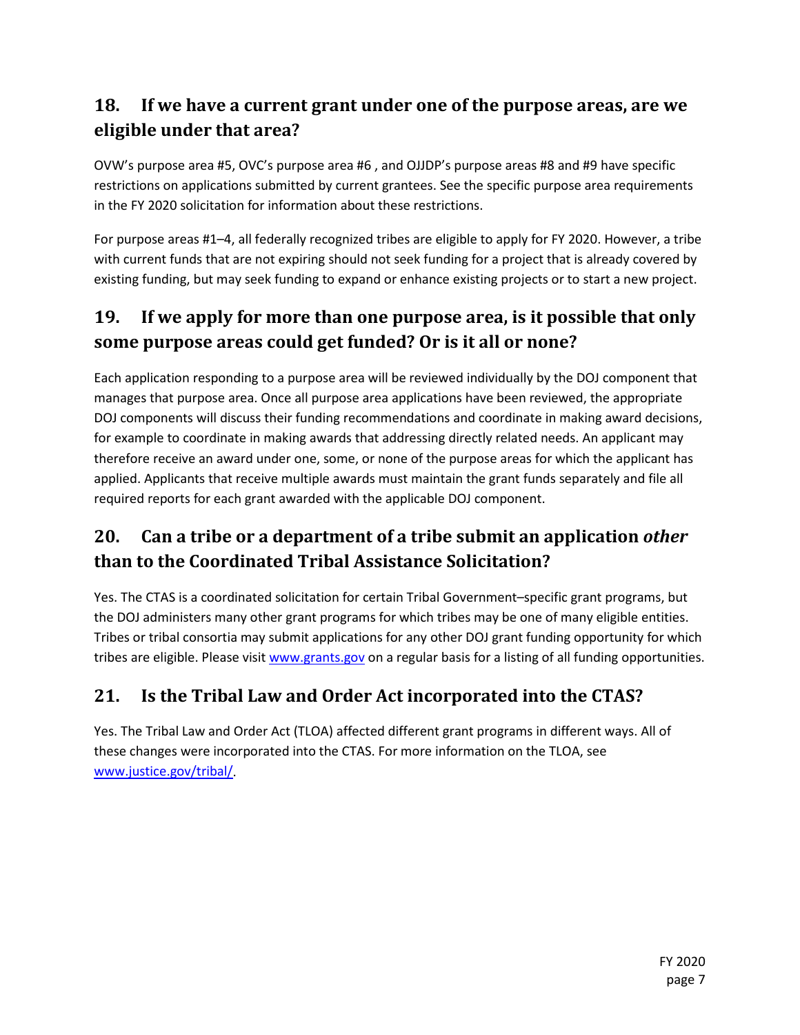## 18. If we have a current grant under one of the purpose areas, are we eligible under that area?

OVW's purpose area #5, OVC's purpose area #6 , and OJJDP's purpose areas #8 and #9 have specific restrictions on applications submitted by current grantees. See the specific purpose area requirements in the FY 2020 solicitation for information about these restrictions.

For purpose areas #1–4, all federally recognized tribes are eligible to apply for FY 2020. However, a tribe with current funds that are not expiring should not seek funding for a project that is already covered by existing funding, but may seek funding to expand or enhance existing projects or to start a new project.

## 19. If we apply for more than one purpose area, is it possible that only some purpose areas could get funded? Or is it all or none?

Each application responding to a purpose area will be reviewed individually by the DOJ component that manages that purpose area. Once all purpose area applications have been reviewed, the appropriate DOJ components will discuss their funding recommendations and coordinate in making award decisions, for example to coordinate in making awards that addressing directly related needs. An applicant may therefore receive an award under one, some, or none of the purpose areas for which the applicant has applied. Applicants that receive multiple awards must maintain the grant funds separately and file all required reports for each grant awarded with the applicable DOJ component.

## 20. Can a tribe or a department of a tribe submit an application *other* than to the Coordinated Tribal Assistance Solicitation?

Yes. The CTAS is a coordinated solicitation for certain Tribal Government–specific grant programs, but the DOJ administers many other grant programs for which tribes may be one of many eligible entities. Tribes or tribal consortia may submit applications for any other DOJ grant funding opportunity for which tribes are eligible. Please visit [www.grants.gov](www.grants.gov) on a regular basis for a listing of all funding opportunities.

## 21. Is the Tribal Law and Order Act incorporated into the CTAS?

Yes. The Tribal Law and Order Act (TLOA) affected different grant programs in different ways. All of these changes were incorporated into the CTAS. For more information on the TLOA, see [www.justice.gov/tribal/](www.justice.gov/tribal/).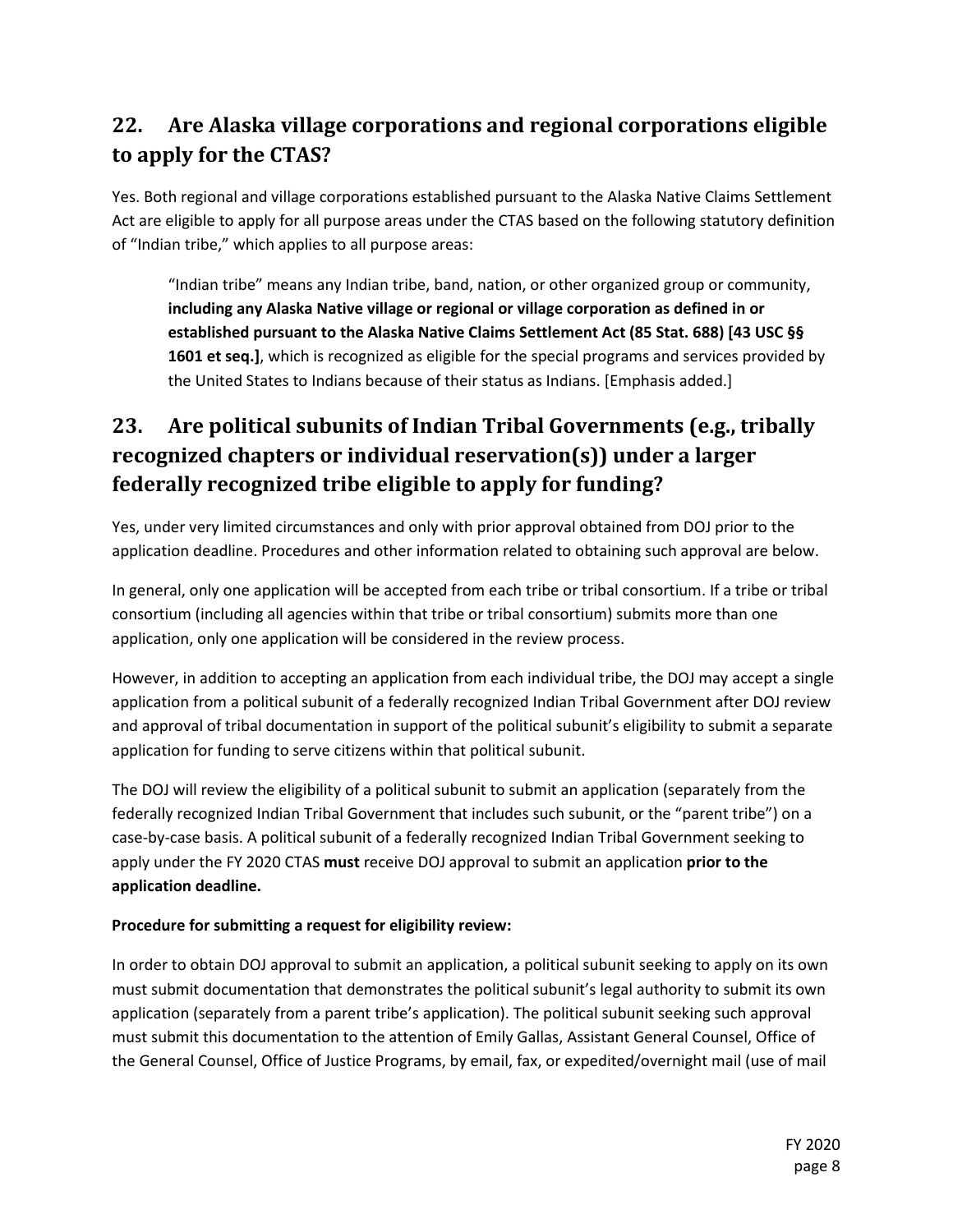## 22. Are Alaska village corporations and regional corporations eligible to apply for the CTAS?

Yes. Both regional and village corporations established pursuant to the Alaska Native Claims Settlement Act are eligible to apply for all purpose areas under the CTAS based on the following statutory definition of "Indian tribe," which applies to all purpose areas:

> "Indian tribe" means any Indian tribe, band, nation, or other organized group or community, **including any Alaska Native village or regional or village corporation as defined in or established pursuant to the Alaska Native Claims Settlement Act (85 Stat. 688) [43 USC §§ 1601 et seq.]**, which is recognized as eligible for the special programs and services provided by the United States to Indians because of their status as Indians. [Emphasis added.]

## 23. Are political subunits of Indian Tribal Governments (e.g., tribally recognized chapters or individual reservation(s)) under a larger federally recognized tribe eligible to apply for funding?

Yes, under very limited circumstances and only with prior approval obtained from DOJ prior to the application deadline. Procedures and other information related to obtaining such approval are below.

In general, only one application will be accepted from each tribe or tribal consortium. If a tribe or tribal consortium (including all agencies within that tribe or tribal consortium) submits more than one application, only one application will be considered in the review process.

However, in addition to accepting an application from each individual tribe, the DOJ may accept a single application from a political subunit of a federally recognized Indian Tribal Government after DOJ review and approval of tribal documentation in support of the political subunit's eligibility to submit a separate application for funding to serve citizens within that political subunit.

The DOJ will review the eligibility of a political subunit to submit an application (separately from the federally recognized Indian Tribal Government that includes such subunit, or the "parent tribe") on a case-by-case basis. A political subunit of a federally recognized Indian Tribal Government seeking to apply under the FY 2020 CTAS **must** receive DOJ approval to submit an application **prior to the application deadline.**

**Procedure for submitting a request for eligibility review:**

In order to obtain DOJ approval to submit an application, a political subunit seeking to apply on its own must submit documentation that demonstrates the political subunit's legal authority to submit its own application (separately from a parent tribe's application). The political subunit seeking such approval must submit this documentation to the attention of Emily Gallas, Assistant General Counsel, Office of the General Counsel, Office of Justice Programs, by email, fax, or expedited/overnight mail (use of mail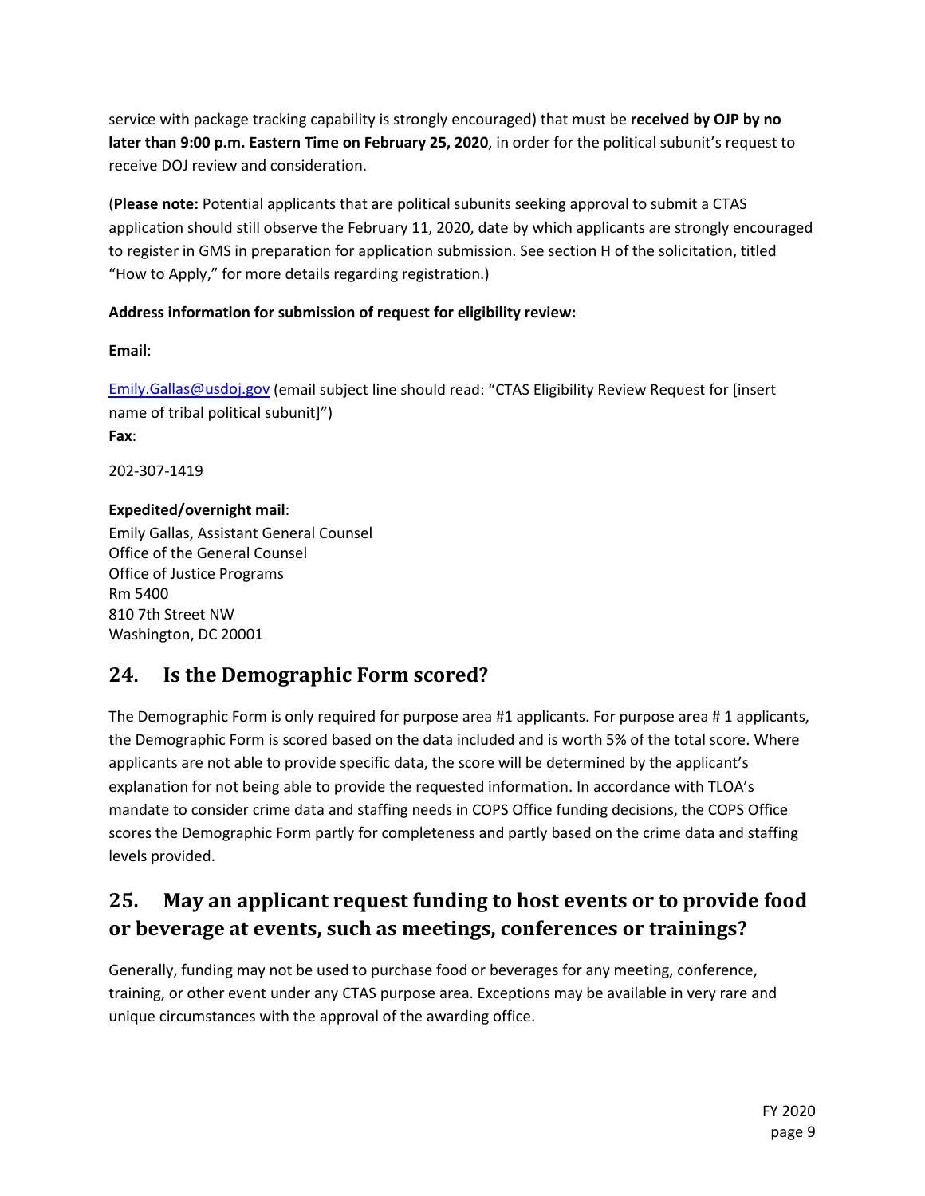service with package tracking capability is strongly encouraged) that must be **received by OJP by no later than 9:00 p.m. Eastern Time on February 25, 2020**, in order for the political subunit's request to receive DOJ review and consideration.

(**Please note:** Potential applicants that are political subunits seeking approval to submit a CTAS application should still observe the February 11, 2020, date by which applicants are strongly encouraged to register in GMS in preparation for application submission. See section H of the solicitation, titled "How to Apply," for more details regarding registration.)

**Address information for submission of request for eligibility review:**

**Email**:

Emily.Gallas@usdoj.gov (email subject line should read: "CTAS Eligibility Review Request for [insert name of tribal political subunit]")

**Fax**:

202-307-1419

**Expedited/overnight mail**:
Emily Gallas, Assistant General Counsel
Office of the General Counsel
Office of Justice Programs
Rm 5400
810 7th Street NW
Washington, DC 20001

## 24. Is the Demographic Form scored?

The Demographic Form is only required for purpose area #1 applicants. For purpose area # 1 applicants, the Demographic Form is scored based on the data included and is worth 5% of the total score. Where applicants are not able to provide specific data, the score will be determined by the applicant's explanation for not being able to provide the requested information. In accordance with TLOA's mandate to consider crime data and staffing needs in COPS Office funding decisions, the COPS Office scores the Demographic Form partly for completeness and partly based on the crime data and staffing levels provided.

## 25. May an applicant request funding to host events or to provide food or beverage at events, such as meetings, conferences or trainings?

Generally, funding may not be used to purchase food or beverages for any meeting, conference, training, or other event under any CTAS purpose area. Exceptions may be available in very rare and unique circumstances with the approval of the awarding office.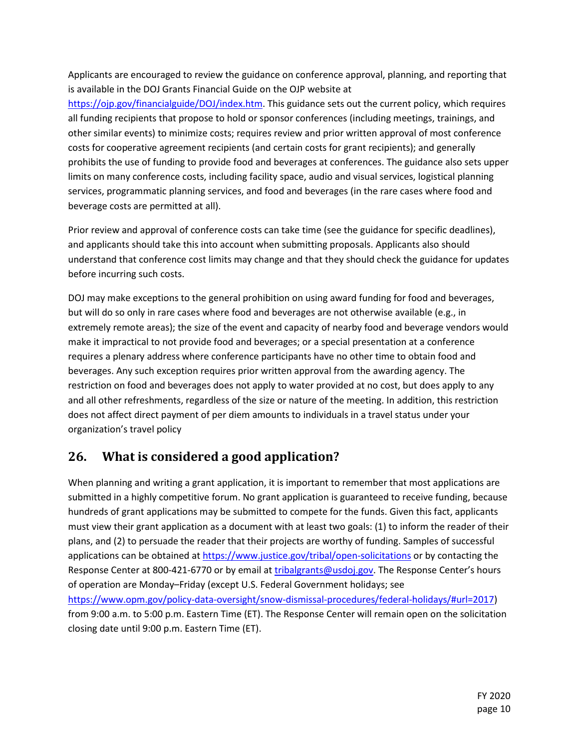Applicants are encouraged to review the guidance on conference approval, planning, and reporting that is available in the DOJ Grants Financial Guide on the OJP website at https://ojp.gov/financialguide/DOJ/index.htm. This guidance sets out the current policy, which requires all funding recipients that propose to hold or sponsor conferences (including meetings, trainings, and other similar events) to minimize costs; requires review and prior written approval of most conference costs for cooperative agreement recipients (and certain costs for grant recipients); and generally prohibits the use of funding to provide food and beverages at conferences. The guidance also sets upper limits on many conference costs, including facility space, audio and visual services, logistical planning services, programmatic planning services, and food and beverages (in the rare cases where food and beverage costs are permitted at all).

Prior review and approval of conference costs can take time (see the guidance for specific deadlines), and applicants should take this into account when submitting proposals. Applicants also should understand that conference cost limits may change and that they should check the guidance for updates before incurring such costs.

DOJ may make exceptions to the general prohibition on using award funding for food and beverages, but will do so only in rare cases where food and beverages are not otherwise available (e.g., in extremely remote areas); the size of the event and capacity of nearby food and beverage vendors would make it impractical to not provide food and beverages; or a special presentation at a conference requires a plenary address where conference participants have no other time to obtain food and beverages. Any such exception requires prior written approval from the awarding agency. The restriction on food and beverages does not apply to water provided at no cost, but does apply to any and all other refreshments, regardless of the size or nature of the meeting. In addition, this restriction does not affect direct payment of per diem amounts to individuals in a travel status under your organization's travel policy

## 26. What is considered a good application?

When planning and writing a grant application, it is important to remember that most applications are submitted in a highly competitive forum. No grant application is guaranteed to receive funding, because hundreds of grant applications may be submitted to compete for the funds. Given this fact, applicants must view their grant application as a document with at least two goals: (1) to inform the reader of their plans, and (2) to persuade the reader that their projects are worthy of funding. Samples of successful applications can be obtained at https://www.justice.gov/tribal/open-solicitations or by contacting the Response Center at 800-421-6770 or by email at tribalgrants@usdoj.gov. The Response Center's hours of operation are Monday–Friday (except U.S. Federal Government holidays; see https://www.opm.gov/policy-data-oversight/snow-dismissal-procedures/federal-holidays/#url=2017) from 9:00 a.m. to 5:00 p.m. Eastern Time (ET). The Response Center will remain open on the solicitation closing date until 9:00 p.m. Eastern Time (ET).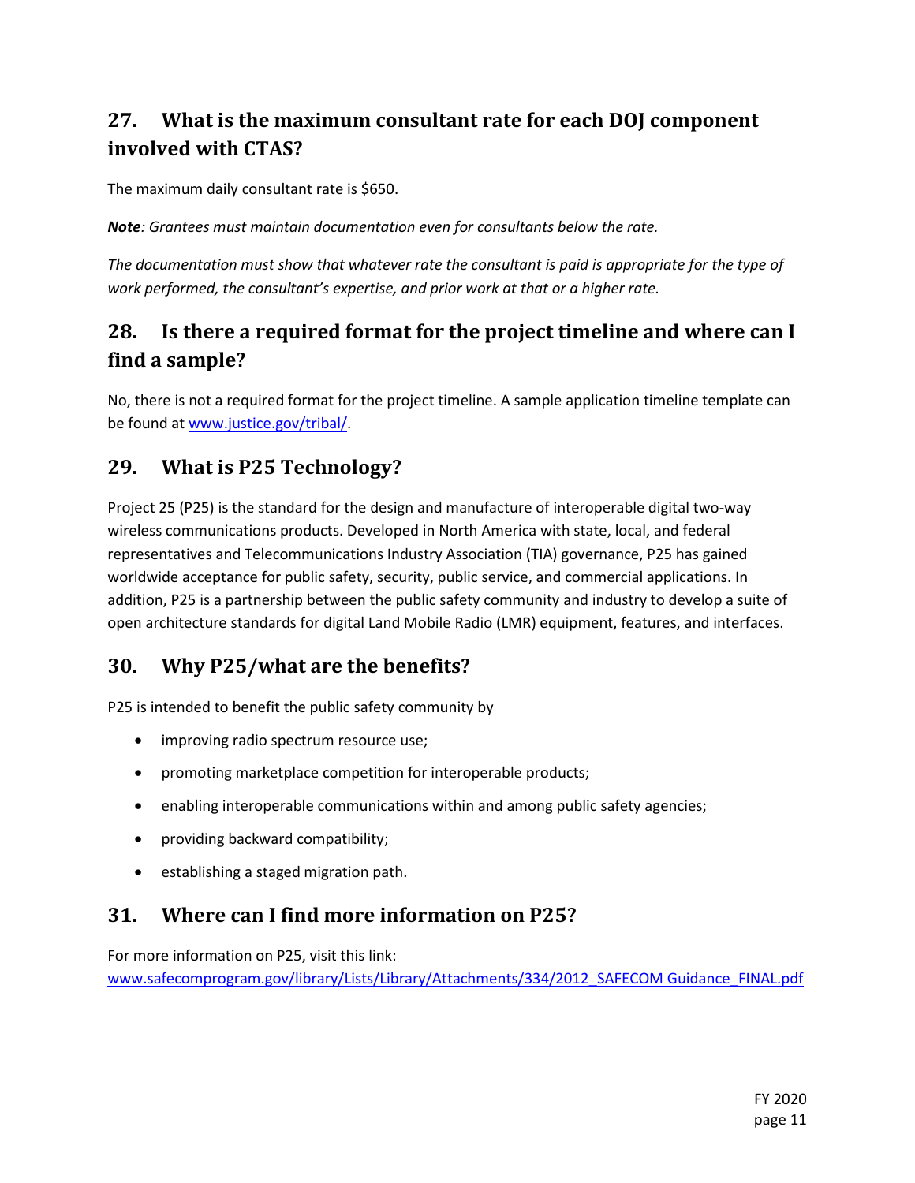## 27. What is the maximum consultant rate for each DOJ component involved with CTAS?

The maximum daily consultant rate is $650.

***Note****: Grantees must maintain documentation even for consultants below the rate.*

*The documentation must show that whatever rate the consultant is paid is appropriate for the type of work performed, the consultant's expertise, and prior work at that or a higher rate.*

## 28. Is there a required format for the project timeline and where can I find a sample?

No, there is not a required format for the project timeline. A sample application timeline template can be found at [www.justice.gov/tribal/](www.justice.gov/tribal/).

## 29. What is P25 Technology?

Project 25 (P25) is the standard for the design and manufacture of interoperable digital two-way wireless communications products. Developed in North America with state, local, and federal representatives and Telecommunications Industry Association (TIA) governance, P25 has gained worldwide acceptance for public safety, security, public service, and commercial applications. In addition, P25 is a partnership between the public safety community and industry to develop a suite of open architecture standards for digital Land Mobile Radio (LMR) equipment, features, and interfaces.

## 30. Why P25/what are the benefits?

P25 is intended to benefit the public safety community by

- improving radio spectrum resource use;
- promoting marketplace competition for interoperable products;
- enabling interoperable communications within and among public safety agencies;
- providing backward compatibility;
- establishing a staged migration path.

## 31. Where can I find more information on P25?

For more information on P25, visit this link:
[www.safecomprogram.gov/library/Lists/Library/Attachments/334/2012_SAFECOM Guidance_FINAL.pdf](www.safecomprogram.gov/library/Lists/Library/Attachments/334/2012_SAFECOM Guidance_FINAL.pdf)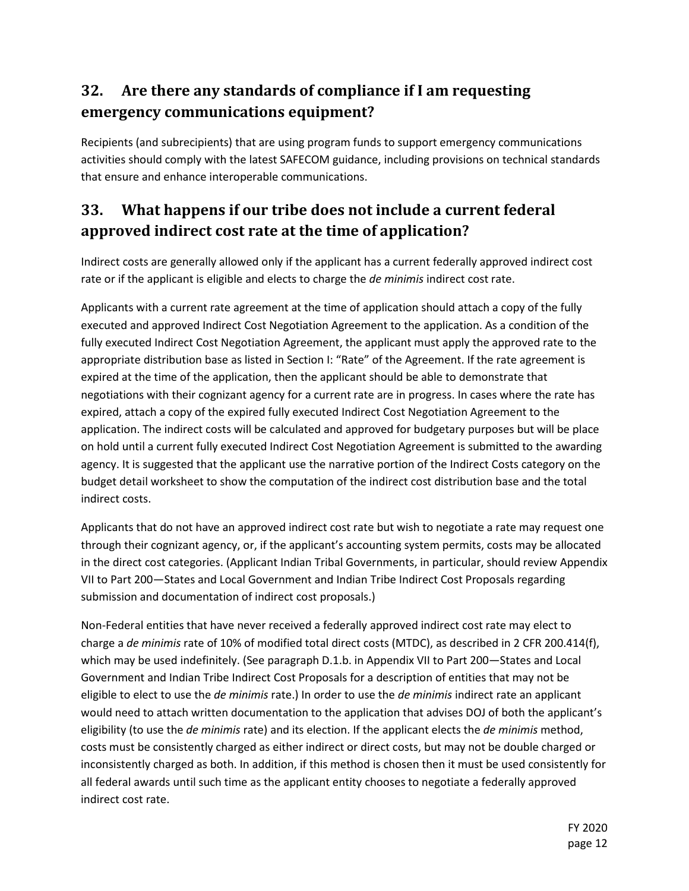## 32. Are there any standards of compliance if I am requesting emergency communications equipment?

Recipients (and subrecipients) that are using program funds to support emergency communications activities should comply with the latest SAFECOM guidance, including provisions on technical standards that ensure and enhance interoperable communications.

## 33. What happens if our tribe does not include a current federal approved indirect cost rate at the time of application?

Indirect costs are generally allowed only if the applicant has a current federally approved indirect cost rate or if the applicant is eligible and elects to charge the *de minimis* indirect cost rate.

Applicants with a current rate agreement at the time of application should attach a copy of the fully executed and approved Indirect Cost Negotiation Agreement to the application. As a condition of the fully executed Indirect Cost Negotiation Agreement, the applicant must apply the approved rate to the appropriate distribution base as listed in Section I: "Rate" of the Agreement. If the rate agreement is expired at the time of the application, then the applicant should be able to demonstrate that negotiations with their cognizant agency for a current rate are in progress. In cases where the rate has expired, attach a copy of the expired fully executed Indirect Cost Negotiation Agreement to the application. The indirect costs will be calculated and approved for budgetary purposes but will be place on hold until a current fully executed Indirect Cost Negotiation Agreement is submitted to the awarding agency. It is suggested that the applicant use the narrative portion of the Indirect Costs category on the budget detail worksheet to show the computation of the indirect cost distribution base and the total indirect costs.

Applicants that do not have an approved indirect cost rate but wish to negotiate a rate may request one through their cognizant agency, or, if the applicant's accounting system permits, costs may be allocated in the direct cost categories. (Applicant Indian Tribal Governments, in particular, should review Appendix VII to Part 200—States and Local Government and Indian Tribe Indirect Cost Proposals regarding submission and documentation of indirect cost proposals.)

Non-Federal entities that have never received a federally approved indirect cost rate may elect to charge a *de minimis* rate of 10% of modified total direct costs (MTDC), as described in 2 CFR 200.414(f), which may be used indefinitely. (See paragraph D.1.b. in Appendix VII to Part 200—States and Local Government and Indian Tribe Indirect Cost Proposals for a description of entities that may not be eligible to elect to use the *de minimis* rate.) In order to use the *de minimis* indirect rate an applicant would need to attach written documentation to the application that advises DOJ of both the applicant's eligibility (to use the *de minimis* rate) and its election. If the applicant elects the *de minimis* method, costs must be consistently charged as either indirect or direct costs, but may not be double charged or inconsistently charged as both. In addition, if this method is chosen then it must be used consistently for all federal awards until such time as the applicant entity chooses to negotiate a federally approved indirect cost rate.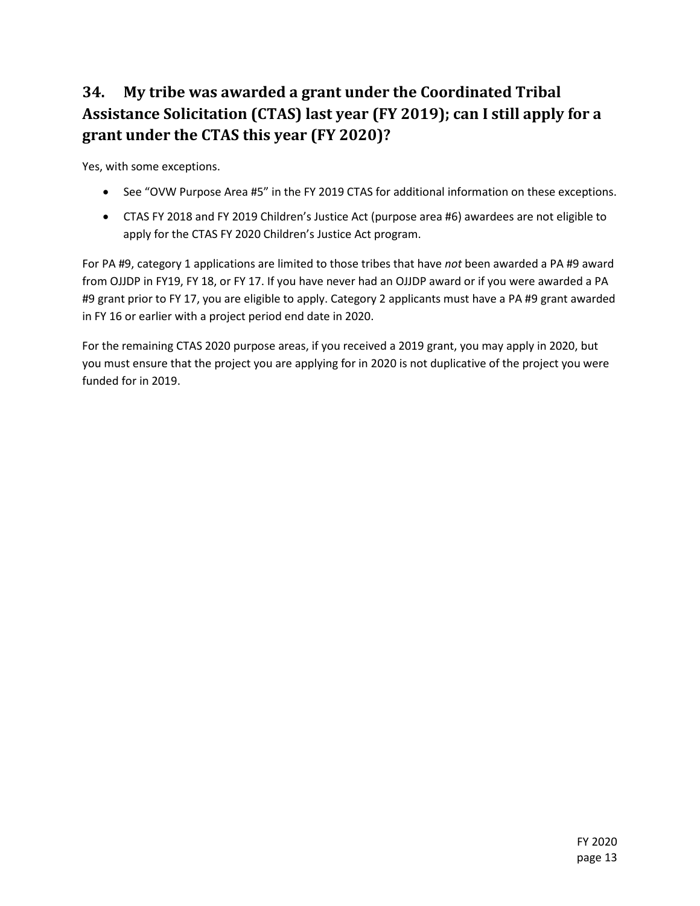## 34. My tribe was awarded a grant under the Coordinated Tribal Assistance Solicitation (CTAS) last year (FY 2019); can I still apply for a grant under the CTAS this year (FY 2020)?

Yes, with some exceptions.

- See "OVW Purpose Area #5" in the FY 2019 CTAS for additional information on these exceptions.
- CTAS FY 2018 and FY 2019 Children's Justice Act (purpose area #6) awardees are not eligible to apply for the CTAS FY 2020 Children's Justice Act program.

For PA #9, category 1 applications are limited to those tribes that have *not* been awarded a PA #9 award from OJJDP in FY19, FY 18, or FY 17. If you have never had an OJJDP award or if you were awarded a PA #9 grant prior to FY 17, you are eligible to apply. Category 2 applicants must have a PA #9 grant awarded in FY 16 or earlier with a project period end date in 2020.

For the remaining CTAS 2020 purpose areas, if you received a 2019 grant, you may apply in 2020, but you must ensure that the project you are applying for in 2020 is not duplicative of the project you were funded for in 2019.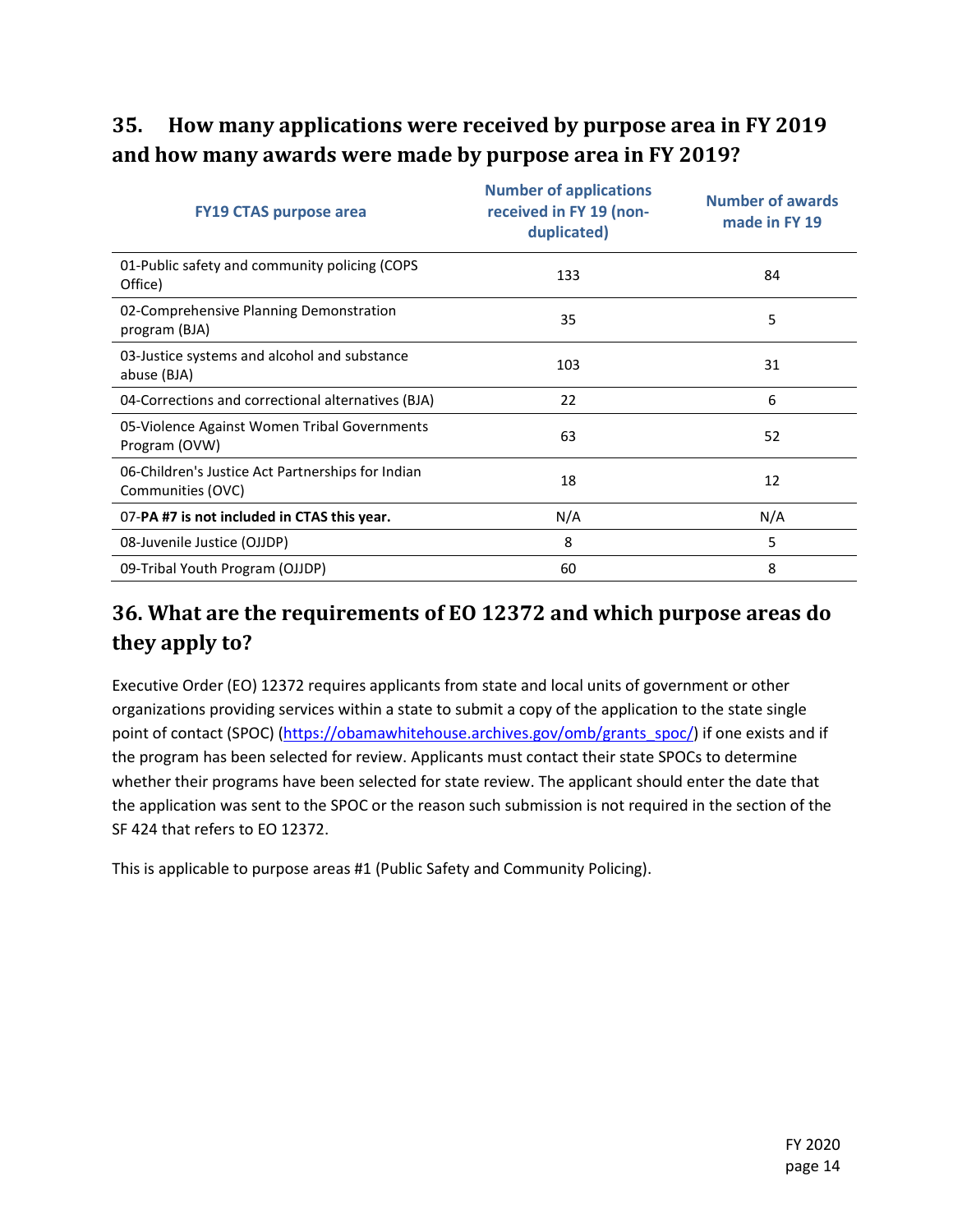## 35. How many applications were received by purpose area in FY 2019 and how many awards were made by purpose area in FY 2019?

| FY19 CTAS purpose area | Number of applications received in FY 19 (non-duplicated) | Number of awards made in FY 19 |
|---|---|---|
| 01-Public safety and community policing (COPS Office) | 133 | 84 |
| 02-Comprehensive Planning Demonstration program (BJA) | 35 | 5 |
| 03-Justice systems and alcohol and substance abuse (BJA) | 103 | 31 |
| 04-Corrections and correctional alternatives (BJA) | 22 | 6 |
| 05-Violence Against Women Tribal Governments Program (OVW) | 63 | 52 |
| 06-Children's Justice Act Partnerships for Indian Communities (OVC) | 18 | 12 |
| 07-**PA #7 is not included in CTAS this year.** | N/A | N/A |
| 08-Juvenile Justice (OJJDP) | 8 | 5 |
| 09-Tribal Youth Program (OJJDP) | 60 | 8 |

## 36. What are the requirements of EO 12372 and which purpose areas do they apply to?

Executive Order (EO) 12372 requires applicants from state and local units of government or other organizations providing services within a state to submit a copy of the application to the state single point of contact (SPOC) (https://obamawhitehouse.archives.gov/omb/grants_spoc/) if one exists and if the program has been selected for review. Applicants must contact their state SPOCs to determine whether their programs have been selected for state review. The applicant should enter the date that the application was sent to the SPOC or the reason such submission is not required in the section of the SF 424 that refers to EO 12372.

This is applicable to purpose areas #1 (Public Safety and Community Policing).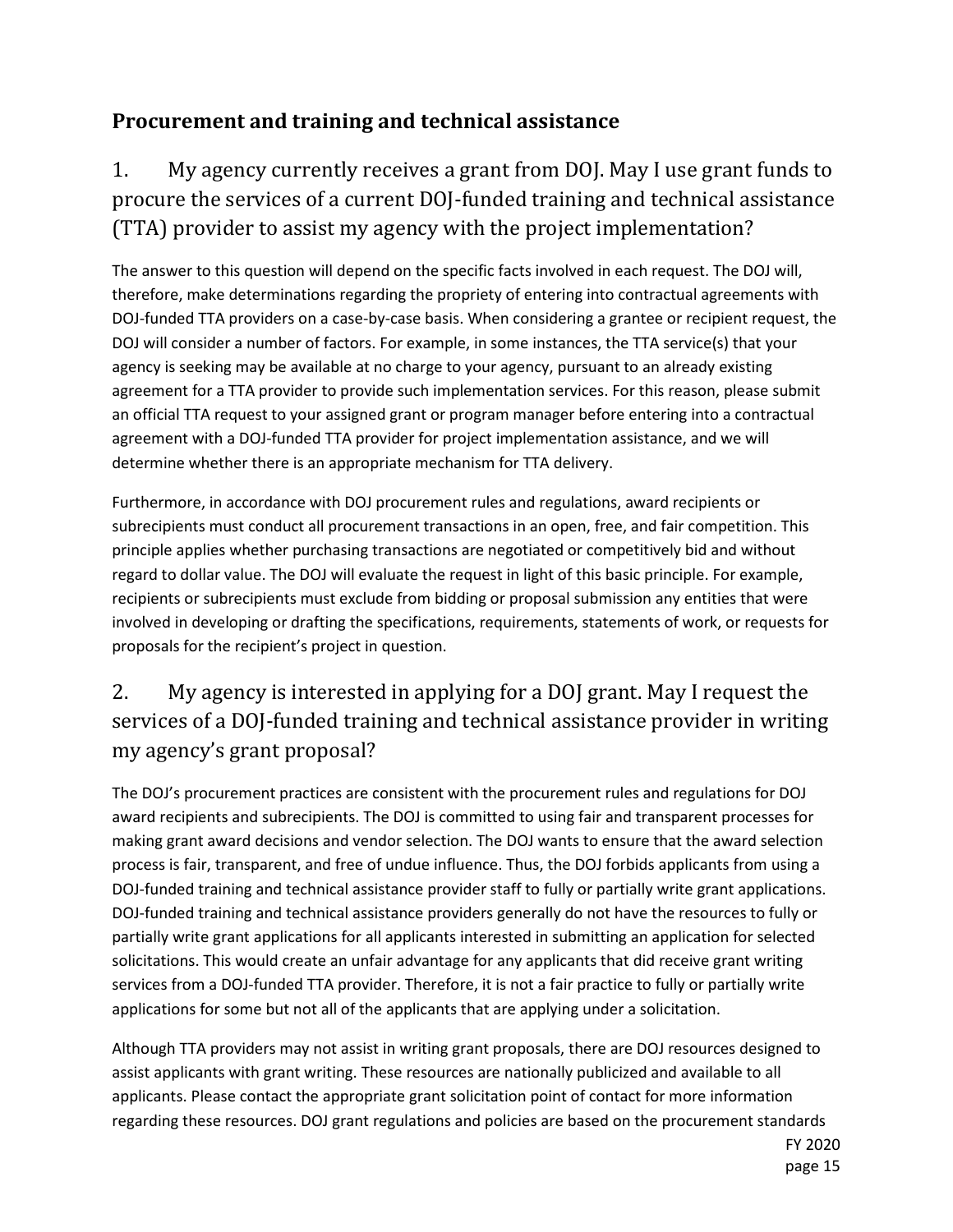## Procurement and training and technical assistance

### 1. My agency currently receives a grant from DOJ. May I use grant funds to procure the services of a current DOJ-funded training and technical assistance (TTA) provider to assist my agency with the project implementation?

The answer to this question will depend on the specific facts involved in each request. The DOJ will, therefore, make determinations regarding the propriety of entering into contractual agreements with DOJ-funded TTA providers on a case-by-case basis. When considering a grantee or recipient request, the DOJ will consider a number of factors. For example, in some instances, the TTA service(s) that your agency is seeking may be available at no charge to your agency, pursuant to an already existing agreement for a TTA provider to provide such implementation services. For this reason, please submit an official TTA request to your assigned grant or program manager before entering into a contractual agreement with a DOJ-funded TTA provider for project implementation assistance, and we will determine whether there is an appropriate mechanism for TTA delivery.

Furthermore, in accordance with DOJ procurement rules and regulations, award recipients or subrecipients must conduct all procurement transactions in an open, free, and fair competition. This principle applies whether purchasing transactions are negotiated or competitively bid and without regard to dollar value. The DOJ will evaluate the request in light of this basic principle. For example, recipients or subrecipients must exclude from bidding or proposal submission any entities that were involved in developing or drafting the specifications, requirements, statements of work, or requests for proposals for the recipient's project in question.

### 2. My agency is interested in applying for a DOJ grant. May I request the services of a DOJ-funded training and technical assistance provider in writing my agency's grant proposal?

The DOJ's procurement practices are consistent with the procurement rules and regulations for DOJ award recipients and subrecipients. The DOJ is committed to using fair and transparent processes for making grant award decisions and vendor selection. The DOJ wants to ensure that the award selection process is fair, transparent, and free of undue influence. Thus, the DOJ forbids applicants from using a DOJ-funded training and technical assistance provider staff to fully or partially write grant applications. DOJ-funded training and technical assistance providers generally do not have the resources to fully or partially write grant applications for all applicants interested in submitting an application for selected solicitations. This would create an unfair advantage for any applicants that did receive grant writing services from a DOJ-funded TTA provider. Therefore, it is not a fair practice to fully or partially write applications for some but not all of the applicants that are applying under a solicitation.

Although TTA providers may not assist in writing grant proposals, there are DOJ resources designed to assist applicants with grant writing. These resources are nationally publicized and available to all applicants. Please contact the appropriate grant solicitation point of contact for more information regarding these resources. DOJ grant regulations and policies are based on the procurement standards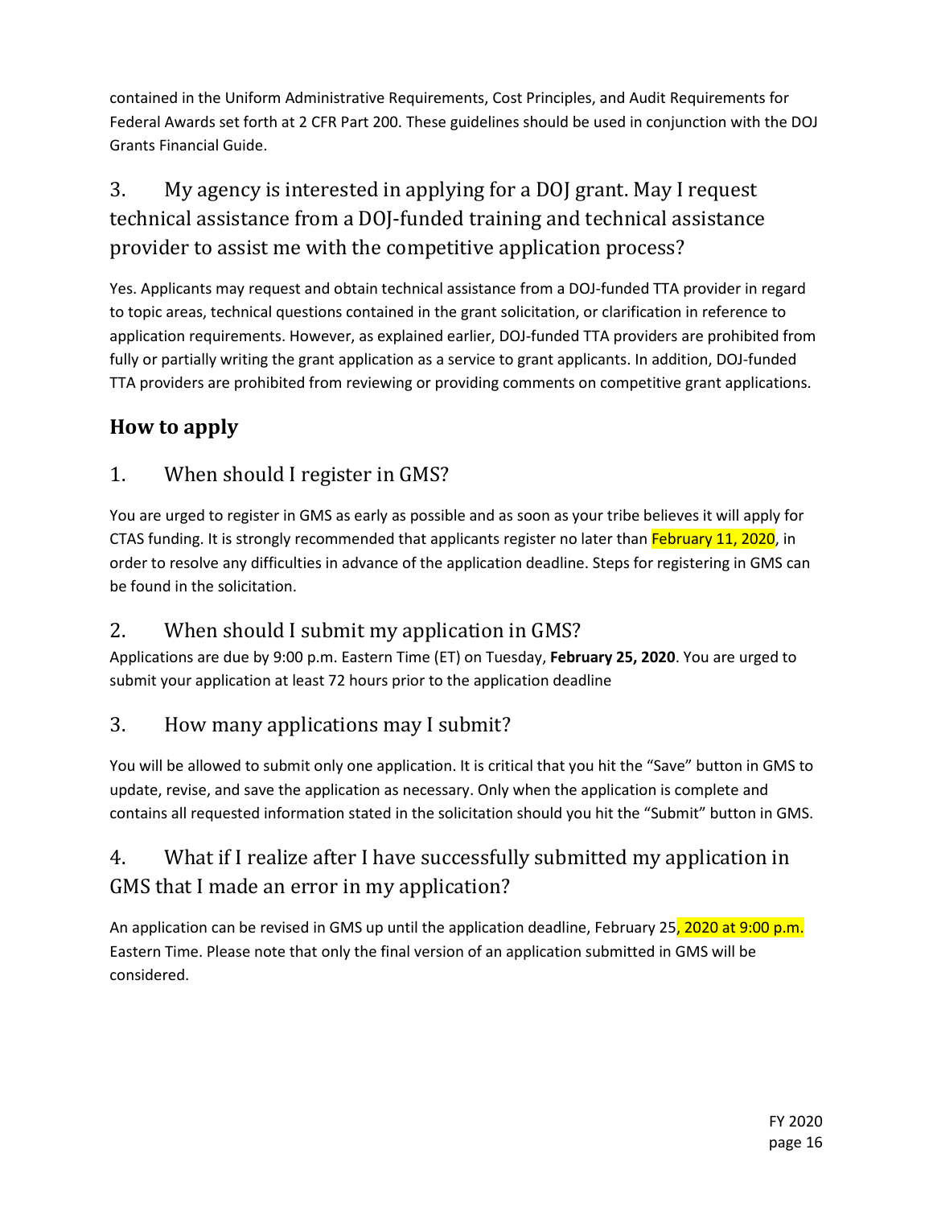contained in the Uniform Administrative Requirements, Cost Principles, and Audit Requirements for Federal Awards set forth at 2 CFR Part 200. These guidelines should be used in conjunction with the DOJ Grants Financial Guide.

### 3. My agency is interested in applying for a DOJ grant. May I request technical assistance from a DOJ-funded training and technical assistance provider to assist me with the competitive application process?

Yes. Applicants may request and obtain technical assistance from a DOJ-funded TTA provider in regard to topic areas, technical questions contained in the grant solicitation, or clarification in reference to application requirements. However, as explained earlier, DOJ-funded TTA providers are prohibited from fully or partially writing the grant application as a service to grant applicants. In addition, DOJ-funded TTA providers are prohibited from reviewing or providing comments on competitive grant applications.

## How to apply

### 1. When should I register in GMS?

You are urged to register in GMS as early as possible and as soon as your tribe believes it will apply for CTAS funding. It is strongly recommended that applicants register no later than February 11, 2020, in order to resolve any difficulties in advance of the application deadline. Steps for registering in GMS can be found in the solicitation.

### 2. When should I submit my application in GMS?

Applications are due by 9:00 p.m. Eastern Time (ET) on Tuesday, **February 25, 2020**. You are urged to submit your application at least 72 hours prior to the application deadline

### 3. How many applications may I submit?

You will be allowed to submit only one application. It is critical that you hit the "Save" button in GMS to update, revise, and save the application as necessary. Only when the application is complete and contains all requested information stated in the solicitation should you hit the "Submit" button in GMS.

### 4. What if I realize after I have successfully submitted my application in GMS that I made an error in my application?

An application can be revised in GMS up until the application deadline, February 25, 2020 at 9:00 p.m. Eastern Time. Please note that only the final version of an application submitted in GMS will be considered.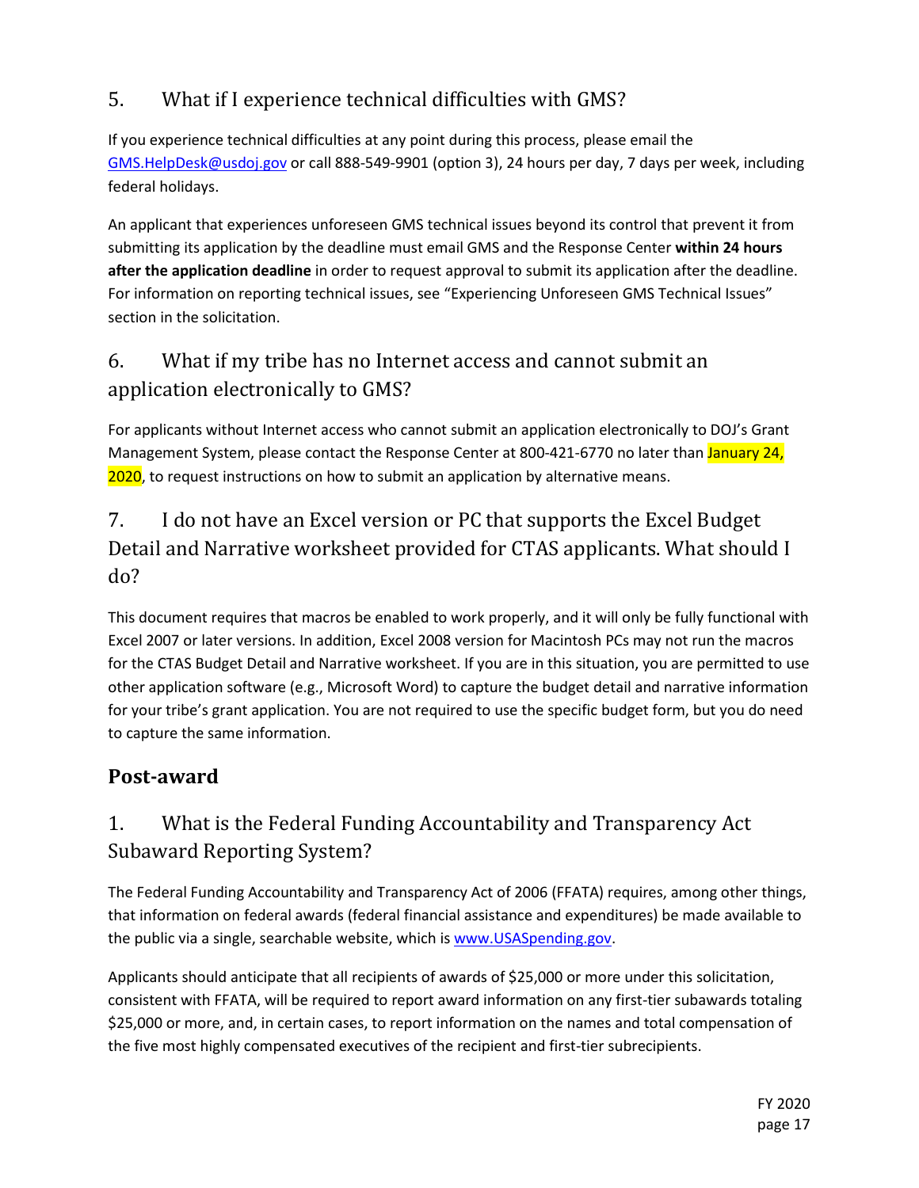### 5. What if I experience technical difficulties with GMS?

If you experience technical difficulties at any point during this process, please email the [GMS.HelpDesk@usdoj.gov](mailto:GMS.HelpDesk@usdoj.gov) or call 888-549-9901 (option 3), 24 hours per day, 7 days per week, including federal holidays.

An applicant that experiences unforeseen GMS technical issues beyond its control that prevent it from submitting its application by the deadline must email GMS and the Response Center **within 24 hours after the application deadline** in order to request approval to submit its application after the deadline. For information on reporting technical issues, see "Experiencing Unforeseen GMS Technical Issues" section in the solicitation.

### 6. What if my tribe has no Internet access and cannot submit an application electronically to GMS?

For applicants without Internet access who cannot submit an application electronically to DOJ's Grant Management System, please contact the Response Center at 800-421-6770 no later than January 24, 2020, to request instructions on how to submit an application by alternative means.

### 7. I do not have an Excel version or PC that supports the Excel Budget Detail and Narrative worksheet provided for CTAS applicants. What should I do?

This document requires that macros be enabled to work properly, and it will only be fully functional with Excel 2007 or later versions. In addition, Excel 2008 version for Macintosh PCs may not run the macros for the CTAS Budget Detail and Narrative worksheet. If you are in this situation, you are permitted to use other application software (e.g., Microsoft Word) to capture the budget detail and narrative information for your tribe's grant application. You are not required to use the specific budget form, but you do need to capture the same information.

## Post-award

### 1. What is the Federal Funding Accountability and Transparency Act Subaward Reporting System?

The Federal Funding Accountability and Transparency Act of 2006 (FFATA) requires, among other things, that information on federal awards (federal financial assistance and expenditures) be made available to the public via a single, searchable website, which is [www.USASpending.gov](http://www.USASpending.gov).

Applicants should anticipate that all recipients of awards of $25,000 or more under this solicitation, consistent with FFATA, will be required to report award information on any first-tier subawards totaling $25,000 or more, and, in certain cases, to report information on the names and total compensation of the five most highly compensated executives of the recipient and first-tier subrecipients.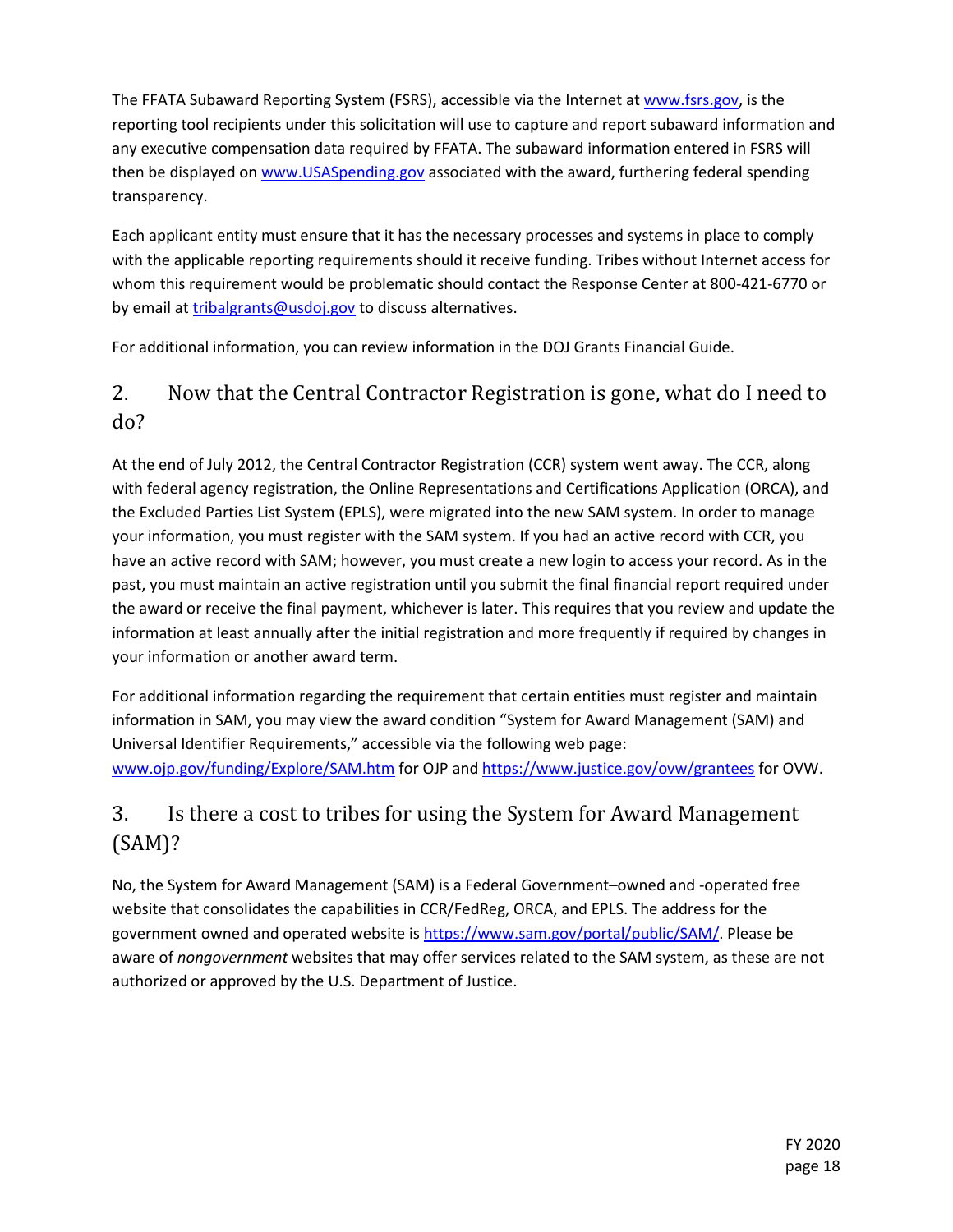The FFATA Subaward Reporting System (FSRS), accessible via the Internet at [www.fsrs.gov](http://www.fsrs.gov), is the reporting tool recipients under this solicitation will use to capture and report subaward information and any executive compensation data required by FFATA. The subaward information entered in FSRS will then be displayed on [www.USASpending.gov](http://www.USASpending.gov) associated with the award, furthering federal spending transparency.

Each applicant entity must ensure that it has the necessary processes and systems in place to comply with the applicable reporting requirements should it receive funding. Tribes without Internet access for whom this requirement would be problematic should contact the Response Center at 800-421-6770 or by email at [tribalgrants@usdoj.gov](mailto:tribalgrants@usdoj.gov) to discuss alternatives.

For additional information, you can review information in the DOJ Grants Financial Guide.

## 2. Now that the Central Contractor Registration is gone, what do I need to do?

At the end of July 2012, the Central Contractor Registration (CCR) system went away. The CCR, along with federal agency registration, the Online Representations and Certifications Application (ORCA), and the Excluded Parties List System (EPLS), were migrated into the new SAM system. In order to manage your information, you must register with the SAM system. If you had an active record with CCR, you have an active record with SAM; however, you must create a new login to access your record. As in the past, you must maintain an active registration until you submit the final financial report required under the award or receive the final payment, whichever is later. This requires that you review and update the information at least annually after the initial registration and more frequently if required by changes in your information or another award term.

For additional information regarding the requirement that certain entities must register and maintain information in SAM, you may view the award condition "System for Award Management (SAM) and Universal Identifier Requirements," accessible via the following web page: [www.ojp.gov/funding/Explore/SAM.htm](http://www.ojp.gov/funding/Explore/SAM.htm) for OJP and [https://www.justice.gov/ovw/grantees](https://www.justice.gov/ovw/grantees) for OVW.

## 3. Is there a cost to tribes for using the System for Award Management (SAM)?

No, the System for Award Management (SAM) is a Federal Government–owned and -operated free website that consolidates the capabilities in CCR/FedReg, ORCA, and EPLS. The address for the government owned and operated website is [https://www.sam.gov/portal/public/SAM/](https://www.sam.gov/portal/public/SAM/). Please be aware of *nongovernment* websites that may offer services related to the SAM system, as these are not authorized or approved by the U.S. Department of Justice.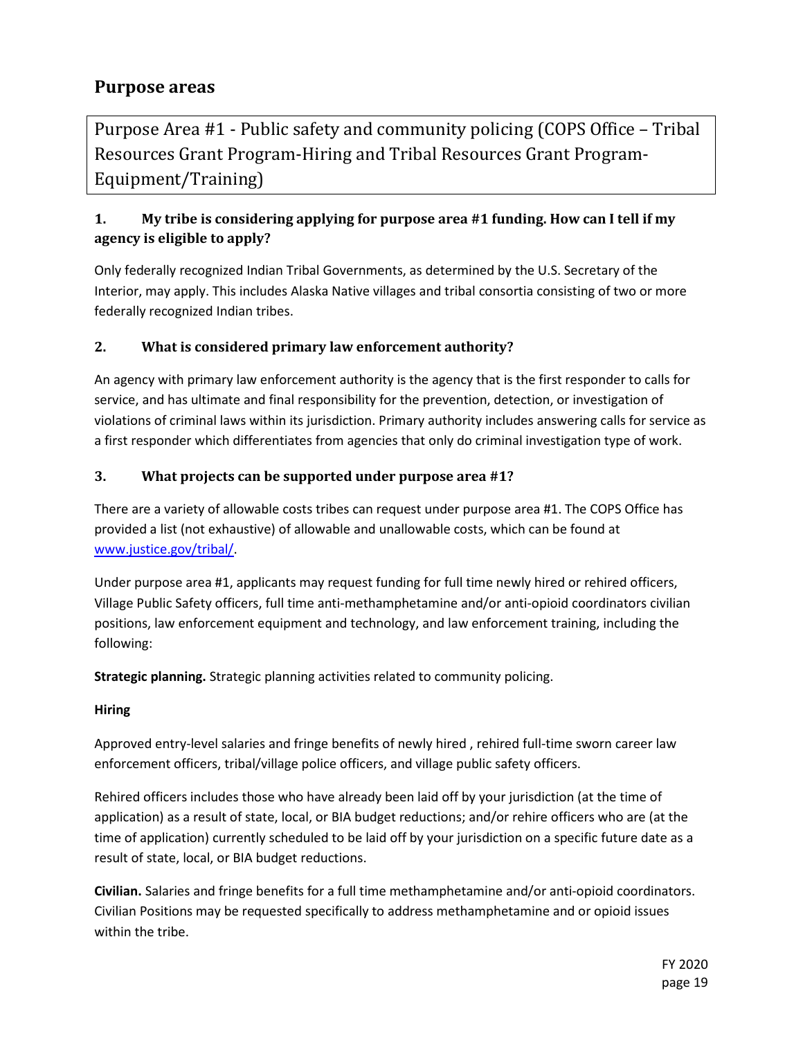## Purpose areas

### Purpose Area #1 - Public safety and community policing (COPS Office – Tribal Resources Grant Program-Hiring and Tribal Resources Grant Program-Equipment/Training)

**1. My tribe is considering applying for purpose area #1 funding. How can I tell if my agency is eligible to apply?**

Only federally recognized Indian Tribal Governments, as determined by the U.S. Secretary of the Interior, may apply. This includes Alaska Native villages and tribal consortia consisting of two or more federally recognized Indian tribes.

**2. What is considered primary law enforcement authority?**

An agency with primary law enforcement authority is the agency that is the first responder to calls for service, and has ultimate and final responsibility for the prevention, detection, or investigation of violations of criminal laws within its jurisdiction. Primary authority includes answering calls for service as a first responder which differentiates from agencies that only do criminal investigation type of work.

**3. What projects can be supported under purpose area #1?**

There are a variety of allowable costs tribes can request under purpose area #1. The COPS Office has provided a list (not exhaustive) of allowable and unallowable costs, which can be found at [www.justice.gov/tribal/](http://www.justice.gov/tribal/).

Under purpose area #1, applicants may request funding for full time newly hired or rehired officers, Village Public Safety officers, full time anti-methamphetamine and/or anti-opioid coordinators civilian positions, law enforcement equipment and technology, and law enforcement training, including the following:

**Strategic planning.** Strategic planning activities related to community policing.

**Hiring**

Approved entry-level salaries and fringe benefits of newly hired , rehired full-time sworn career law enforcement officers, tribal/village police officers, and village public safety officers.

Rehired officers includes those who have already been laid off by your jurisdiction (at the time of application) as a result of state, local, or BIA budget reductions; and/or rehire officers who are (at the time of application) currently scheduled to be laid off by your jurisdiction on a specific future date as a result of state, local, or BIA budget reductions.

**Civilian.** Salaries and fringe benefits for a full time methamphetamine and/or anti-opioid coordinators. Civilian Positions may be requested specifically to address methamphetamine and or opioid issues within the tribe.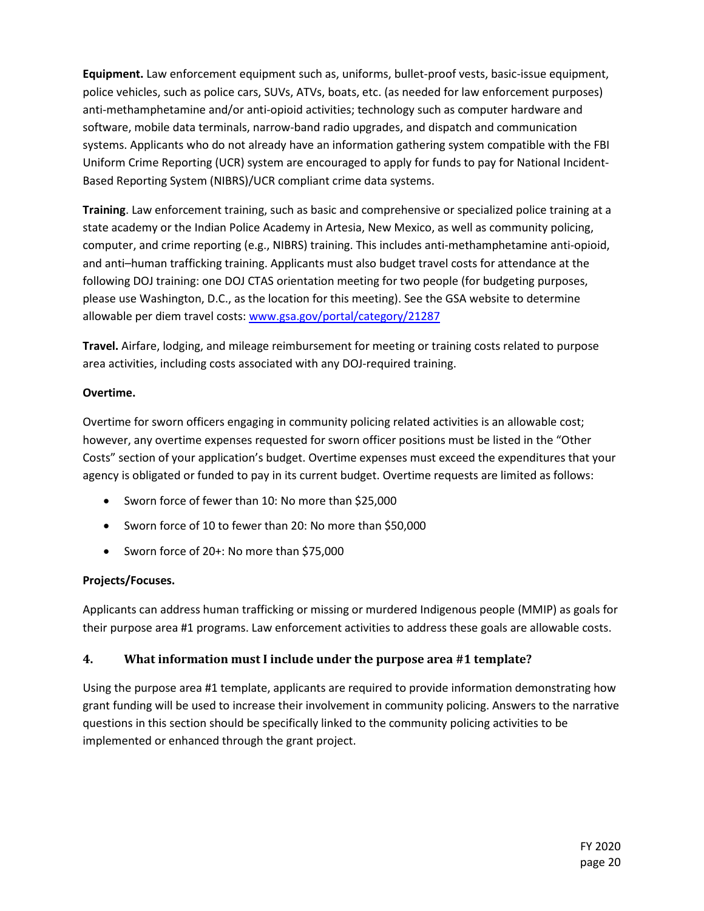**Equipment.** Law enforcement equipment such as, uniforms, bullet-proof vests, basic-issue equipment, police vehicles, such as police cars, SUVs, ATVs, boats, etc. (as needed for law enforcement purposes) anti-methamphetamine and/or anti-opioid activities; technology such as computer hardware and software, mobile data terminals, narrow-band radio upgrades, and dispatch and communication systems. Applicants who do not already have an information gathering system compatible with the FBI Uniform Crime Reporting (UCR) system are encouraged to apply for funds to pay for National Incident-Based Reporting System (NIBRS)/UCR compliant crime data systems.

**Training**. Law enforcement training, such as basic and comprehensive or specialized police training at a state academy or the Indian Police Academy in Artesia, New Mexico, as well as community policing, computer, and crime reporting (e.g., NIBRS) training. This includes anti-methamphetamine anti-opioid, and anti–human trafficking training. Applicants must also budget travel costs for attendance at the following DOJ training: one DOJ CTAS orientation meeting for two people (for budgeting purposes, please use Washington, D.C., as the location for this meeting). See the GSA website to determine allowable per diem travel costs: www.gsa.gov/portal/category/21287

**Travel.** Airfare, lodging, and mileage reimbursement for meeting or training costs related to purpose area activities, including costs associated with any DOJ-required training.

**Overtime.**

Overtime for sworn officers engaging in community policing related activities is an allowable cost; however, any overtime expenses requested for sworn officer positions must be listed in the "Other Costs" section of your application's budget. Overtime expenses must exceed the expenditures that your agency is obligated or funded to pay in its current budget. Overtime requests are limited as follows:

- Sworn force of fewer than 10: No more than $25,000
- Sworn force of 10 to fewer than 20: No more than $50,000
- Sworn force of 20+: No more than $75,000

**Projects/Focuses.**

Applicants can address human trafficking or missing or murdered Indigenous people (MMIP) as goals for their purpose area #1 programs. Law enforcement activities to address these goals are allowable costs.

### 4. What information must I include under the purpose area #1 template?

Using the purpose area #1 template, applicants are required to provide information demonstrating how grant funding will be used to increase their involvement in community policing. Answers to the narrative questions in this section should be specifically linked to the community policing activities to be implemented or enhanced through the grant project.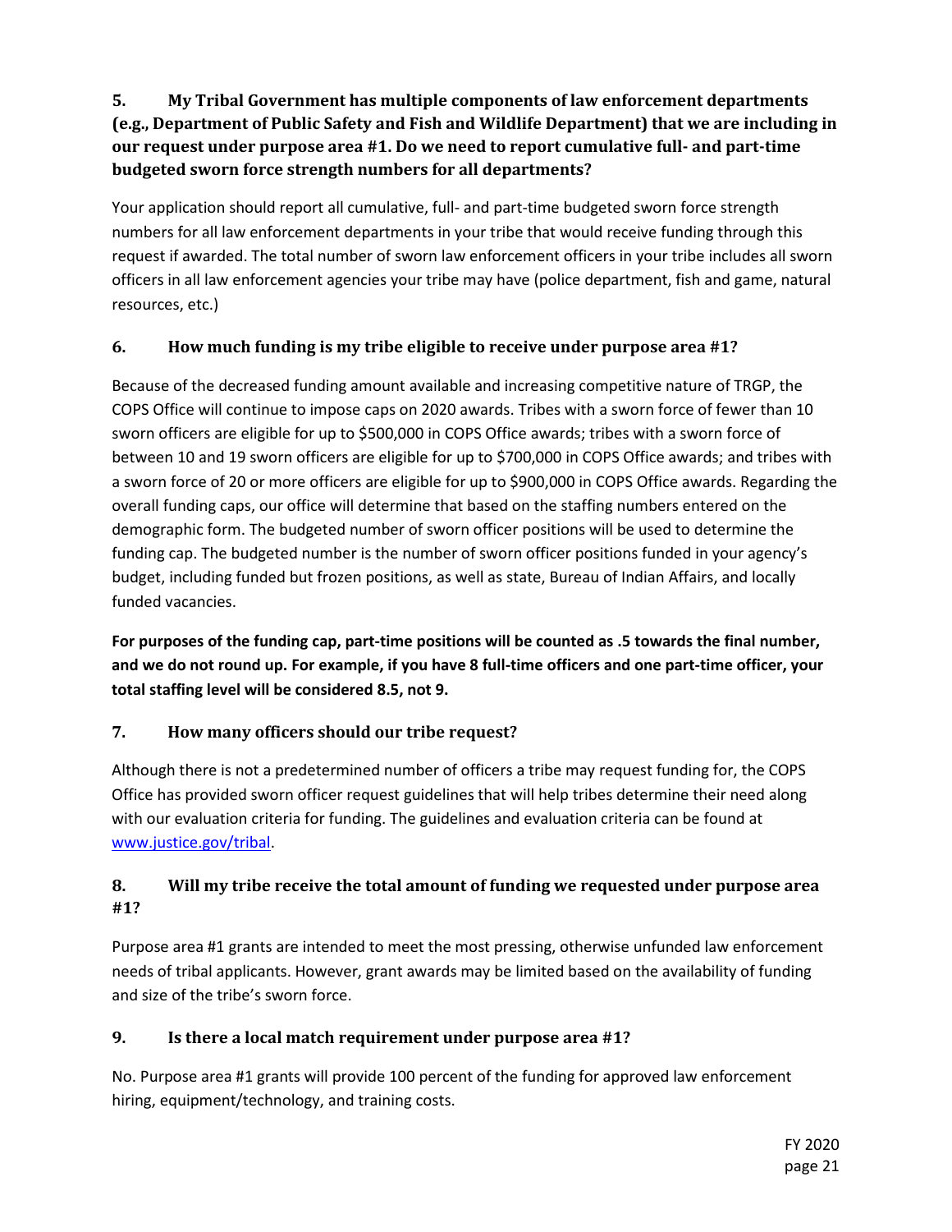### 5. My Tribal Government has multiple components of law enforcement departments (e.g., Department of Public Safety and Fish and Wildlife Department) that we are including in our request under purpose area #1. Do we need to report cumulative full- and part-time budgeted sworn force strength numbers for all departments?

Your application should report all cumulative, full- and part-time budgeted sworn force strength numbers for all law enforcement departments in your tribe that would receive funding through this request if awarded. The total number of sworn law enforcement officers in your tribe includes all sworn officers in all law enforcement agencies your tribe may have (police department, fish and game, natural resources, etc.)

### 6. How much funding is my tribe eligible to receive under purpose area #1?

Because of the decreased funding amount available and increasing competitive nature of TRGP, the COPS Office will continue to impose caps on 2020 awards. Tribes with a sworn force of fewer than 10 sworn officers are eligible for up to $500,000 in COPS Office awards; tribes with a sworn force of between 10 and 19 sworn officers are eligible for up to $700,000 in COPS Office awards; and tribes with a sworn force of 20 or more officers are eligible for up to $900,000 in COPS Office awards. Regarding the overall funding caps, our office will determine that based on the staffing numbers entered on the demographic form. The budgeted number of sworn officer positions will be used to determine the funding cap. The budgeted number is the number of sworn officer positions funded in your agency's budget, including funded but frozen positions, as well as state, Bureau of Indian Affairs, and locally funded vacancies.

**For purposes of the funding cap, part-time positions will be counted as .5 towards the final number, and we do not round up. For example, if you have 8 full-time officers and one part-time officer, your total staffing level will be considered 8.5, not 9.**

### 7. How many officers should our tribe request?

Although there is not a predetermined number of officers a tribe may request funding for, the COPS Office has provided sworn officer request guidelines that will help tribes determine their need along with our evaluation criteria for funding. The guidelines and evaluation criteria can be found at [www.justice.gov/tribal](www.justice.gov/tribal).

### 8. Will my tribe receive the total amount of funding we requested under purpose area #1?

Purpose area #1 grants are intended to meet the most pressing, otherwise unfunded law enforcement needs of tribal applicants. However, grant awards may be limited based on the availability of funding and size of the tribe's sworn force.

### 9. Is there a local match requirement under purpose area #1?

No. Purpose area #1 grants will provide 100 percent of the funding for approved law enforcement hiring, equipment/technology, and training costs.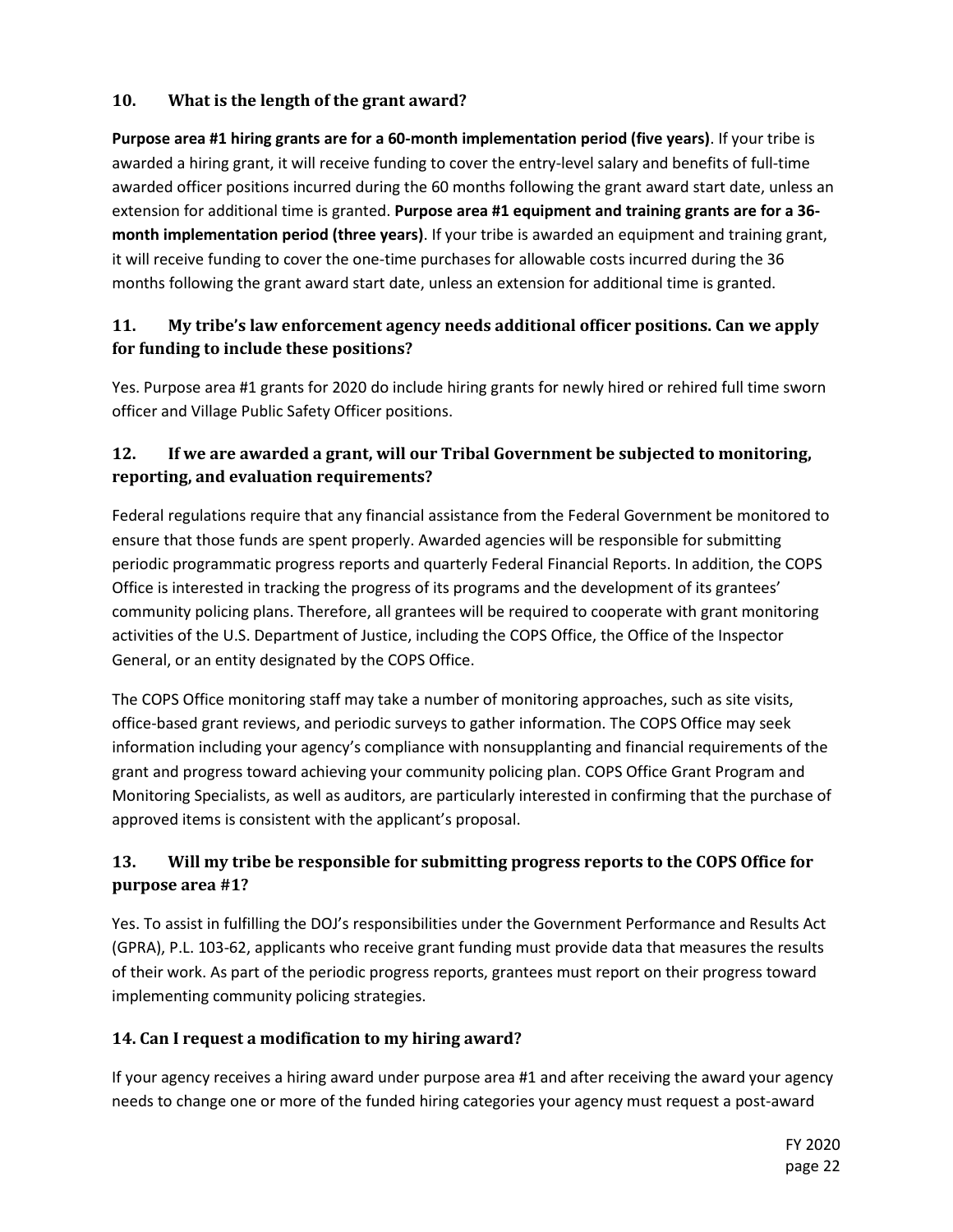### 10. What is the length of the grant award?

**Purpose area #1 hiring grants are for a 60-month implementation period (five years)**. If your tribe is awarded a hiring grant, it will receive funding to cover the entry-level salary and benefits of full-time awarded officer positions incurred during the 60 months following the grant award start date, unless an extension for additional time is granted. **Purpose area #1 equipment and training grants are for a 36-month implementation period (three years)**. If your tribe is awarded an equipment and training grant, it will receive funding to cover the one-time purchases for allowable costs incurred during the 36 months following the grant award start date, unless an extension for additional time is granted.

### 11. My tribe's law enforcement agency needs additional officer positions. Can we apply for funding to include these positions?

Yes. Purpose area #1 grants for 2020 do include hiring grants for newly hired or rehired full time sworn officer and Village Public Safety Officer positions.

### 12. If we are awarded a grant, will our Tribal Government be subjected to monitoring, reporting, and evaluation requirements?

Federal regulations require that any financial assistance from the Federal Government be monitored to ensure that those funds are spent properly. Awarded agencies will be responsible for submitting periodic programmatic progress reports and quarterly Federal Financial Reports. In addition, the COPS Office is interested in tracking the progress of its programs and the development of its grantees' community policing plans. Therefore, all grantees will be required to cooperate with grant monitoring activities of the U.S. Department of Justice, including the COPS Office, the Office of the Inspector General, or an entity designated by the COPS Office.

The COPS Office monitoring staff may take a number of monitoring approaches, such as site visits, office-based grant reviews, and periodic surveys to gather information. The COPS Office may seek information including your agency's compliance with nonsupplanting and financial requirements of the grant and progress toward achieving your community policing plan. COPS Office Grant Program and Monitoring Specialists, as well as auditors, are particularly interested in confirming that the purchase of approved items is consistent with the applicant's proposal.

### 13. Will my tribe be responsible for submitting progress reports to the COPS Office for purpose area #1?

Yes. To assist in fulfilling the DOJ's responsibilities under the Government Performance and Results Act (GPRA), P.L. 103-62, applicants who receive grant funding must provide data that measures the results of their work. As part of the periodic progress reports, grantees must report on their progress toward implementing community policing strategies.

### 14. Can I request a modification to my hiring award?

If your agency receives a hiring award under purpose area #1 and after receiving the award your agency needs to change one or more of the funded hiring categories your agency must request a post-award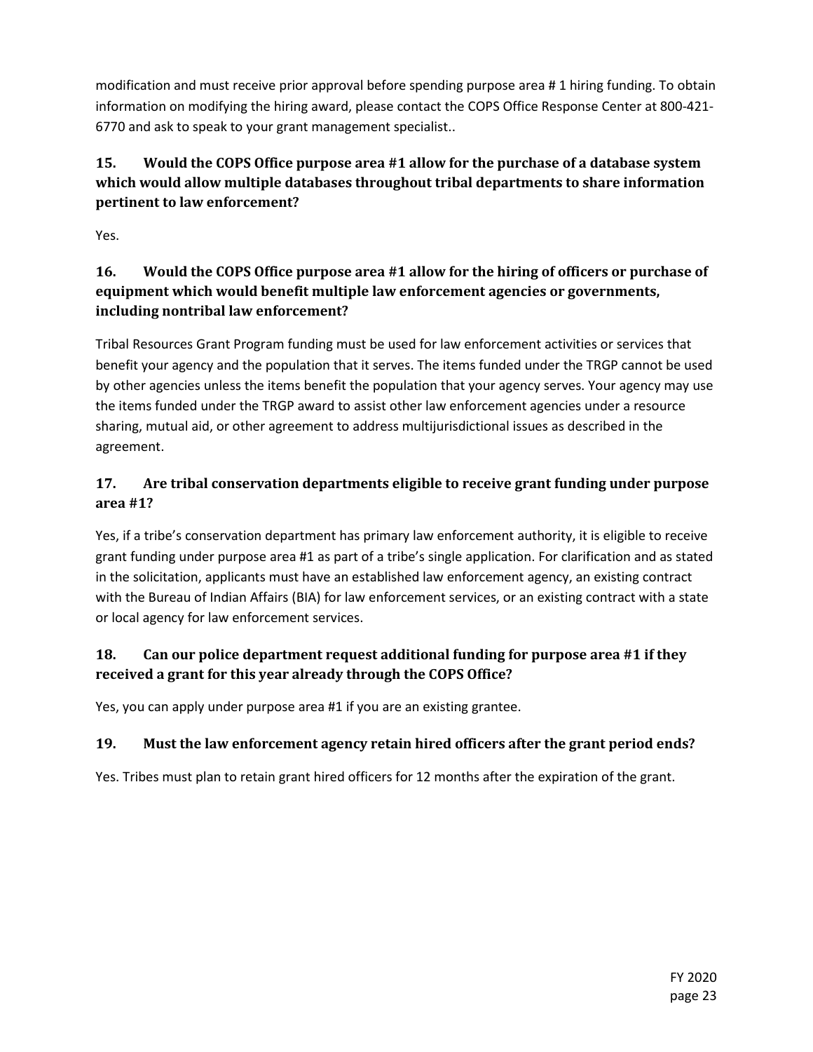modification and must receive prior approval before spending purpose area # 1 hiring funding. To obtain information on modifying the hiring award, please contact the COPS Office Response Center at 800-421-6770 and ask to speak to your grant management specialist..

### 15. Would the COPS Office purpose area #1 allow for the purchase of a database system which would allow multiple databases throughout tribal departments to share information pertinent to law enforcement?

Yes.

### 16. Would the COPS Office purpose area #1 allow for the hiring of officers or purchase of equipment which would benefit multiple law enforcement agencies or governments, including nontribal law enforcement?

Tribal Resources Grant Program funding must be used for law enforcement activities or services that benefit your agency and the population that it serves. The items funded under the TRGP cannot be used by other agencies unless the items benefit the population that your agency serves. Your agency may use the items funded under the TRGP award to assist other law enforcement agencies under a resource sharing, mutual aid, or other agreement to address multijurisdictional issues as described in the agreement.

### 17. Are tribal conservation departments eligible to receive grant funding under purpose area #1?

Yes, if a tribe's conservation department has primary law enforcement authority, it is eligible to receive grant funding under purpose area #1 as part of a tribe's single application. For clarification and as stated in the solicitation, applicants must have an established law enforcement agency, an existing contract with the Bureau of Indian Affairs (BIA) for law enforcement services, or an existing contract with a state or local agency for law enforcement services.

### 18. Can our police department request additional funding for purpose area #1 if they received a grant for this year already through the COPS Office?

Yes, you can apply under purpose area #1 if you are an existing grantee.

### 19. Must the law enforcement agency retain hired officers after the grant period ends?

Yes. Tribes must plan to retain grant hired officers for 12 months after the expiration of the grant.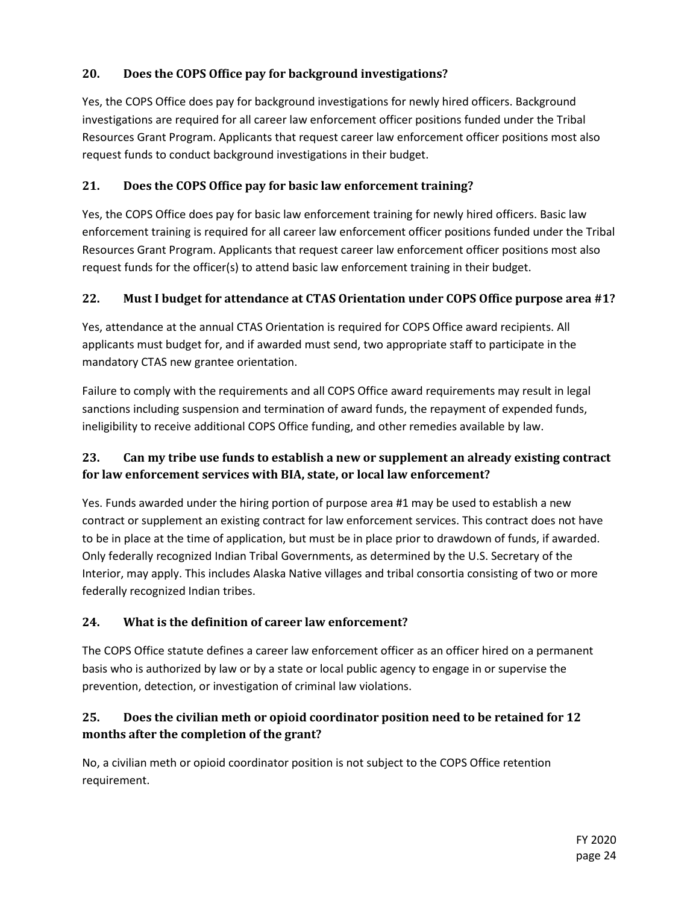### 20. Does the COPS Office pay for background investigations?

Yes, the COPS Office does pay for background investigations for newly hired officers. Background investigations are required for all career law enforcement officer positions funded under the Tribal Resources Grant Program. Applicants that request career law enforcement officer positions most also request funds to conduct background investigations in their budget.

### 21. Does the COPS Office pay for basic law enforcement training?

Yes, the COPS Office does pay for basic law enforcement training for newly hired officers. Basic law enforcement training is required for all career law enforcement officer positions funded under the Tribal Resources Grant Program. Applicants that request career law enforcement officer positions most also request funds for the officer(s) to attend basic law enforcement training in their budget.

### 22. Must I budget for attendance at CTAS Orientation under COPS Office purpose area #1?

Yes, attendance at the annual CTAS Orientation is required for COPS Office award recipients. All applicants must budget for, and if awarded must send, two appropriate staff to participate in the mandatory CTAS new grantee orientation.

Failure to comply with the requirements and all COPS Office award requirements may result in legal sanctions including suspension and termination of award funds, the repayment of expended funds, ineligibility to receive additional COPS Office funding, and other remedies available by law.

### 23. Can my tribe use funds to establish a new or supplement an already existing contract for law enforcement services with BIA, state, or local law enforcement?

Yes. Funds awarded under the hiring portion of purpose area #1 may be used to establish a new contract or supplement an existing contract for law enforcement services. This contract does not have to be in place at the time of application, but must be in place prior to drawdown of funds, if awarded. Only federally recognized Indian Tribal Governments, as determined by the U.S. Secretary of the Interior, may apply. This includes Alaska Native villages and tribal consortia consisting of two or more federally recognized Indian tribes.

### 24. What is the definition of career law enforcement?

The COPS Office statute defines a career law enforcement officer as an officer hired on a permanent basis who is authorized by law or by a state or local public agency to engage in or supervise the prevention, detection, or investigation of criminal law violations.

### 25. Does the civilian meth or opioid coordinator position need to be retained for 12 months after the completion of the grant?

No, a civilian meth or opioid coordinator position is not subject to the COPS Office retention requirement.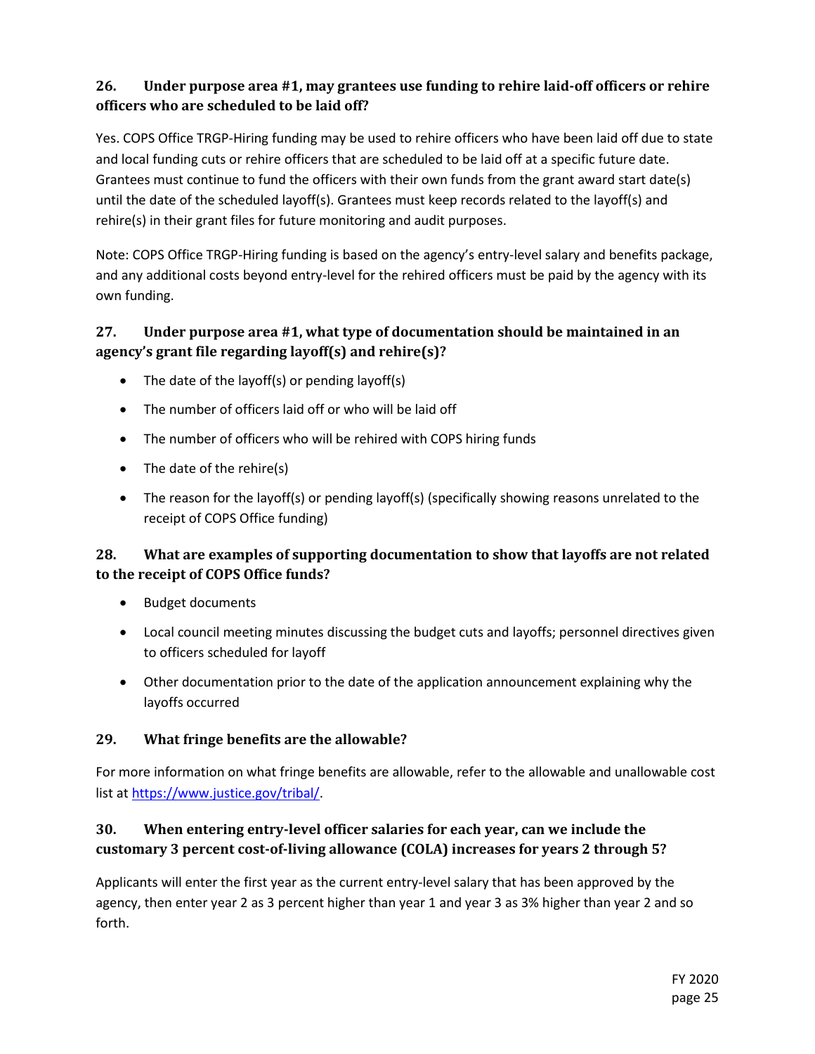### 26. Under purpose area #1, may grantees use funding to rehire laid-off officers or rehire officers who are scheduled to be laid off?

Yes. COPS Office TRGP-Hiring funding may be used to rehire officers who have been laid off due to state and local funding cuts or rehire officers that are scheduled to be laid off at a specific future date. Grantees must continue to fund the officers with their own funds from the grant award start date(s) until the date of the scheduled layoff(s). Grantees must keep records related to the layoff(s) and rehire(s) in their grant files for future monitoring and audit purposes.

Note: COPS Office TRGP-Hiring funding is based on the agency's entry-level salary and benefits package, and any additional costs beyond entry-level for the rehired officers must be paid by the agency with its own funding.

### 27. Under purpose area #1, what type of documentation should be maintained in an agency's grant file regarding layoff(s) and rehire(s)?

- The date of the layoff(s) or pending layoff(s)
- The number of officers laid off or who will be laid off
- The number of officers who will be rehired with COPS hiring funds
- The date of the rehire(s)
- The reason for the layoff(s) or pending layoff(s) (specifically showing reasons unrelated to the receipt of COPS Office funding)

### 28. What are examples of supporting documentation to show that layoffs are not related to the receipt of COPS Office funds?

- Budget documents
- Local council meeting minutes discussing the budget cuts and layoffs; personnel directives given to officers scheduled for layoff
- Other documentation prior to the date of the application announcement explaining why the layoffs occurred

### 29. What fringe benefits are the allowable?

For more information on what fringe benefits are allowable, refer to the allowable and unallowable cost list at https://www.justice.gov/tribal/.

### 30. When entering entry-level officer salaries for each year, can we include the customary 3 percent cost-of-living allowance (COLA) increases for years 2 through 5?

Applicants will enter the first year as the current entry-level salary that has been approved by the agency, then enter year 2 as 3 percent higher than year 1 and year 3 as 3% higher than year 2 and so forth.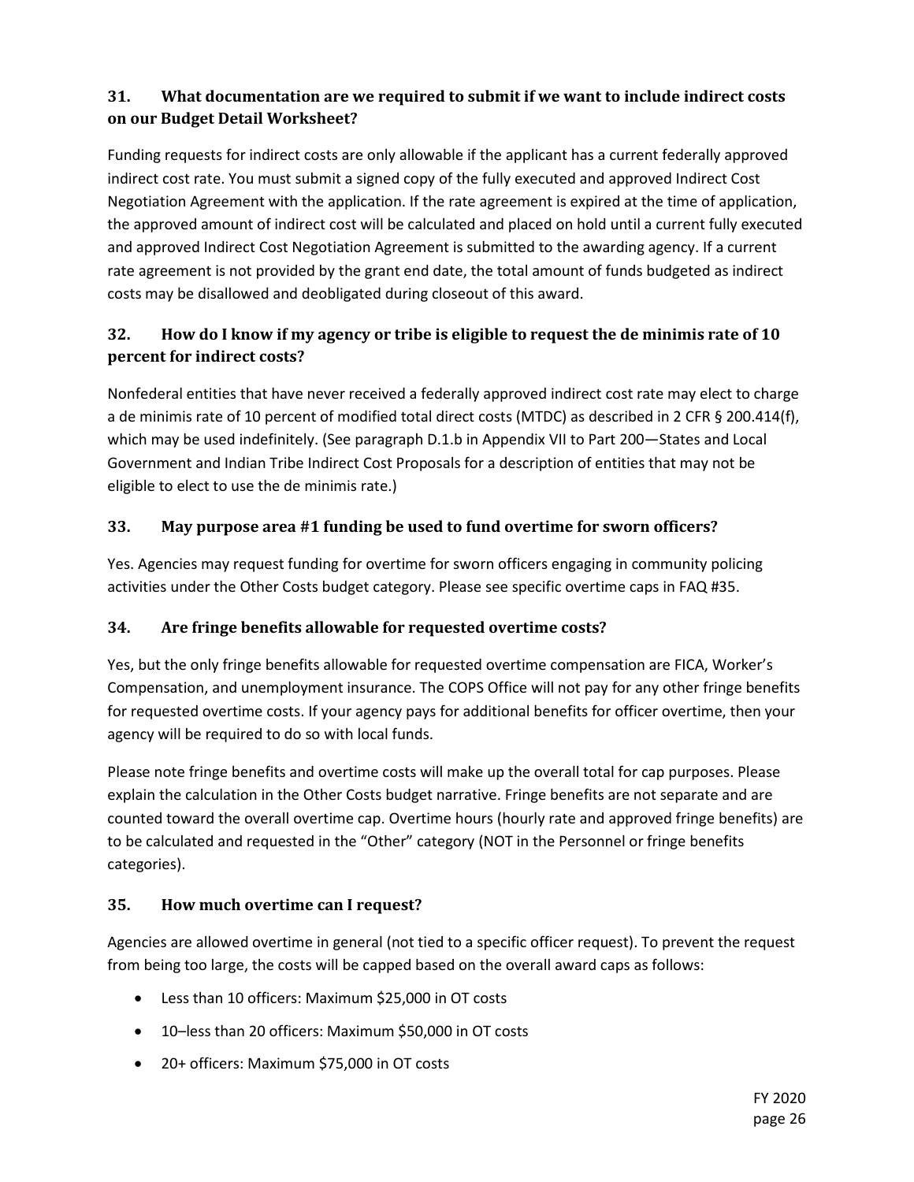### 31. What documentation are we required to submit if we want to include indirect costs on our Budget Detail Worksheet?

Funding requests for indirect costs are only allowable if the applicant has a current federally approved indirect cost rate. You must submit a signed copy of the fully executed and approved Indirect Cost Negotiation Agreement with the application. If the rate agreement is expired at the time of application, the approved amount of indirect cost will be calculated and placed on hold until a current fully executed and approved Indirect Cost Negotiation Agreement is submitted to the awarding agency. If a current rate agreement is not provided by the grant end date, the total amount of funds budgeted as indirect costs may be disallowed and deobligated during closeout of this award.

### 32. How do I know if my agency or tribe is eligible to request the de minimis rate of 10 percent for indirect costs?

Nonfederal entities that have never received a federally approved indirect cost rate may elect to charge a de minimis rate of 10 percent of modified total direct costs (MTDC) as described in 2 CFR § 200.414(f), which may be used indefinitely. (See paragraph D.1.b in Appendix VII to Part 200—States and Local Government and Indian Tribe Indirect Cost Proposals for a description of entities that may not be eligible to elect to use the de minimis rate.)

### 33. May purpose area #1 funding be used to fund overtime for sworn officers?

Yes. Agencies may request funding for overtime for sworn officers engaging in community policing activities under the Other Costs budget category. Please see specific overtime caps in FAQ #35.

### 34. Are fringe benefits allowable for requested overtime costs?

Yes, but the only fringe benefits allowable for requested overtime compensation are FICA, Worker's Compensation, and unemployment insurance. The COPS Office will not pay for any other fringe benefits for requested overtime costs. If your agency pays for additional benefits for officer overtime, then your agency will be required to do so with local funds.

Please note fringe benefits and overtime costs will make up the overall total for cap purposes. Please explain the calculation in the Other Costs budget narrative. Fringe benefits are not separate and are counted toward the overall overtime cap. Overtime hours (hourly rate and approved fringe benefits) are to be calculated and requested in the "Other" category (NOT in the Personnel or fringe benefits categories).

### 35. How much overtime can I request?

Agencies are allowed overtime in general (not tied to a specific officer request). To prevent the request from being too large, the costs will be capped based on the overall award caps as follows:

- Less than 10 officers: Maximum $25,000 in OT costs
- 10–less than 20 officers: Maximum $50,000 in OT costs
- 20+ officers: Maximum $75,000 in OT costs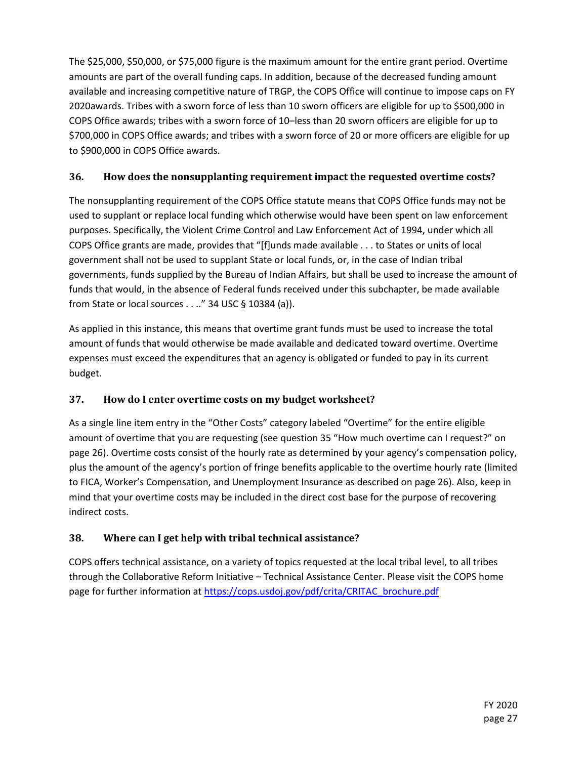The $25,000, $50,000, or $75,000 figure is the maximum amount for the entire grant period. Overtime amounts are part of the overall funding caps. In addition, because of the decreased funding amount available and increasing competitive nature of TRGP, the COPS Office will continue to impose caps on FY 2020awards. Tribes with a sworn force of less than 10 sworn officers are eligible for up to $500,000 in COPS Office awards; tribes with a sworn force of 10–less than 20 sworn officers are eligible for up to $700,000 in COPS Office awards; and tribes with a sworn force of 20 or more officers are eligible for up to $900,000 in COPS Office awards.

### 36. How does the nonsupplanting requirement impact the requested overtime costs?

The nonsupplanting requirement of the COPS Office statute means that COPS Office funds may not be used to supplant or replace local funding which otherwise would have been spent on law enforcement purposes. Specifically, the Violent Crime Control and Law Enforcement Act of 1994, under which all COPS Office grants are made, provides that "[f]unds made available . . . to States or units of local government shall not be used to supplant State or local funds, or, in the case of Indian tribal governments, funds supplied by the Bureau of Indian Affairs, but shall be used to increase the amount of funds that would, in the absence of Federal funds received under this subchapter, be made available from State or local sources . . .." 34 USC § 10384 (a)).

As applied in this instance, this means that overtime grant funds must be used to increase the total amount of funds that would otherwise be made available and dedicated toward overtime. Overtime expenses must exceed the expenditures that an agency is obligated or funded to pay in its current budget.

### 37. How do I enter overtime costs on my budget worksheet?

As a single line item entry in the "Other Costs" category labeled "Overtime" for the entire eligible amount of overtime that you are requesting (see question 35 "How much overtime can I request?" on page 26). Overtime costs consist of the hourly rate as determined by your agency's compensation policy, plus the amount of the agency's portion of fringe benefits applicable to the overtime hourly rate (limited to FICA, Worker's Compensation, and Unemployment Insurance as described on page 26). Also, keep in mind that your overtime costs may be included in the direct cost base for the purpose of recovering indirect costs.

### 38. Where can I get help with tribal technical assistance?

COPS offers technical assistance, on a variety of topics requested at the local tribal level, to all tribes through the Collaborative Reform Initiative – Technical Assistance Center. Please visit the COPS home page for further information at [https://cops.usdoj.gov/pdf/crita/CRITAC_brochure.pdf](https://cops.usdoj.gov/pdf/crita/CRITAC_brochure.pdf)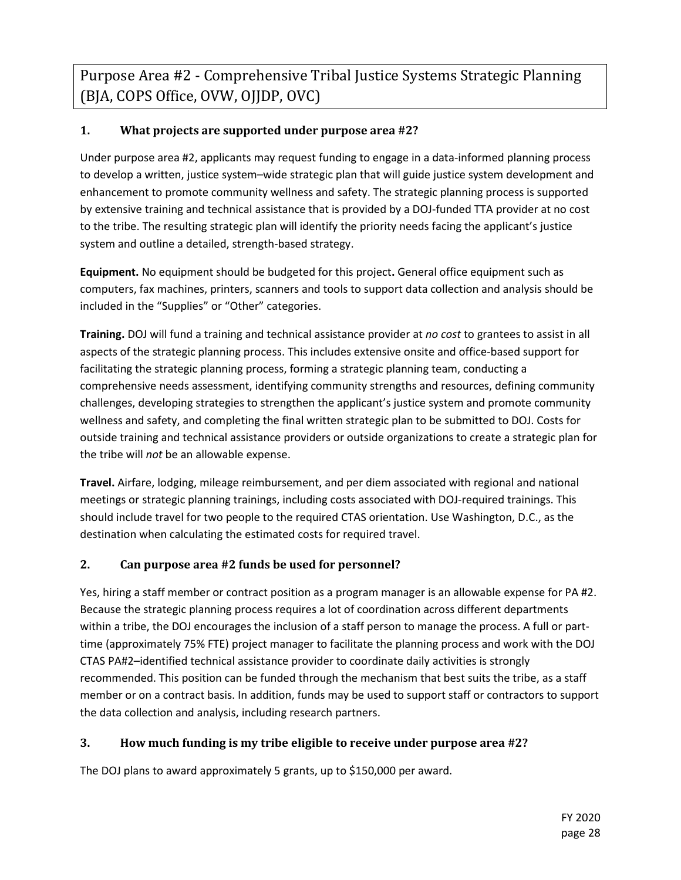## Purpose Area #2 - Comprehensive Tribal Justice Systems Strategic Planning (BJA, COPS Office, OVW, OJJDP, OVC)

### 1. What projects are supported under purpose area #2?

Under purpose area #2, applicants may request funding to engage in a data-informed planning process to develop a written, justice system–wide strategic plan that will guide justice system development and enhancement to promote community wellness and safety. The strategic planning process is supported by extensive training and technical assistance that is provided by a DOJ-funded TTA provider at no cost to the tribe. The resulting strategic plan will identify the priority needs facing the applicant's justice system and outline a detailed, strength-based strategy.

**Equipment.** No equipment should be budgeted for this project**.** General office equipment such as computers, fax machines, printers, scanners and tools to support data collection and analysis should be included in the "Supplies" or "Other" categories.

**Training.** DOJ will fund a training and technical assistance provider at *no cost* to grantees to assist in all aspects of the strategic planning process. This includes extensive onsite and office-based support for facilitating the strategic planning process, forming a strategic planning team, conducting a comprehensive needs assessment, identifying community strengths and resources, defining community challenges, developing strategies to strengthen the applicant's justice system and promote community wellness and safety, and completing the final written strategic plan to be submitted to DOJ. Costs for outside training and technical assistance providers or outside organizations to create a strategic plan for the tribe will *not* be an allowable expense.

**Travel.** Airfare, lodging, mileage reimbursement, and per diem associated with regional and national meetings or strategic planning trainings, including costs associated with DOJ-required trainings. This should include travel for two people to the required CTAS orientation. Use Washington, D.C., as the destination when calculating the estimated costs for required travel.

### 2. Can purpose area #2 funds be used for personnel?

Yes, hiring a staff member or contract position as a program manager is an allowable expense for PA #2. Because the strategic planning process requires a lot of coordination across different departments within a tribe, the DOJ encourages the inclusion of a staff person to manage the process. A full or part-time (approximately 75% FTE) project manager to facilitate the planning process and work with the DOJ CTAS PA#2–identified technical assistance provider to coordinate daily activities is strongly recommended. This position can be funded through the mechanism that best suits the tribe, as a staff member or on a contract basis. In addition, funds may be used to support staff or contractors to support the data collection and analysis, including research partners.

### 3. How much funding is my tribe eligible to receive under purpose area #2?

The DOJ plans to award approximately 5 grants, up to $150,000 per award.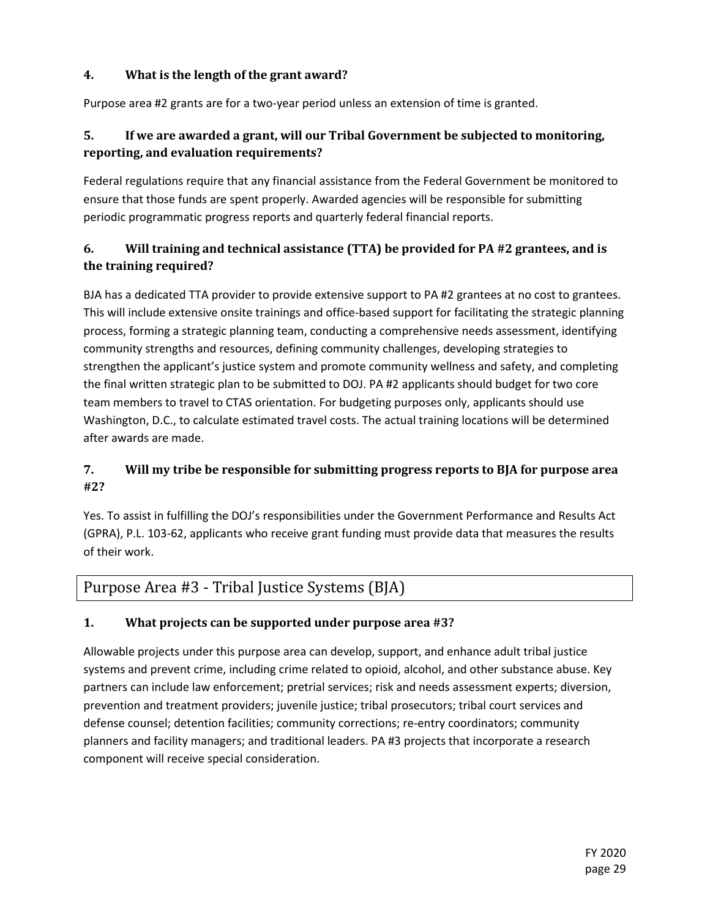### 4. What is the length of the grant award?

Purpose area #2 grants are for a two-year period unless an extension of time is granted.

### 5. If we are awarded a grant, will our Tribal Government be subjected to monitoring, reporting, and evaluation requirements?

Federal regulations require that any financial assistance from the Federal Government be monitored to ensure that those funds are spent properly. Awarded agencies will be responsible for submitting periodic programmatic progress reports and quarterly federal financial reports.

### 6. Will training and technical assistance (TTA) be provided for PA #2 grantees, and is the training required?

BJA has a dedicated TTA provider to provide extensive support to PA #2 grantees at no cost to grantees. This will include extensive onsite trainings and office-based support for facilitating the strategic planning process, forming a strategic planning team, conducting a comprehensive needs assessment, identifying community strengths and resources, defining community challenges, developing strategies to strengthen the applicant's justice system and promote community wellness and safety, and completing the final written strategic plan to be submitted to DOJ. PA #2 applicants should budget for two core team members to travel to CTAS orientation. For budgeting purposes only, applicants should use Washington, D.C., to calculate estimated travel costs. The actual training locations will be determined after awards are made.

### 7. Will my tribe be responsible for submitting progress reports to BJA for purpose area #2?

Yes. To assist in fulfilling the DOJ's responsibilities under the Government Performance and Results Act (GPRA), P.L. 103-62, applicants who receive grant funding must provide data that measures the results of their work.

## Purpose Area #3 - Tribal Justice Systems (BJA)

### 1. What projects can be supported under purpose area #3?

Allowable projects under this purpose area can develop, support, and enhance adult tribal justice systems and prevent crime, including crime related to opioid, alcohol, and other substance abuse. Key partners can include law enforcement; pretrial services; risk and needs assessment experts; diversion, prevention and treatment providers; juvenile justice; tribal prosecutors; tribal court services and defense counsel; detention facilities; community corrections; re-entry coordinators; community planners and facility managers; and traditional leaders. PA #3 projects that incorporate a research component will receive special consideration.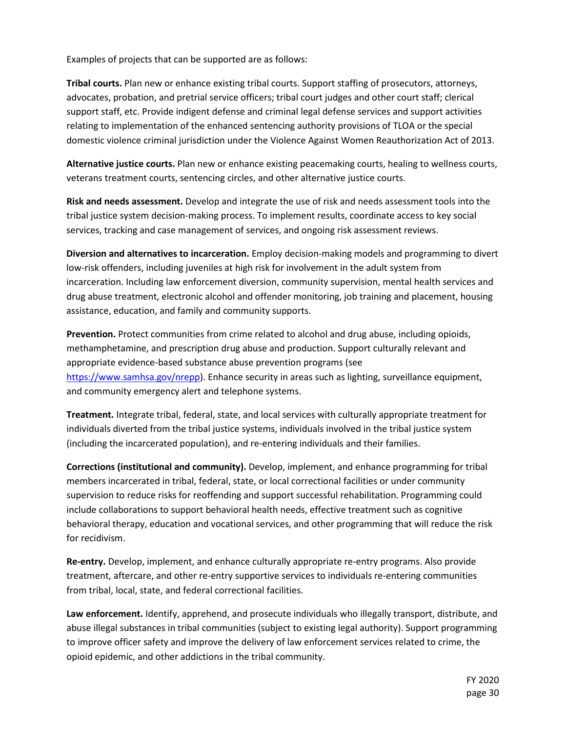Examples of projects that can be supported are as follows:

**Tribal courts.** Plan new or enhance existing tribal courts. Support staffing of prosecutors, attorneys, advocates, probation, and pretrial service officers; tribal court judges and other court staff; clerical support staff, etc. Provide indigent defense and criminal legal defense services and support activities relating to implementation of the enhanced sentencing authority provisions of TLOA or the special domestic violence criminal jurisdiction under the Violence Against Women Reauthorization Act of 2013.

**Alternative justice courts.** Plan new or enhance existing peacemaking courts, healing to wellness courts, veterans treatment courts, sentencing circles, and other alternative justice courts.

**Risk and needs assessment.** Develop and integrate the use of risk and needs assessment tools into the tribal justice system decision-making process. To implement results, coordinate access to key social services, tracking and case management of services, and ongoing risk assessment reviews.

**Diversion and alternatives to incarceration.** Employ decision-making models and programming to divert low-risk offenders, including juveniles at high risk for involvement in the adult system from incarceration. Including law enforcement diversion, community supervision, mental health services and drug abuse treatment, electronic alcohol and offender monitoring, job training and placement, housing assistance, education, and family and community supports.

**Prevention.** Protect communities from crime related to alcohol and drug abuse, including opioids, methamphetamine, and prescription drug abuse and production. Support culturally relevant and appropriate evidence-based substance abuse prevention programs (see [https://www.samhsa.gov/nrepp](https://www.samhsa.gov/nrepp)). Enhance security in areas such as lighting, surveillance equipment, and community emergency alert and telephone systems.

**Treatment.** Integrate tribal, federal, state, and local services with culturally appropriate treatment for individuals diverted from the tribal justice systems, individuals involved in the tribal justice system (including the incarcerated population), and re-entering individuals and their families.

**Corrections (institutional and community).** Develop, implement, and enhance programming for tribal members incarcerated in tribal, federal, state, or local correctional facilities or under community supervision to reduce risks for reoffending and support successful rehabilitation. Programming could include collaborations to support behavioral health needs, effective treatment such as cognitive behavioral therapy, education and vocational services, and other programming that will reduce the risk for recidivism.

**Re-entry.** Develop, implement, and enhance culturally appropriate re-entry programs. Also provide treatment, aftercare, and other re-entry supportive services to individuals re-entering communities from tribal, local, state, and federal correctional facilities.

**Law enforcement.** Identify, apprehend, and prosecute individuals who illegally transport, distribute, and abuse illegal substances in tribal communities (subject to existing legal authority). Support programming to improve officer safety and improve the delivery of law enforcement services related to crime, the opioid epidemic, and other addictions in the tribal community.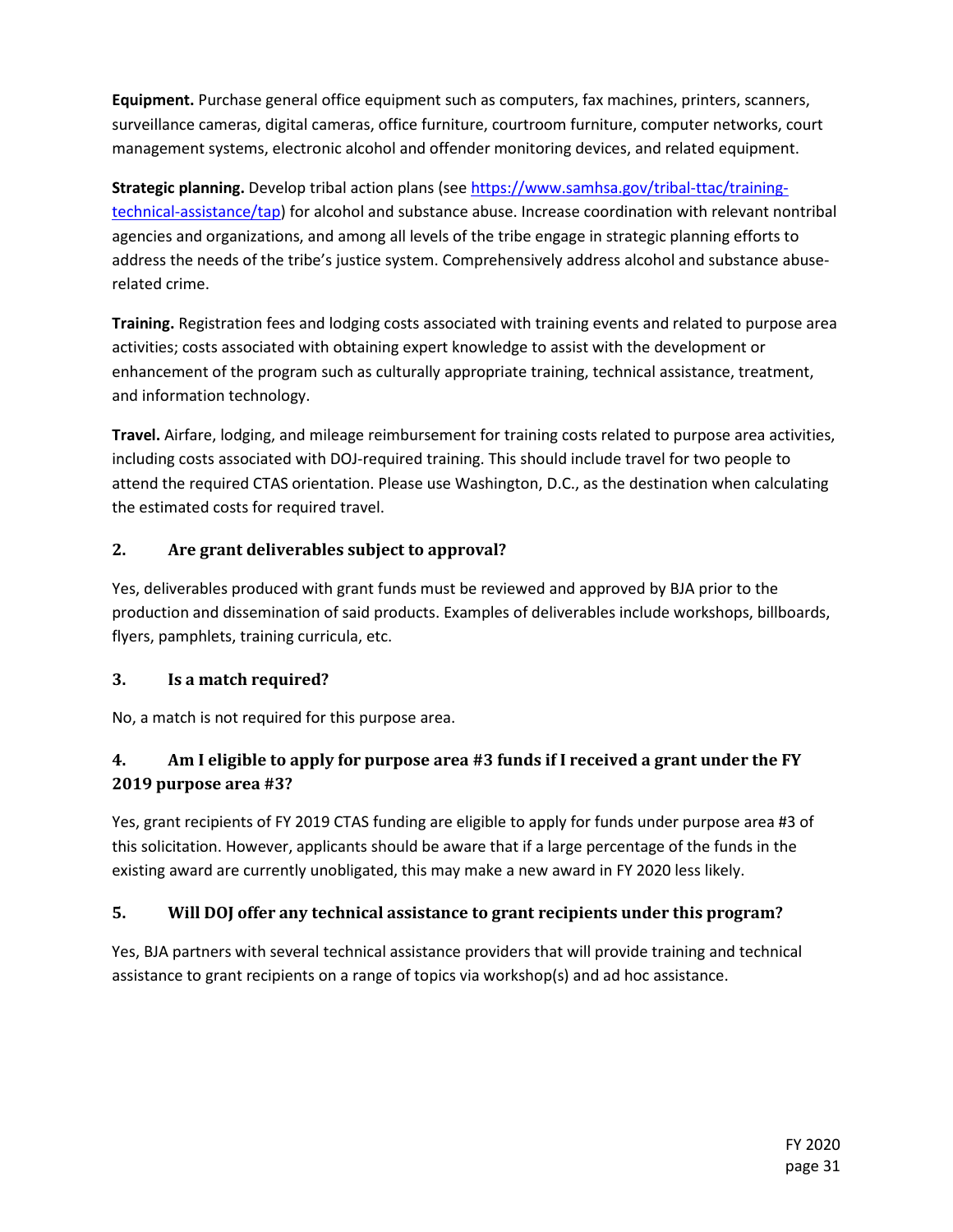**Equipment.** Purchase general office equipment such as computers, fax machines, printers, scanners, surveillance cameras, digital cameras, office furniture, courtroom furniture, computer networks, court management systems, electronic alcohol and offender monitoring devices, and related equipment.

**Strategic planning.** Develop tribal action plans (see [https://www.samhsa.gov/tribal-ttac/training-technical-assistance/tap](https://www.samhsa.gov/tribal-ttac/training-technical-assistance/tap)) for alcohol and substance abuse. Increase coordination with relevant nontribal agencies and organizations, and among all levels of the tribe engage in strategic planning efforts to address the needs of the tribe's justice system. Comprehensively address alcohol and substance abuse-related crime.

**Training.** Registration fees and lodging costs associated with training events and related to purpose area activities; costs associated with obtaining expert knowledge to assist with the development or enhancement of the program such as culturally appropriate training, technical assistance, treatment, and information technology.

**Travel.** Airfare, lodging, and mileage reimbursement for training costs related to purpose area activities, including costs associated with DOJ-required training. This should include travel for two people to attend the required CTAS orientation. Please use Washington, D.C., as the destination when calculating the estimated costs for required travel.

### 2. Are grant deliverables subject to approval?

Yes, deliverables produced with grant funds must be reviewed and approved by BJA prior to the production and dissemination of said products. Examples of deliverables include workshops, billboards, flyers, pamphlets, training curricula, etc.

### 3. Is a match required?

No, a match is not required for this purpose area.

### 4. Am I eligible to apply for purpose area #3 funds if I received a grant under the FY 2019 purpose area #3?

Yes, grant recipients of FY 2019 CTAS funding are eligible to apply for funds under purpose area #3 of this solicitation. However, applicants should be aware that if a large percentage of the funds in the existing award are currently unobligated, this may make a new award in FY 2020 less likely.

### 5. Will DOJ offer any technical assistance to grant recipients under this program?

Yes, BJA partners with several technical assistance providers that will provide training and technical assistance to grant recipients on a range of topics via workshop(s) and ad hoc assistance.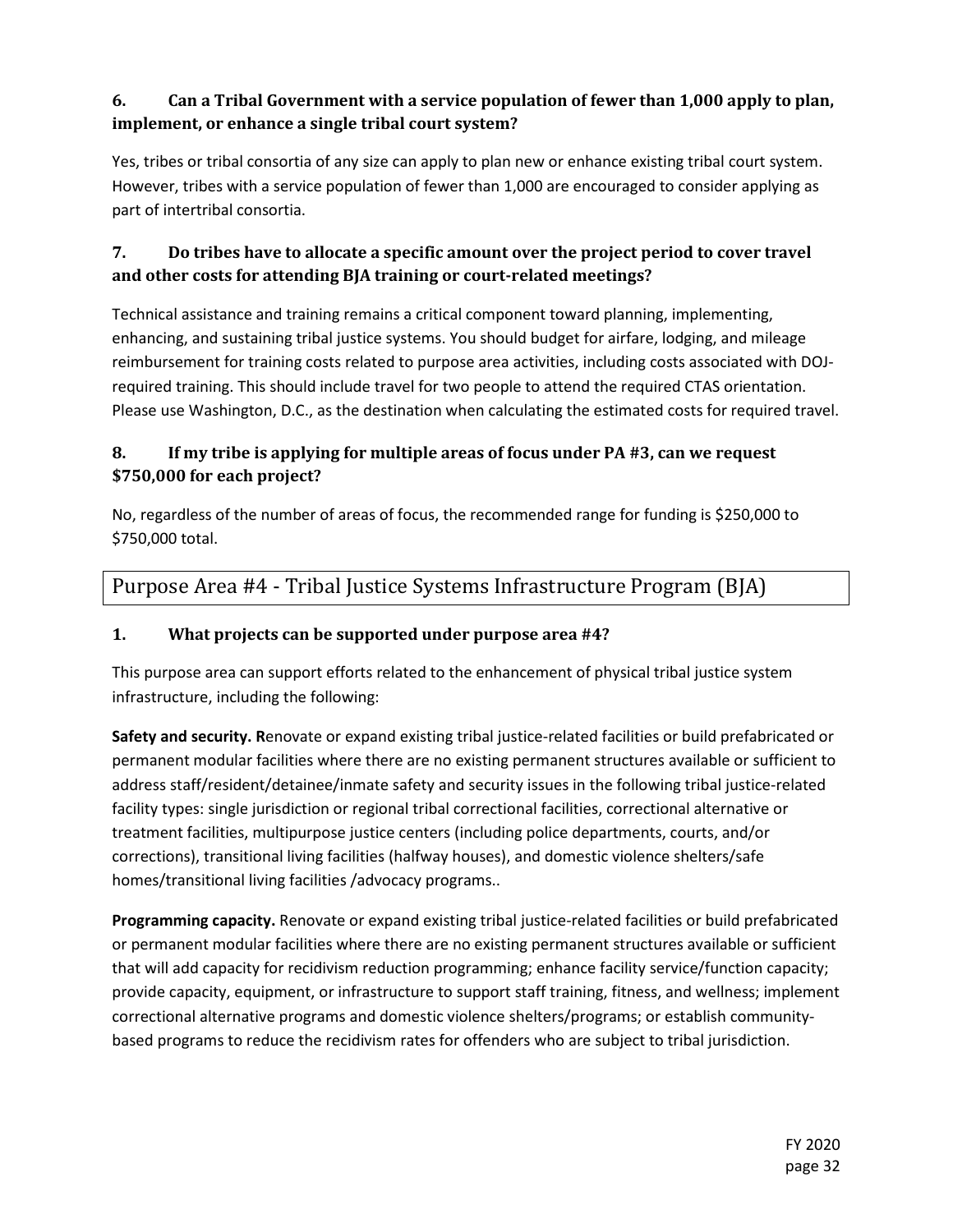### 6. Can a Tribal Government with a service population of fewer than 1,000 apply to plan, implement, or enhance a single tribal court system?

Yes, tribes or tribal consortia of any size can apply to plan new or enhance existing tribal court system. However, tribes with a service population of fewer than 1,000 are encouraged to consider applying as part of intertribal consortia.

### 7. Do tribes have to allocate a specific amount over the project period to cover travel and other costs for attending BJA training or court-related meetings?

Technical assistance and training remains a critical component toward planning, implementing, enhancing, and sustaining tribal justice systems. You should budget for airfare, lodging, and mileage reimbursement for training costs related to purpose area activities, including costs associated with DOJ-required training. This should include travel for two people to attend the required CTAS orientation. Please use Washington, D.C., as the destination when calculating the estimated costs for required travel.

### 8. If my tribe is applying for multiple areas of focus under PA #3, can we request $750,000 for each project?

No, regardless of the number of areas of focus, the recommended range for funding is $250,000 to $750,000 total.

## Purpose Area #4 - Tribal Justice Systems Infrastructure Program (BJA)

### 1. What projects can be supported under purpose area #4?

This purpose area can support efforts related to the enhancement of physical tribal justice system infrastructure, including the following:

**Safety and security. R**enovate or expand existing tribal justice-related facilities or build prefabricated or permanent modular facilities where there are no existing permanent structures available or sufficient to address staff/resident/detainee/inmate safety and security issues in the following tribal justice-related facility types: single jurisdiction or regional tribal correctional facilities, correctional alternative or treatment facilities, multipurpose justice centers (including police departments, courts, and/or corrections), transitional living facilities (halfway houses), and domestic violence shelters/safe homes/transitional living facilities /advocacy programs..

**Programming capacity.** Renovate or expand existing tribal justice-related facilities or build prefabricated or permanent modular facilities where there are no existing permanent structures available or sufficient that will add capacity for recidivism reduction programming; enhance facility service/function capacity; provide capacity, equipment, or infrastructure to support staff training, fitness, and wellness; implement correctional alternative programs and domestic violence shelters/programs; or establish community-based programs to reduce the recidivism rates for offenders who are subject to tribal jurisdiction.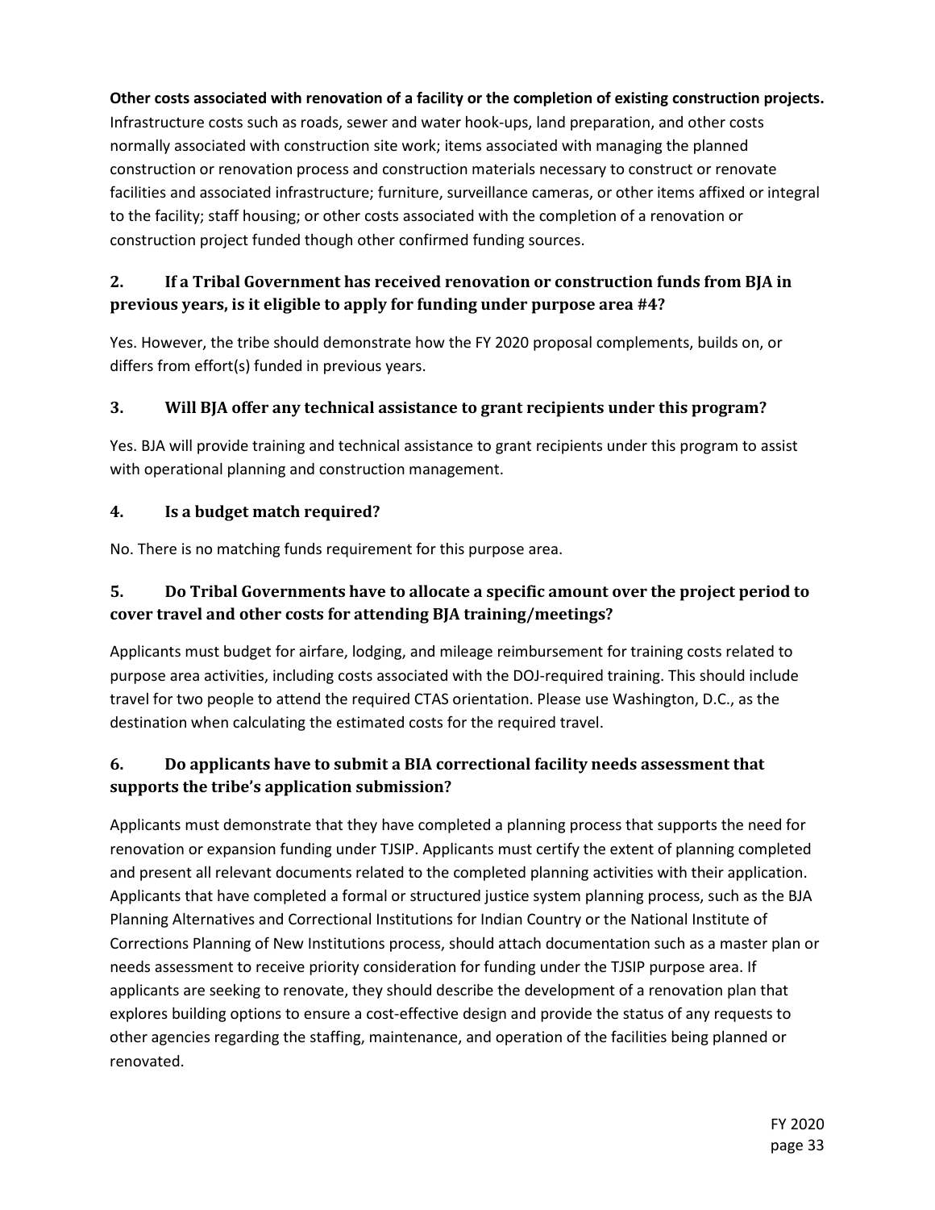**Other costs associated with renovation of a facility or the completion of existing construction projects.** Infrastructure costs such as roads, sewer and water hook-ups, land preparation, and other costs normally associated with construction site work; items associated with managing the planned construction or renovation process and construction materials necessary to construct or renovate facilities and associated infrastructure; furniture, surveillance cameras, or other items affixed or integral to the facility; staff housing; or other costs associated with the completion of a renovation or construction project funded though other confirmed funding sources.

### 2. If a Tribal Government has received renovation or construction funds from BJA in previous years, is it eligible to apply for funding under purpose area #4?

Yes. However, the tribe should demonstrate how the FY 2020 proposal complements, builds on, or differs from effort(s) funded in previous years.

### 3. Will BJA offer any technical assistance to grant recipients under this program?

Yes. BJA will provide training and technical assistance to grant recipients under this program to assist with operational planning and construction management.

### 4. Is a budget match required?

No. There is no matching funds requirement for this purpose area.

### 5. Do Tribal Governments have to allocate a specific amount over the project period to cover travel and other costs for attending BJA training/meetings?

Applicants must budget for airfare, lodging, and mileage reimbursement for training costs related to purpose area activities, including costs associated with the DOJ-required training. This should include travel for two people to attend the required CTAS orientation. Please use Washington, D.C., as the destination when calculating the estimated costs for the required travel.

### 6. Do applicants have to submit a BIA correctional facility needs assessment that supports the tribe's application submission?

Applicants must demonstrate that they have completed a planning process that supports the need for renovation or expansion funding under TJSIP. Applicants must certify the extent of planning completed and present all relevant documents related to the completed planning activities with their application. Applicants that have completed a formal or structured justice system planning process, such as the BJA Planning Alternatives and Correctional Institutions for Indian Country or the National Institute of Corrections Planning of New Institutions process, should attach documentation such as a master plan or needs assessment to receive priority consideration for funding under the TJSIP purpose area. If applicants are seeking to renovate, they should describe the development of a renovation plan that explores building options to ensure a cost-effective design and provide the status of any requests to other agencies regarding the staffing, maintenance, and operation of the facilities being planned or renovated.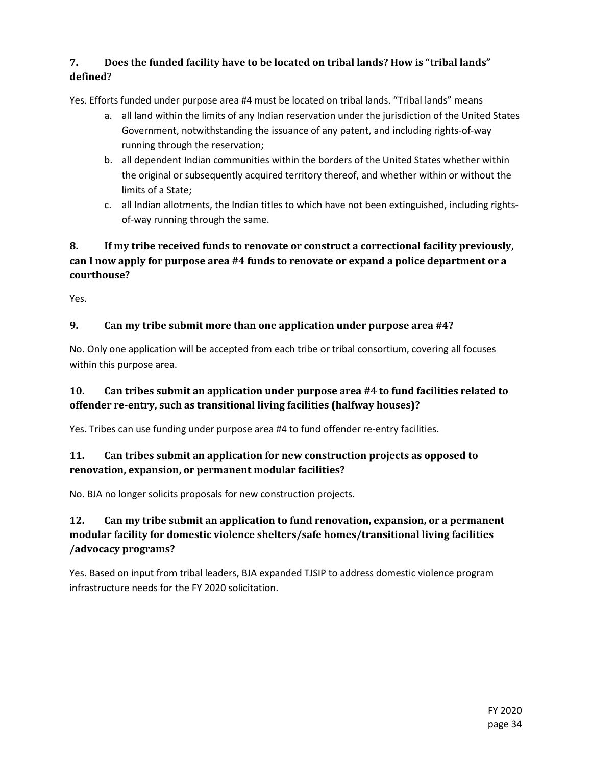### 7. Does the funded facility have to be located on tribal lands? How is "tribal lands" defined?

Yes. Efforts funded under purpose area #4 must be located on tribal lands. "Tribal lands" means

a. all land within the limits of any Indian reservation under the jurisdiction of the United States Government, notwithstanding the issuance of any patent, and including rights-of-way running through the reservation;
b. all dependent Indian communities within the borders of the United States whether within the original or subsequently acquired territory thereof, and whether within or without the limits of a State;
c. all Indian allotments, the Indian titles to which have not been extinguished, including rights-of-way running through the same.

### 8. If my tribe received funds to renovate or construct a correctional facility previously, can I now apply for purpose area #4 funds to renovate or expand a police department or a courthouse?

Yes.

### 9. Can my tribe submit more than one application under purpose area #4?

No. Only one application will be accepted from each tribe or tribal consortium, covering all focuses within this purpose area.

### 10. Can tribes submit an application under purpose area #4 to fund facilities related to offender re-entry, such as transitional living facilities (halfway houses)?

Yes. Tribes can use funding under purpose area #4 to fund offender re-entry facilities.

### 11. Can tribes submit an application for new construction projects as opposed to renovation, expansion, or permanent modular facilities?

No. BJA no longer solicits proposals for new construction projects.

### 12. Can my tribe submit an application to fund renovation, expansion, or a permanent modular facility for domestic violence shelters/safe homes/transitional living facilities /advocacy programs?

Yes. Based on input from tribal leaders, BJA expanded TJSIP to address domestic violence program infrastructure needs for the FY 2020 solicitation.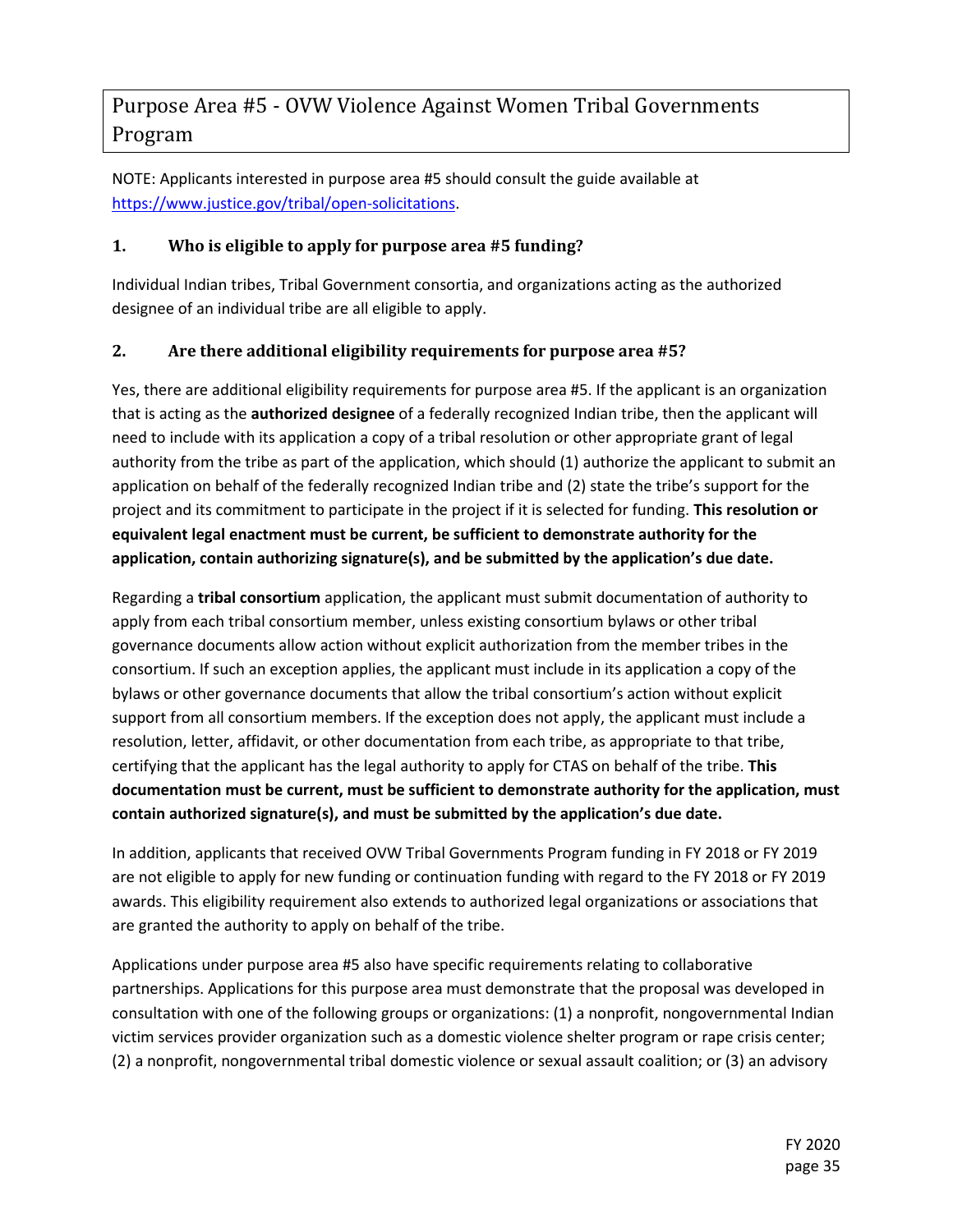## Purpose Area #5 - OVW Violence Against Women Tribal Governments Program

NOTE: Applicants interested in purpose area #5 should consult the guide available at [https://www.justice.gov/tribal/open-solicitations](https://www.justice.gov/tribal/open-solicitations).

### 1. Who is eligible to apply for purpose area #5 funding?

Individual Indian tribes, Tribal Government consortia, and organizations acting as the authorized designee of an individual tribe are all eligible to apply.

### 2. Are there additional eligibility requirements for purpose area #5?

Yes, there are additional eligibility requirements for purpose area #5. If the applicant is an organization that is acting as the **authorized designee** of a federally recognized Indian tribe, then the applicant will need to include with its application a copy of a tribal resolution or other appropriate grant of legal authority from the tribe as part of the application, which should (1) authorize the applicant to submit an application on behalf of the federally recognized Indian tribe and (2) state the tribe's support for the project and its commitment to participate in the project if it is selected for funding. **This resolution or equivalent legal enactment must be current, be sufficient to demonstrate authority for the application, contain authorizing signature(s), and be submitted by the application's due date.**

Regarding a **tribal consortium** application, the applicant must submit documentation of authority to apply from each tribal consortium member, unless existing consortium bylaws or other tribal governance documents allow action without explicit authorization from the member tribes in the consortium. If such an exception applies, the applicant must include in its application a copy of the bylaws or other governance documents that allow the tribal consortium's action without explicit support from all consortium members. If the exception does not apply, the applicant must include a resolution, letter, affidavit, or other documentation from each tribe, as appropriate to that tribe, certifying that the applicant has the legal authority to apply for CTAS on behalf of the tribe. **This documentation must be current, must be sufficient to demonstrate authority for the application, must contain authorized signature(s), and must be submitted by the application's due date.**

In addition, applicants that received OVW Tribal Governments Program funding in FY 2018 or FY 2019 are not eligible to apply for new funding or continuation funding with regard to the FY 2018 or FY 2019 awards. This eligibility requirement also extends to authorized legal organizations or associations that are granted the authority to apply on behalf of the tribe.

Applications under purpose area #5 also have specific requirements relating to collaborative partnerships. Applications for this purpose area must demonstrate that the proposal was developed in consultation with one of the following groups or organizations: (1) a nonprofit, nongovernmental Indian victim services provider organization such as a domestic violence shelter program or rape crisis center; (2) a nonprofit, nongovernmental tribal domestic violence or sexual assault coalition; or (3) an advisory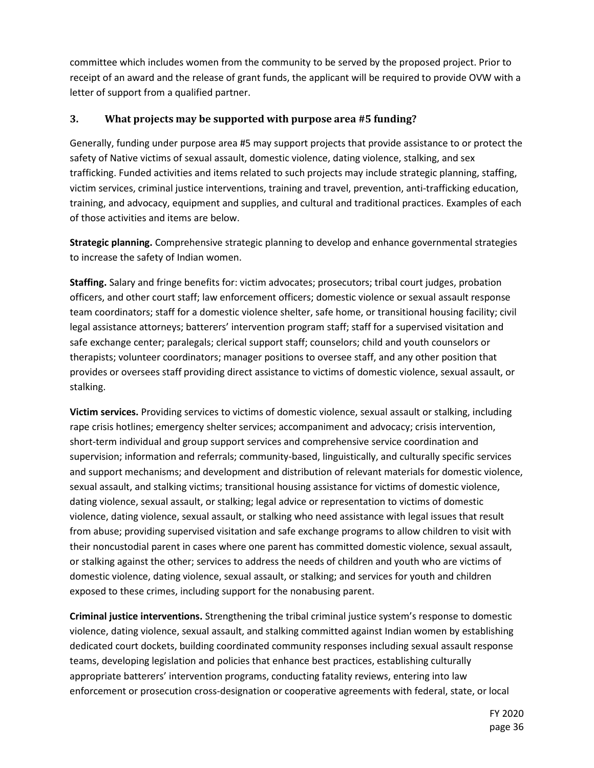committee which includes women from the community to be served by the proposed project. Prior to receipt of an award and the release of grant funds, the applicant will be required to provide OVW with a letter of support from a qualified partner.

### 3. What projects may be supported with purpose area #5 funding?

Generally, funding under purpose area #5 may support projects that provide assistance to or protect the safety of Native victims of sexual assault, domestic violence, dating violence, stalking, and sex trafficking. Funded activities and items related to such projects may include strategic planning, staffing, victim services, criminal justice interventions, training and travel, prevention, anti-trafficking education, training, and advocacy, equipment and supplies, and cultural and traditional practices. Examples of each of those activities and items are below.

**Strategic planning.** Comprehensive strategic planning to develop and enhance governmental strategies to increase the safety of Indian women.

**Staffing.** Salary and fringe benefits for: victim advocates; prosecutors; tribal court judges, probation officers, and other court staff; law enforcement officers; domestic violence or sexual assault response team coordinators; staff for a domestic violence shelter, safe home, or transitional housing facility; civil legal assistance attorneys; batterers' intervention program staff; staff for a supervised visitation and safe exchange center; paralegals; clerical support staff; counselors; child and youth counselors or therapists; volunteer coordinators; manager positions to oversee staff, and any other position that provides or oversees staff providing direct assistance to victims of domestic violence, sexual assault, or stalking.

**Victim services.** Providing services to victims of domestic violence, sexual assault or stalking, including rape crisis hotlines; emergency shelter services; accompaniment and advocacy; crisis intervention, short-term individual and group support services and comprehensive service coordination and supervision; information and referrals; community-based, linguistically, and culturally specific services and support mechanisms; and development and distribution of relevant materials for domestic violence, sexual assault, and stalking victims; transitional housing assistance for victims of domestic violence, dating violence, sexual assault, or stalking; legal advice or representation to victims of domestic violence, dating violence, sexual assault, or stalking who need assistance with legal issues that result from abuse; providing supervised visitation and safe exchange programs to allow children to visit with their noncustodial parent in cases where one parent has committed domestic violence, sexual assault, or stalking against the other; services to address the needs of children and youth who are victims of domestic violence, dating violence, sexual assault, or stalking; and services for youth and children exposed to these crimes, including support for the nonabusing parent.

**Criminal justice interventions.** Strengthening the tribal criminal justice system's response to domestic violence, dating violence, sexual assault, and stalking committed against Indian women by establishing dedicated court dockets, building coordinated community responses including sexual assault response teams, developing legislation and policies that enhance best practices, establishing culturally appropriate batterers' intervention programs, conducting fatality reviews, entering into law enforcement or prosecution cross-designation or cooperative agreements with federal, state, or local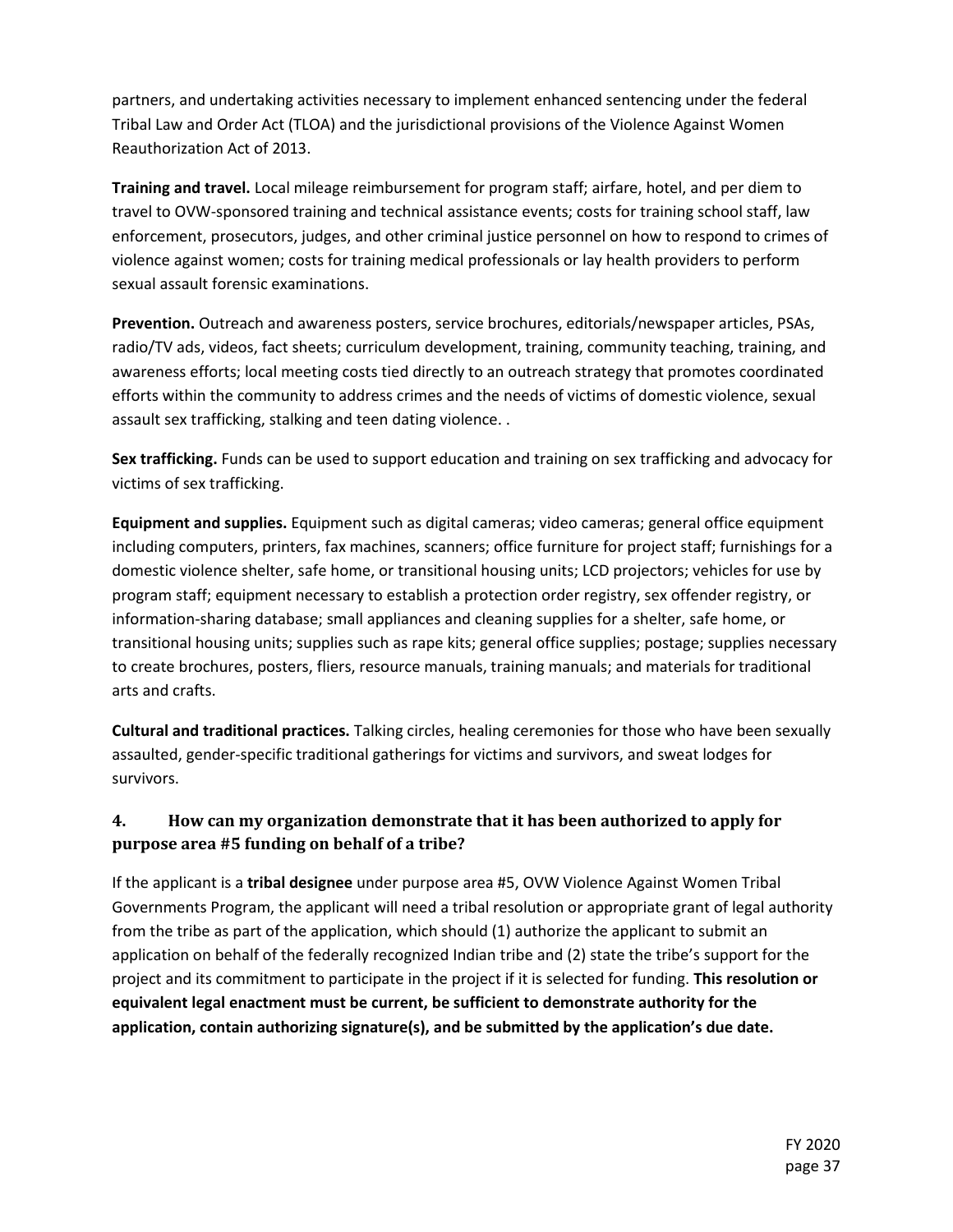partners, and undertaking activities necessary to implement enhanced sentencing under the federal Tribal Law and Order Act (TLOA) and the jurisdictional provisions of the Violence Against Women Reauthorization Act of 2013.

**Training and travel.** Local mileage reimbursement for program staff; airfare, hotel, and per diem to travel to OVW-sponsored training and technical assistance events; costs for training school staff, law enforcement, prosecutors, judges, and other criminal justice personnel on how to respond to crimes of violence against women; costs for training medical professionals or lay health providers to perform sexual assault forensic examinations.

**Prevention.** Outreach and awareness posters, service brochures, editorials/newspaper articles, PSAs, radio/TV ads, videos, fact sheets; curriculum development, training, community teaching, training, and awareness efforts; local meeting costs tied directly to an outreach strategy that promotes coordinated efforts within the community to address crimes and the needs of victims of domestic violence, sexual assault sex trafficking, stalking and teen dating violence. .

**Sex trafficking.** Funds can be used to support education and training on sex trafficking and advocacy for victims of sex trafficking.

**Equipment and supplies.** Equipment such as digital cameras; video cameras; general office equipment including computers, printers, fax machines, scanners; office furniture for project staff; furnishings for a domestic violence shelter, safe home, or transitional housing units; LCD projectors; vehicles for use by program staff; equipment necessary to establish a protection order registry, sex offender registry, or information-sharing database; small appliances and cleaning supplies for a shelter, safe home, or transitional housing units; supplies such as rape kits; general office supplies; postage; supplies necessary to create brochures, posters, fliers, resource manuals, training manuals; and materials for traditional arts and crafts.

**Cultural and traditional practices.** Talking circles, healing ceremonies for those who have been sexually assaulted, gender-specific traditional gatherings for victims and survivors, and sweat lodges for survivors.

### 4. How can my organization demonstrate that it has been authorized to apply for purpose area #5 funding on behalf of a tribe?

If the applicant is a **tribal designee** under purpose area #5, OVW Violence Against Women Tribal Governments Program, the applicant will need a tribal resolution or appropriate grant of legal authority from the tribe as part of the application, which should (1) authorize the applicant to submit an application on behalf of the federally recognized Indian tribe and (2) state the tribe's support for the project and its commitment to participate in the project if it is selected for funding. **This resolution or equivalent legal enactment must be current, be sufficient to demonstrate authority for the application, contain authorizing signature(s), and be submitted by the application's due date.**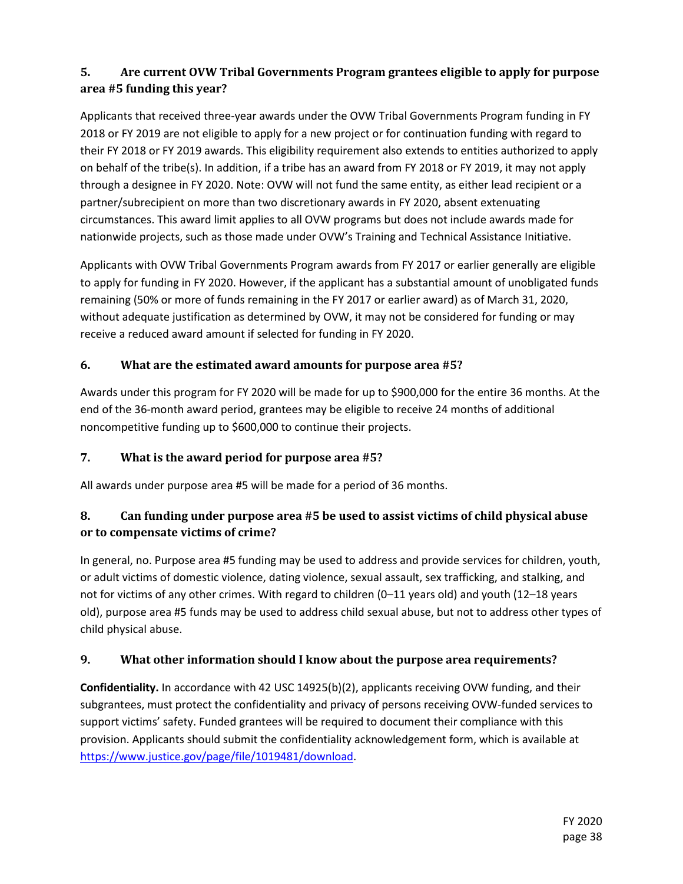### 5. Are current OVW Tribal Governments Program grantees eligible to apply for purpose area #5 funding this year?

Applicants that received three-year awards under the OVW Tribal Governments Program funding in FY 2018 or FY 2019 are not eligible to apply for a new project or for continuation funding with regard to their FY 2018 or FY 2019 awards. This eligibility requirement also extends to entities authorized to apply on behalf of the tribe(s). In addition, if a tribe has an award from FY 2018 or FY 2019, it may not apply through a designee in FY 2020. Note: OVW will not fund the same entity, as either lead recipient or a partner/subrecipient on more than two discretionary awards in FY 2020, absent extenuating circumstances. This award limit applies to all OVW programs but does not include awards made for nationwide projects, such as those made under OVW's Training and Technical Assistance Initiative.

Applicants with OVW Tribal Governments Program awards from FY 2017 or earlier generally are eligible to apply for funding in FY 2020. However, if the applicant has a substantial amount of unobligated funds remaining (50% or more of funds remaining in the FY 2017 or earlier award) as of March 31, 2020, without adequate justification as determined by OVW, it may not be considered for funding or may receive a reduced award amount if selected for funding in FY 2020.

### 6. What are the estimated award amounts for purpose area #5?

Awards under this program for FY 2020 will be made for up to $900,000 for the entire 36 months. At the end of the 36-month award period, grantees may be eligible to receive 24 months of additional noncompetitive funding up to $600,000 to continue their projects.

### 7. What is the award period for purpose area #5?

All awards under purpose area #5 will be made for a period of 36 months.

### 8. Can funding under purpose area #5 be used to assist victims of child physical abuse or to compensate victims of crime?

In general, no. Purpose area #5 funding may be used to address and provide services for children, youth, or adult victims of domestic violence, dating violence, sexual assault, sex trafficking, and stalking, and not for victims of any other crimes. With regard to children (0–11 years old) and youth (12–18 years old), purpose area #5 funds may be used to address child sexual abuse, but not to address other types of child physical abuse.

### 9. What other information should I know about the purpose area requirements?

**Confidentiality.** In accordance with 42 USC 14925(b)(2), applicants receiving OVW funding, and their subgrantees, must protect the confidentiality and privacy of persons receiving OVW-funded services to support victims' safety. Funded grantees will be required to document their compliance with this provision. Applicants should submit the confidentiality acknowledgement form, which is available at [https://www.justice.gov/page/file/1019481/download](https://www.justice.gov/page/file/1019481/download).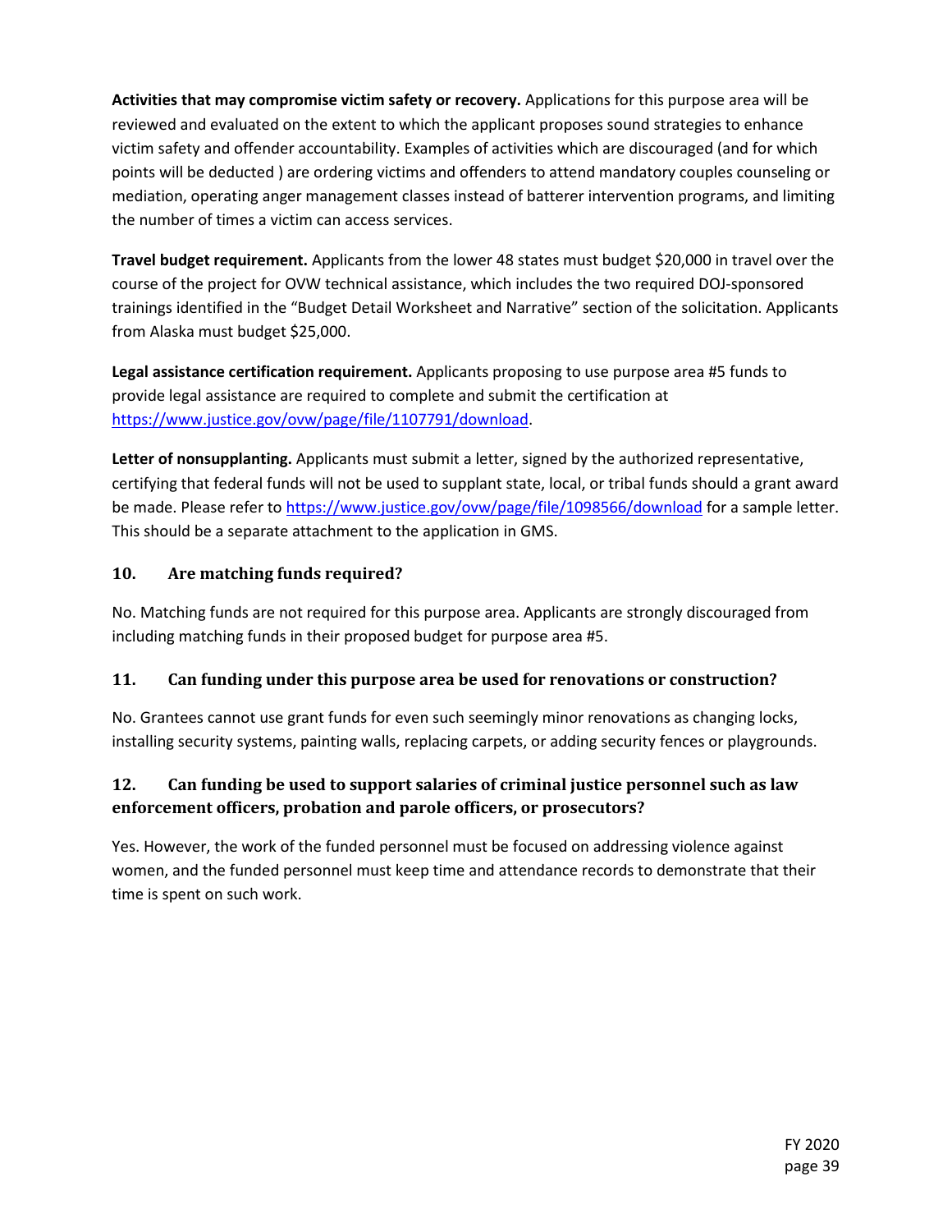**Activities that may compromise victim safety or recovery.** Applications for this purpose area will be reviewed and evaluated on the extent to which the applicant proposes sound strategies to enhance victim safety and offender accountability. Examples of activities which are discouraged (and for which points will be deducted ) are ordering victims and offenders to attend mandatory couples counseling or mediation, operating anger management classes instead of batterer intervention programs, and limiting the number of times a victim can access services.

**Travel budget requirement.** Applicants from the lower 48 states must budget $20,000 in travel over the course of the project for OVW technical assistance, which includes the two required DOJ-sponsored trainings identified in the "Budget Detail Worksheet and Narrative" section of the solicitation. Applicants from Alaska must budget $25,000.

**Legal assistance certification requirement.** Applicants proposing to use purpose area #5 funds to provide legal assistance are required to complete and submit the certification at https://www.justice.gov/ovw/page/file/1107791/download.

**Letter of nonsupplanting.** Applicants must submit a letter, signed by the authorized representative, certifying that federal funds will not be used to supplant state, local, or tribal funds should a grant award be made. Please refer to https://www.justice.gov/ovw/page/file/1098566/download for a sample letter. This should be a separate attachment to the application in GMS.

### 10. Are matching funds required?

No. Matching funds are not required for this purpose area. Applicants are strongly discouraged from including matching funds in their proposed budget for purpose area #5.

### 11. Can funding under this purpose area be used for renovations or construction?

No. Grantees cannot use grant funds for even such seemingly minor renovations as changing locks, installing security systems, painting walls, replacing carpets, or adding security fences or playgrounds.

### 12. Can funding be used to support salaries of criminal justice personnel such as law enforcement officers, probation and parole officers, or prosecutors?

Yes. However, the work of the funded personnel must be focused on addressing violence against women, and the funded personnel must keep time and attendance records to demonstrate that their time is spent on such work.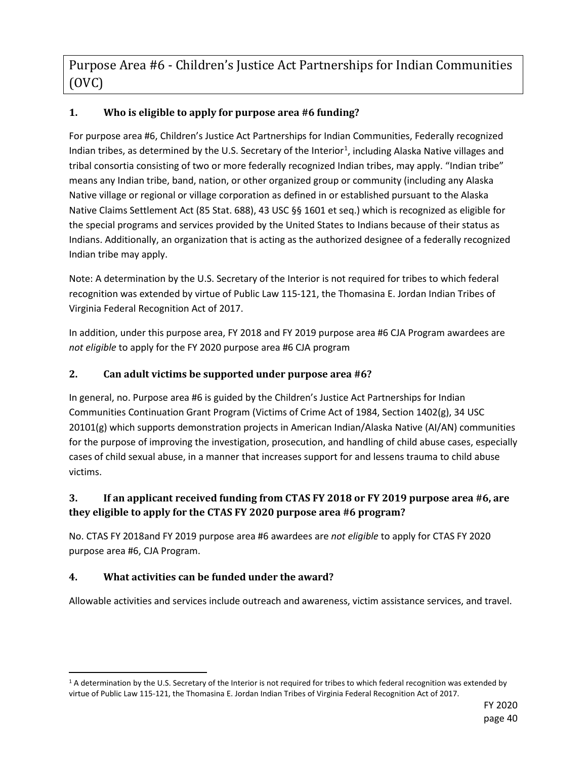# Purpose Area #6 - Children's Justice Act Partnerships for Indian Communities (OVC)

### 1. Who is eligible to apply for purpose area #6 funding?

For purpose area #6, Children's Justice Act Partnerships for Indian Communities, Federally recognized Indian tribes, as determined by the U.S. Secretary of the Interior[1], including Alaska Native villages and tribal consortia consisting of two or more federally recognized Indian tribes, may apply. "Indian tribe" means any Indian tribe, band, nation, or other organized group or community (including any Alaska Native village or regional or village corporation as defined in or established pursuant to the Alaska Native Claims Settlement Act (85 Stat. 688), 43 USC §§ 1601 et seq.) which is recognized as eligible for the special programs and services provided by the United States to Indians because of their status as Indians. Additionally, an organization that is acting as the authorized designee of a federally recognized Indian tribe may apply.

Note: A determination by the U.S. Secretary of the Interior is not required for tribes to which federal recognition was extended by virtue of Public Law 115-121, the Thomasina E. Jordan Indian Tribes of Virginia Federal Recognition Act of 2017.

In addition, under this purpose area, FY 2018 and FY 2019 purpose area #6 CJA Program awardees are *not eligible* to apply for the FY 2020 purpose area #6 CJA program

### 2. Can adult victims be supported under purpose area #6?

In general, no. Purpose area #6 is guided by the Children's Justice Act Partnerships for Indian Communities Continuation Grant Program (Victims of Crime Act of 1984, Section 1402(g), 34 USC 20101(g) which supports demonstration projects in American Indian/Alaska Native (AI/AN) communities for the purpose of improving the investigation, prosecution, and handling of child abuse cases, especially cases of child sexual abuse, in a manner that increases support for and lessens trauma to child abuse victims.

### 3. If an applicant received funding from CTAS FY 2018 or FY 2019 purpose area #6, are they eligible to apply for the CTAS FY 2020 purpose area #6 program?

No. CTAS FY 2018and FY 2019 purpose area #6 awardees are *not eligible* to apply for CTAS FY 2020 purpose area #6, CJA Program.

### 4. What activities can be funded under the award?

Allowable activities and services include outreach and awareness, victim assistance services, and travel.

[1] A determination by the U.S. Secretary of the Interior is not required for tribes to which federal recognition was extended by virtue of Public Law 115-121, the Thomasina E. Jordan Indian Tribes of Virginia Federal Recognition Act of 2017.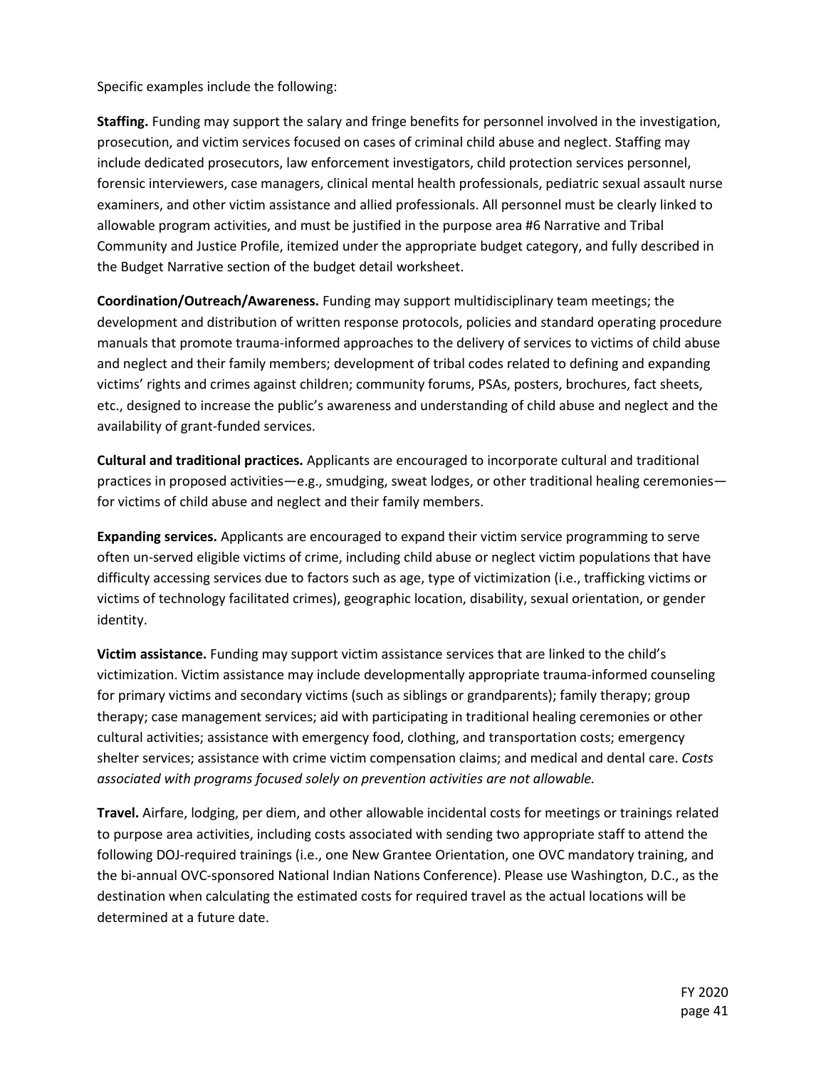Specific examples include the following:

**Staffing.** Funding may support the salary and fringe benefits for personnel involved in the investigation, prosecution, and victim services focused on cases of criminal child abuse and neglect. Staffing may include dedicated prosecutors, law enforcement investigators, child protection services personnel, forensic interviewers, case managers, clinical mental health professionals, pediatric sexual assault nurse examiners, and other victim assistance and allied professionals. All personnel must be clearly linked to allowable program activities, and must be justified in the purpose area #6 Narrative and Tribal Community and Justice Profile, itemized under the appropriate budget category, and fully described in the Budget Narrative section of the budget detail worksheet.

**Coordination/Outreach/Awareness.** Funding may support multidisciplinary team meetings; the development and distribution of written response protocols, policies and standard operating procedure manuals that promote trauma-informed approaches to the delivery of services to victims of child abuse and neglect and their family members; development of tribal codes related to defining and expanding victims' rights and crimes against children; community forums, PSAs, posters, brochures, fact sheets, etc., designed to increase the public's awareness and understanding of child abuse and neglect and the availability of grant-funded services.

**Cultural and traditional practices.** Applicants are encouraged to incorporate cultural and traditional practices in proposed activities—e.g., smudging, sweat lodges, or other traditional healing ceremonies—for victims of child abuse and neglect and their family members.

**Expanding services.** Applicants are encouraged to expand their victim service programming to serve often un-served eligible victims of crime, including child abuse or neglect victim populations that have difficulty accessing services due to factors such as age, type of victimization (i.e., trafficking victims or victims of technology facilitated crimes), geographic location, disability, sexual orientation, or gender identity.

**Victim assistance.** Funding may support victim assistance services that are linked to the child's victimization. Victim assistance may include developmentally appropriate trauma-informed counseling for primary victims and secondary victims (such as siblings or grandparents); family therapy; group therapy; case management services; aid with participating in traditional healing ceremonies or other cultural activities; assistance with emergency food, clothing, and transportation costs; emergency shelter services; assistance with crime victim compensation claims; and medical and dental care. *Costs associated with programs focused solely on prevention activities are not allowable.*

**Travel.** Airfare, lodging, per diem, and other allowable incidental costs for meetings or trainings related to purpose area activities, including costs associated with sending two appropriate staff to attend the following DOJ-required trainings (i.e., one New Grantee Orientation, one OVC mandatory training, and the bi-annual OVC-sponsored National Indian Nations Conference). Please use Washington, D.C., as the destination when calculating the estimated costs for required travel as the actual locations will be determined at a future date.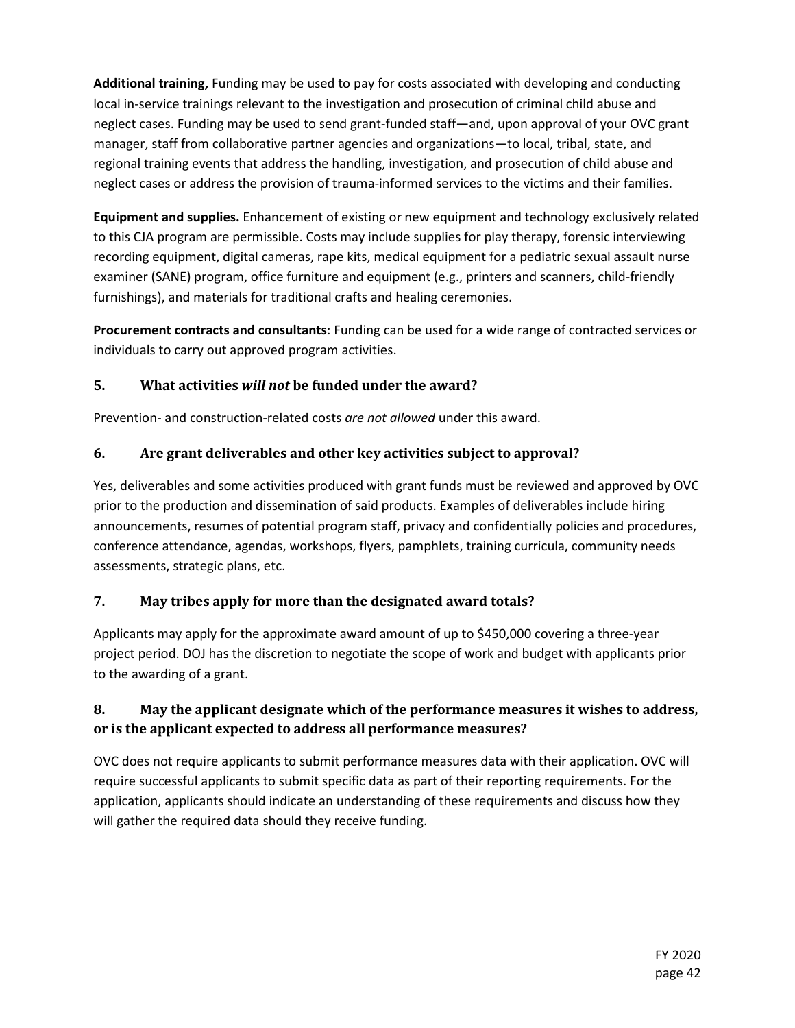**Additional training,** Funding may be used to pay for costs associated with developing and conducting local in-service trainings relevant to the investigation and prosecution of criminal child abuse and neglect cases. Funding may be used to send grant-funded staff—and, upon approval of your OVC grant manager, staff from collaborative partner agencies and organizations—to local, tribal, state, and regional training events that address the handling, investigation, and prosecution of child abuse and neglect cases or address the provision of trauma-informed services to the victims and their families.

**Equipment and supplies.** Enhancement of existing or new equipment and technology exclusively related to this CJA program are permissible. Costs may include supplies for play therapy, forensic interviewing recording equipment, digital cameras, rape kits, medical equipment for a pediatric sexual assault nurse examiner (SANE) program, office furniture and equipment (e.g., printers and scanners, child-friendly furnishings), and materials for traditional crafts and healing ceremonies.

**Procurement contracts and consultants**: Funding can be used for a wide range of contracted services or individuals to carry out approved program activities.

### 5. What activities *will not* be funded under the award?

Prevention- and construction-related costs *are not allowed* under this award.

### 6. Are grant deliverables and other key activities subject to approval?

Yes, deliverables and some activities produced with grant funds must be reviewed and approved by OVC prior to the production and dissemination of said products. Examples of deliverables include hiring announcements, resumes of potential program staff, privacy and confidentially policies and procedures, conference attendance, agendas, workshops, flyers, pamphlets, training curricula, community needs assessments, strategic plans, etc.

### 7. May tribes apply for more than the designated award totals?

Applicants may apply for the approximate award amount of up to $450,000 covering a three-year project period. DOJ has the discretion to negotiate the scope of work and budget with applicants prior to the awarding of a grant.

### 8. May the applicant designate which of the performance measures it wishes to address, or is the applicant expected to address all performance measures?

OVC does not require applicants to submit performance measures data with their application. OVC will require successful applicants to submit specific data as part of their reporting requirements. For the application, applicants should indicate an understanding of these requirements and discuss how they will gather the required data should they receive funding.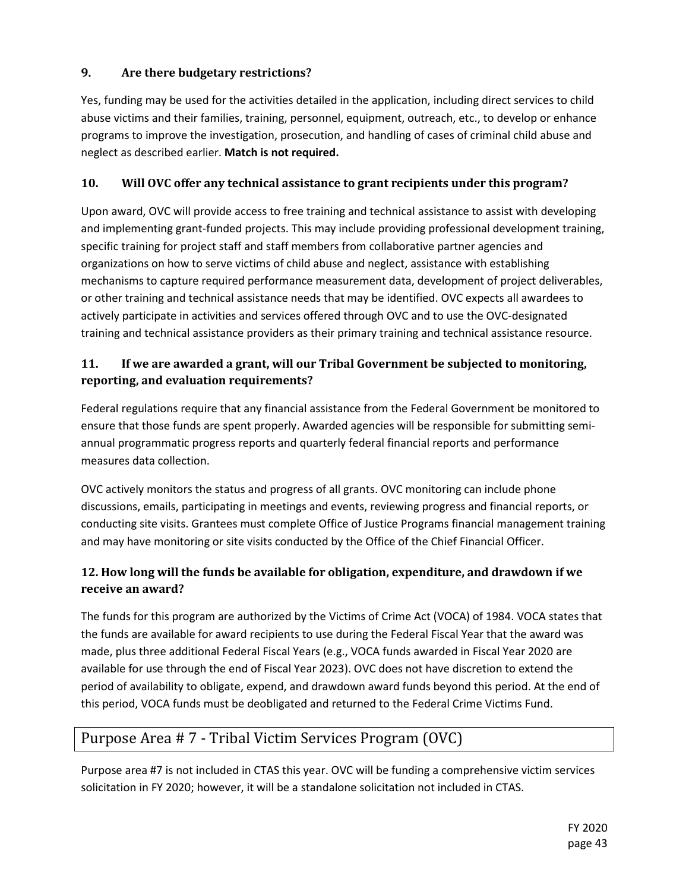### 9. Are there budgetary restrictions?

Yes, funding may be used for the activities detailed in the application, including direct services to child abuse victims and their families, training, personnel, equipment, outreach, etc., to develop or enhance programs to improve the investigation, prosecution, and handling of cases of criminal child abuse and neglect as described earlier. **Match is not required.**

### 10. Will OVC offer any technical assistance to grant recipients under this program?

Upon award, OVC will provide access to free training and technical assistance to assist with developing and implementing grant-funded projects. This may include providing professional development training, specific training for project staff and staff members from collaborative partner agencies and organizations on how to serve victims of child abuse and neglect, assistance with establishing mechanisms to capture required performance measurement data, development of project deliverables, or other training and technical assistance needs that may be identified. OVC expects all awardees to actively participate in activities and services offered through OVC and to use the OVC-designated training and technical assistance providers as their primary training and technical assistance resource.

### 11. If we are awarded a grant, will our Tribal Government be subjected to monitoring, reporting, and evaluation requirements?

Federal regulations require that any financial assistance from the Federal Government be monitored to ensure that those funds are spent properly. Awarded agencies will be responsible for submitting semi-annual programmatic progress reports and quarterly federal financial reports and performance measures data collection.

OVC actively monitors the status and progress of all grants. OVC monitoring can include phone discussions, emails, participating in meetings and events, reviewing progress and financial reports, or conducting site visits. Grantees must complete Office of Justice Programs financial management training and may have monitoring or site visits conducted by the Office of the Chief Financial Officer.

### 12. How long will the funds be available for obligation, expenditure, and drawdown if we receive an award?

The funds for this program are authorized by the Victims of Crime Act (VOCA) of 1984. VOCA states that the funds are available for award recipients to use during the Federal Fiscal Year that the award was made, plus three additional Federal Fiscal Years (e.g., VOCA funds awarded in Fiscal Year 2020 are available for use through the end of Fiscal Year 2023). OVC does not have discretion to extend the period of availability to obligate, expend, and drawdown award funds beyond this period. At the end of this period, VOCA funds must be deobligated and returned to the Federal Crime Victims Fund.

## Purpose Area # 7 - Tribal Victim Services Program (OVC)

Purpose area #7 is not included in CTAS this year. OVC will be funding a comprehensive victim services solicitation in FY 2020; however, it will be a standalone solicitation not included in CTAS.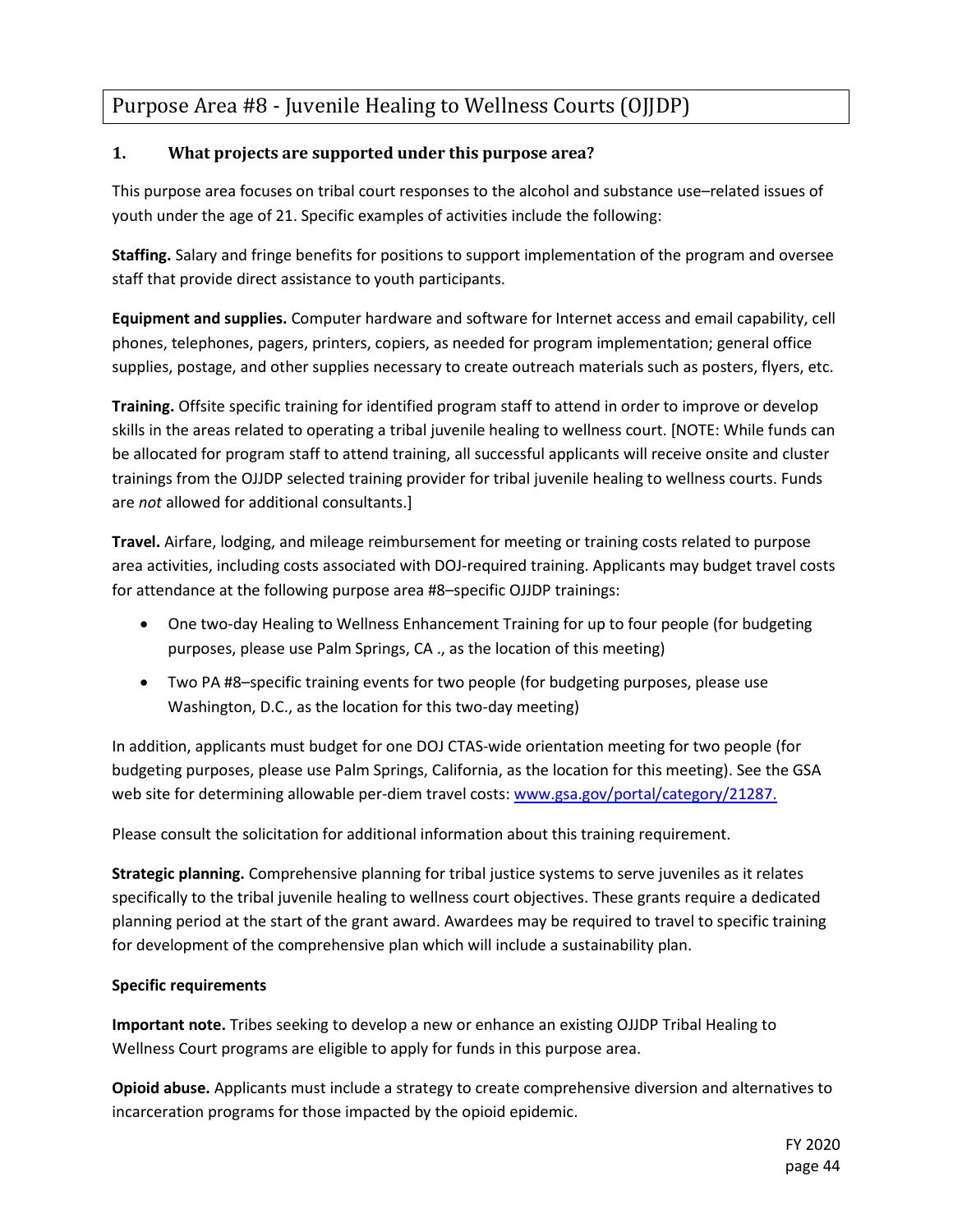# Purpose Area #8 - Juvenile Healing to Wellness Courts (OJJDP)

## 1. What projects are supported under this purpose area?

This purpose area focuses on tribal court responses to the alcohol and substance use–related issues of youth under the age of 21. Specific examples of activities include the following:

**Staffing.** Salary and fringe benefits for positions to support implementation of the program and oversee staff that provide direct assistance to youth participants.

**Equipment and supplies.** Computer hardware and software for Internet access and email capability, cell phones, telephones, pagers, printers, copiers, as needed for program implementation; general office supplies, postage, and other supplies necessary to create outreach materials such as posters, flyers, etc.

**Training.** Offsite specific training for identified program staff to attend in order to improve or develop skills in the areas related to operating a tribal juvenile healing to wellness court. [NOTE: While funds can be allocated for program staff to attend training, all successful applicants will receive onsite and cluster trainings from the OJJDP selected training provider for tribal juvenile healing to wellness courts. Funds are *not* allowed for additional consultants.]

**Travel.** Airfare, lodging, and mileage reimbursement for meeting or training costs related to purpose area activities, including costs associated with DOJ-required training. Applicants may budget travel costs for attendance at the following purpose area #8–specific OJJDP trainings:

- One two-day Healing to Wellness Enhancement Training for up to four people (for budgeting purposes, please use Palm Springs, CA ., as the location of this meeting)
- Two PA #8–specific training events for two people (for budgeting purposes, please use Washington, D.C., as the location for this two-day meeting)

In addition, applicants must budget for one DOJ CTAS-wide orientation meeting for two people (for budgeting purposes, please use Palm Springs, California, as the location for this meeting). See the GSA web site for determining allowable per-diem travel costs: www.gsa.gov/portal/category/21287.

Please consult the solicitation for additional information about this training requirement.

**Strategic planning.** Comprehensive planning for tribal justice systems to serve juveniles as it relates specifically to the tribal juvenile healing to wellness court objectives. These grants require a dedicated planning period at the start of the grant award. Awardees may be required to travel to specific training for development of the comprehensive plan which will include a sustainability plan.

**Specific requirements**

**Important note.** Tribes seeking to develop a new or enhance an existing OJJDP Tribal Healing to Wellness Court programs are eligible to apply for funds in this purpose area.

**Opioid abuse.** Applicants must include a strategy to create comprehensive diversion and alternatives to incarceration programs for those impacted by the opioid epidemic.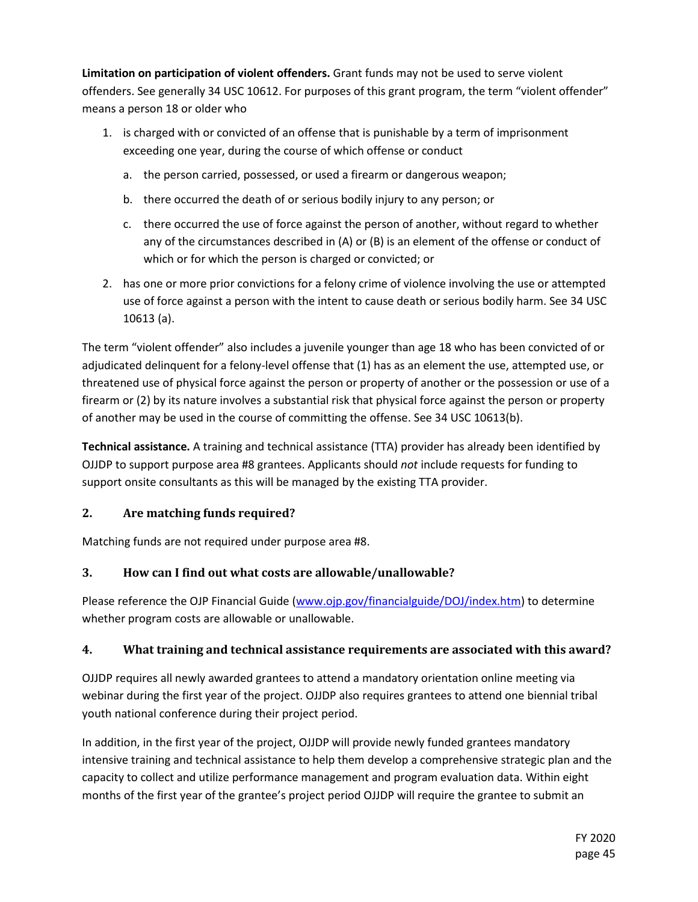**Limitation on participation of violent offenders.** Grant funds may not be used to serve violent offenders. See generally 34 USC 10612. For purposes of this grant program, the term "violent offender" means a person 18 or older who

1. is charged with or convicted of an offense that is punishable by a term of imprisonment exceeding one year, during the course of which offense or conduct
   a. the person carried, possessed, or used a firearm or dangerous weapon;
   b. there occurred the death of or serious bodily injury to any person; or
   c. there occurred the use of force against the person of another, without regard to whether any of the circumstances described in (A) or (B) is an element of the offense or conduct of which or for which the person is charged or convicted; or
2. has one or more prior convictions for a felony crime of violence involving the use or attempted use of force against a person with the intent to cause death or serious bodily harm. See 34 USC 10613 (a).

The term "violent offender" also includes a juvenile younger than age 18 who has been convicted of or adjudicated delinquent for a felony-level offense that (1) has as an element the use, attempted use, or threatened use of physical force against the person or property of another or the possession or use of a firearm or (2) by its nature involves a substantial risk that physical force against the person or property of another may be used in the course of committing the offense. See 34 USC 10613(b).

**Technical assistance.** A training and technical assistance (TTA) provider has already been identified by OJJDP to support purpose area #8 grantees. Applicants should *not* include requests for funding to support onsite consultants as this will be managed by the existing TTA provider.

## 2. Are matching funds required?

Matching funds are not required under purpose area #8.

## 3. How can I find out what costs are allowable/unallowable?

Please reference the OJP Financial Guide (www.ojp.gov/financialguide/DOJ/index.htm) to determine whether program costs are allowable or unallowable.

## 4. What training and technical assistance requirements are associated with this award?

OJJDP requires all newly awarded grantees to attend a mandatory orientation online meeting via webinar during the first year of the project. OJJDP also requires grantees to attend one biennial tribal youth national conference during their project period.

In addition, in the first year of the project, OJJDP will provide newly funded grantees mandatory intensive training and technical assistance to help them develop a comprehensive strategic plan and the capacity to collect and utilize performance management and program evaluation data. Within eight months of the first year of the grantee's project period OJJDP will require the grantee to submit an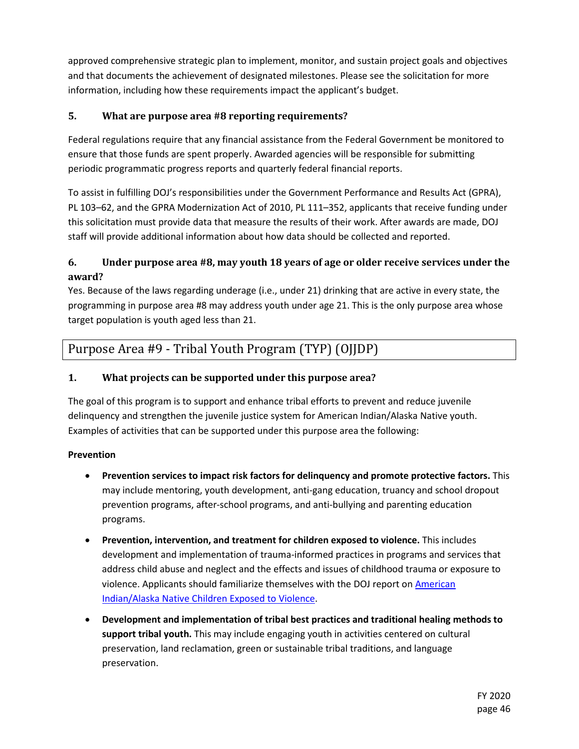approved comprehensive strategic plan to implement, monitor, and sustain project goals and objectives and that documents the achievement of designated milestones. Please see the solicitation for more information, including how these requirements impact the applicant's budget.

### 5. What are purpose area #8 reporting requirements?

Federal regulations require that any financial assistance from the Federal Government be monitored to ensure that those funds are spent properly. Awarded agencies will be responsible for submitting periodic programmatic progress reports and quarterly federal financial reports.

To assist in fulfilling DOJ's responsibilities under the Government Performance and Results Act (GPRA), PL 103–62, and the GPRA Modernization Act of 2010, PL 111–352, applicants that receive funding under this solicitation must provide data that measure the results of their work. After awards are made, DOJ staff will provide additional information about how data should be collected and reported.

### 6. Under purpose area #8, may youth 18 years of age or older receive services under the award?

Yes. Because of the laws regarding underage (i.e., under 21) drinking that are active in every state, the programming in purpose area #8 may address youth under age 21. This is the only purpose area whose target population is youth aged less than 21.

## Purpose Area #9 - Tribal Youth Program (TYP) (OJJDP)

### 1. What projects can be supported under this purpose area?

The goal of this program is to support and enhance tribal efforts to prevent and reduce juvenile delinquency and strengthen the juvenile justice system for American Indian/Alaska Native youth. Examples of activities that can be supported under this purpose area the following:

**Prevention**

- **Prevention services to impact risk factors for delinquency and promote protective factors.** This may include mentoring, youth development, anti-gang education, truancy and school dropout prevention programs, after-school programs, and anti-bullying and parenting education programs.
- **Prevention, intervention, and treatment for children exposed to violence.** This includes development and implementation of trauma-informed practices in programs and services that address child abuse and neglect and the effects and issues of childhood trauma or exposure to violence. Applicants should familiarize themselves with the DOJ report on American Indian/Alaska Native Children Exposed to Violence.
- **Development and implementation of tribal best practices and traditional healing methods to support tribal youth.** This may include engaging youth in activities centered on cultural preservation, land reclamation, green or sustainable tribal traditions, and language preservation.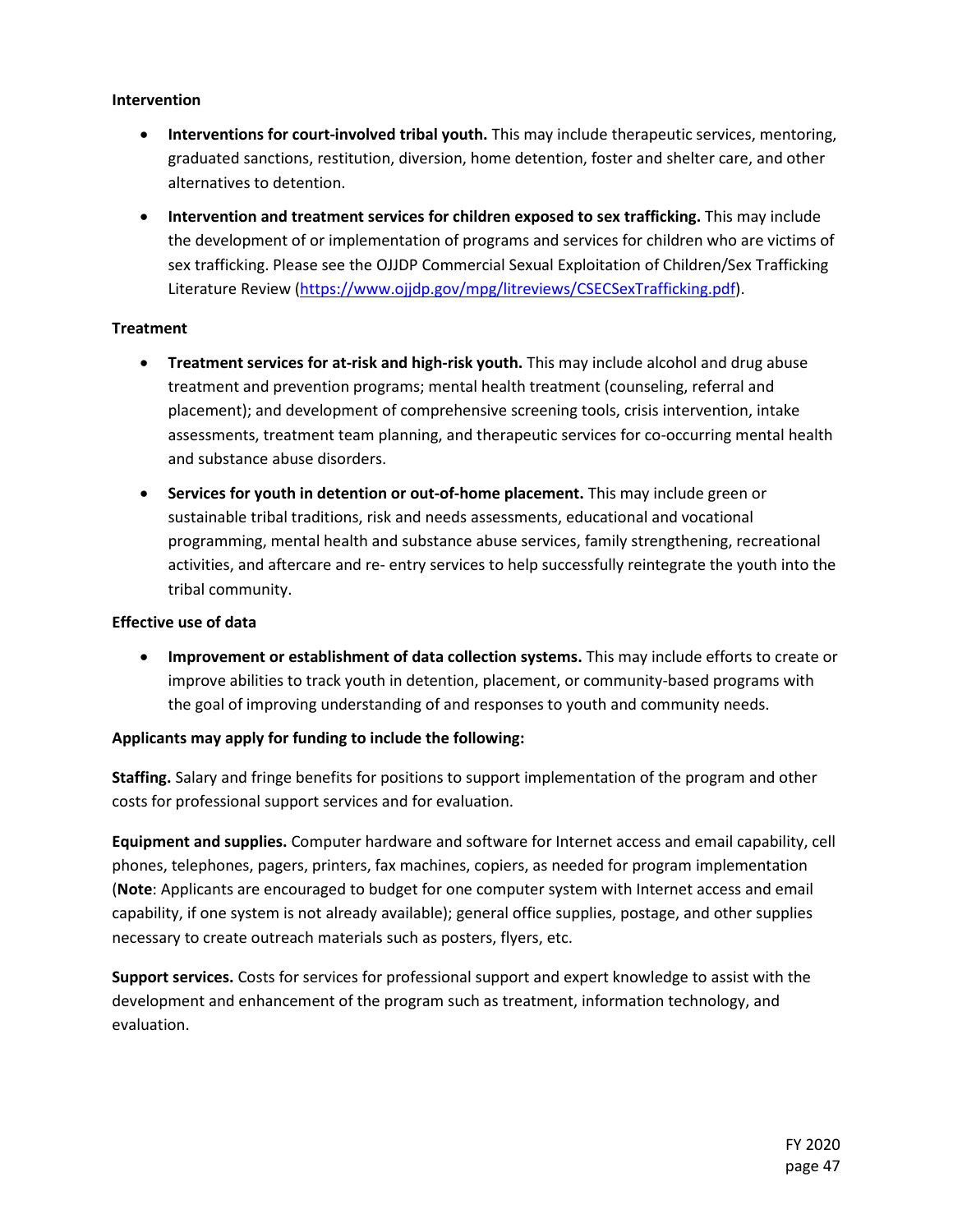**Intervention**

- **Interventions for court-involved tribal youth.** This may include therapeutic services, mentoring, graduated sanctions, restitution, diversion, home detention, foster and shelter care, and other alternatives to detention.
- **Intervention and treatment services for children exposed to sex trafficking.** This may include the development of or implementation of programs and services for children who are victims of sex trafficking. Please see the OJJDP Commercial Sexual Exploitation of Children/Sex Trafficking Literature Review (https://www.ojjdp.gov/mpg/litreviews/CSECSexTrafficking.pdf).

**Treatment**

- **Treatment services for at-risk and high-risk youth.** This may include alcohol and drug abuse treatment and prevention programs; mental health treatment (counseling, referral and placement); and development of comprehensive screening tools, crisis intervention, intake assessments, treatment team planning, and therapeutic services for co-occurring mental health and substance abuse disorders.
- **Services for youth in detention or out-of-home placement.** This may include green or sustainable tribal traditions, risk and needs assessments, educational and vocational programming, mental health and substance abuse services, family strengthening, recreational activities, and aftercare and re- entry services to help successfully reintegrate the youth into the tribal community.

**Effective use of data**

- **Improvement or establishment of data collection systems.** This may include efforts to create or improve abilities to track youth in detention, placement, or community-based programs with the goal of improving understanding of and responses to youth and community needs.

**Applicants may apply for funding to include the following:**

**Staffing.** Salary and fringe benefits for positions to support implementation of the program and other costs for professional support services and for evaluation.

**Equipment and supplies.** Computer hardware and software for Internet access and email capability, cell phones, telephones, pagers, printers, fax machines, copiers, as needed for program implementation (**Note**: Applicants are encouraged to budget for one computer system with Internet access and email capability, if one system is not already available); general office supplies, postage, and other supplies necessary to create outreach materials such as posters, flyers, etc.

**Support services.** Costs for services for professional support and expert knowledge to assist with the development and enhancement of the program such as treatment, information technology, and evaluation.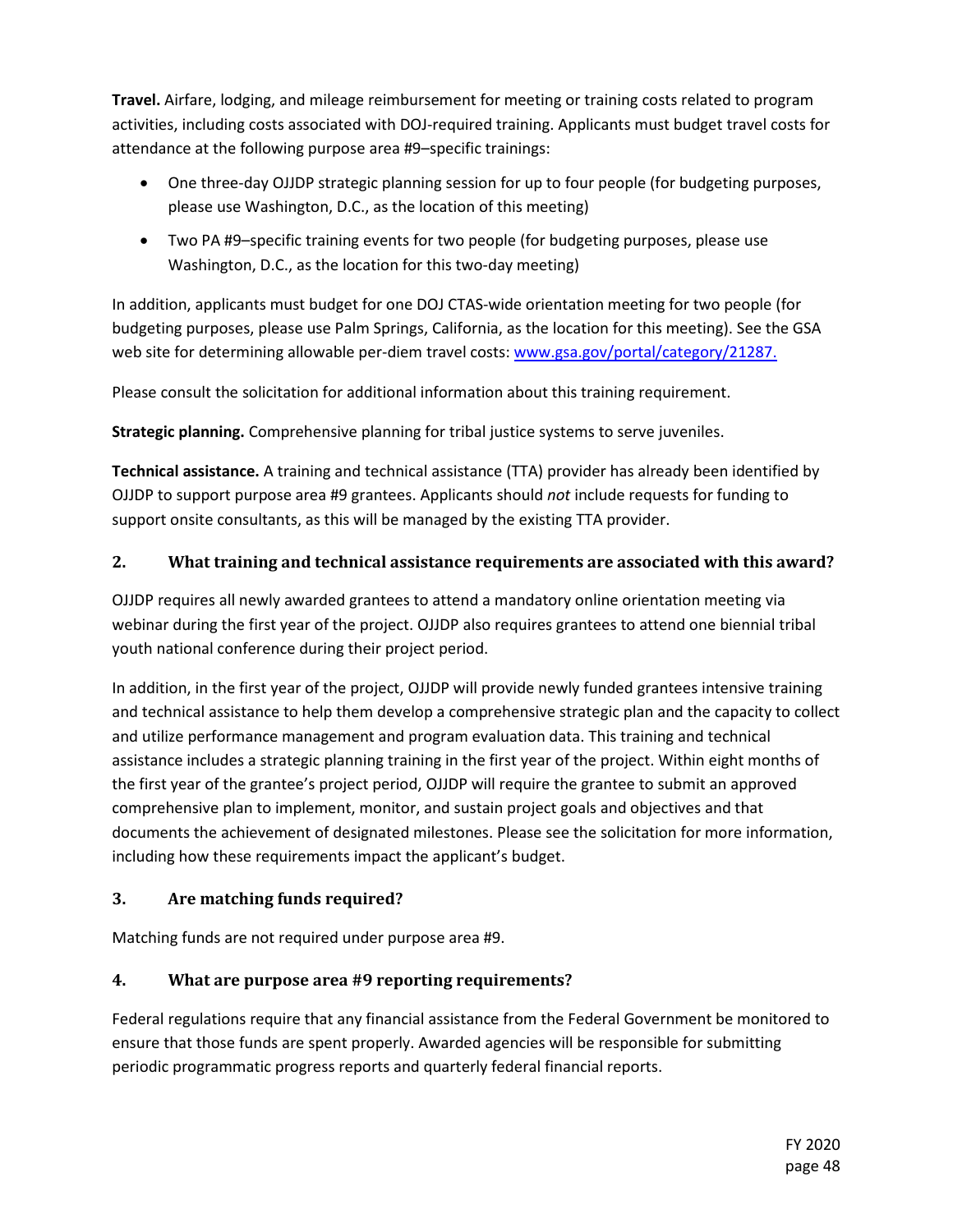**Travel.** Airfare, lodging, and mileage reimbursement for meeting or training costs related to program activities, including costs associated with DOJ-required training. Applicants must budget travel costs for attendance at the following purpose area #9–specific trainings:

- One three-day OJJDP strategic planning session for up to four people (for budgeting purposes, please use Washington, D.C., as the location of this meeting)
- Two PA #9–specific training events for two people (for budgeting purposes, please use Washington, D.C., as the location for this two-day meeting)

In addition, applicants must budget for one DOJ CTAS-wide orientation meeting for two people (for budgeting purposes, please use Palm Springs, California, as the location for this meeting). See the GSA web site for determining allowable per-diem travel costs: [www.gsa.gov/portal/category/21287.](www.gsa.gov/portal/category/21287)

Please consult the solicitation for additional information about this training requirement.

**Strategic planning.** Comprehensive planning for tribal justice systems to serve juveniles.

**Technical assistance.** A training and technical assistance (TTA) provider has already been identified by OJJDP to support purpose area #9 grantees. Applicants should *not* include requests for funding to support onsite consultants, as this will be managed by the existing TTA provider.

### 2. What training and technical assistance requirements are associated with this award?

OJJDP requires all newly awarded grantees to attend a mandatory online orientation meeting via webinar during the first year of the project. OJJDP also requires grantees to attend one biennial tribal youth national conference during their project period.

In addition, in the first year of the project, OJJDP will provide newly funded grantees intensive training and technical assistance to help them develop a comprehensive strategic plan and the capacity to collect and utilize performance management and program evaluation data. This training and technical assistance includes a strategic planning training in the first year of the project. Within eight months of the first year of the grantee's project period, OJJDP will require the grantee to submit an approved comprehensive plan to implement, monitor, and sustain project goals and objectives and that documents the achievement of designated milestones. Please see the solicitation for more information, including how these requirements impact the applicant's budget.

### 3. Are matching funds required?

Matching funds are not required under purpose area #9.

### 4. What are purpose area #9 reporting requirements?

Federal regulations require that any financial assistance from the Federal Government be monitored to ensure that those funds are spent properly. Awarded agencies will be responsible for submitting periodic programmatic progress reports and quarterly federal financial reports.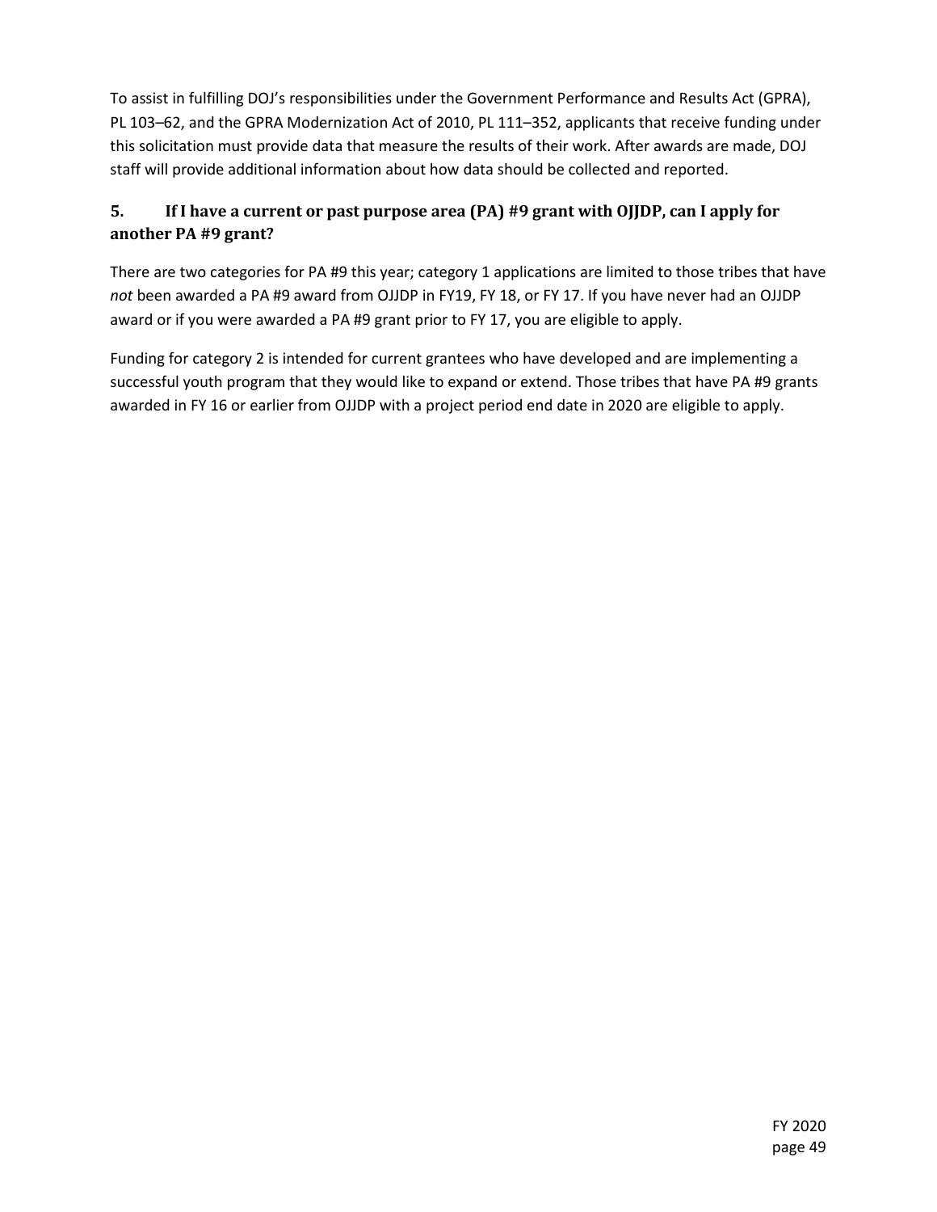To assist in fulfilling DOJ's responsibilities under the Government Performance and Results Act (GPRA), PL 103–62, and the GPRA Modernization Act of 2010, PL 111–352, applicants that receive funding under this solicitation must provide data that measure the results of their work. After awards are made, DOJ staff will provide additional information about how data should be collected and reported.

### 5. If I have a current or past purpose area (PA) #9 grant with OJJDP, can I apply for another PA #9 grant?

There are two categories for PA #9 this year; category 1 applications are limited to those tribes that have *not* been awarded a PA #9 award from OJJDP in FY19, FY 18, or FY 17. If you have never had an OJJDP award or if you were awarded a PA #9 grant prior to FY 17, you are eligible to apply.

Funding for category 2 is intended for current grantees who have developed and are implementing a successful youth program that they would like to expand or extend. Those tribes that have PA #9 grants awarded in FY 16 or earlier from OJJDP with a project period end date in 2020 are eligible to apply.